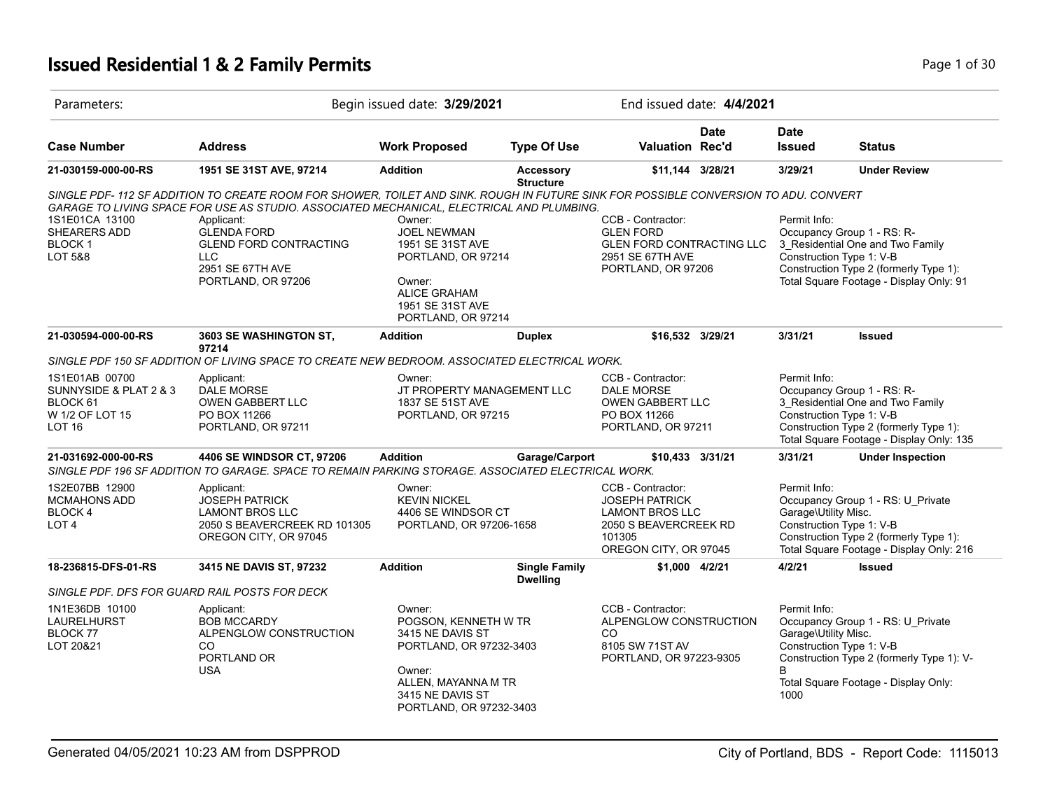# Issued Residential 1 & 2 Family Permits

| Parameters: | Begin issued date: **3/29/2021** | End issued date: **4/4/2021** |
|---|---|---|

| Case Number | Address | Work Proposed | Type Of Use | Valuation | Date Rec'd | Date Issued | Status |
|---|---|---|---|---|---|---|---|
| **21-030159-000-00-RS** | **1951 SE 31ST AVE, 97214** | **Addition** | **Accessory Structure** | **$11,144** | **3/28/21** | **3/29/21** | **Under Review** |

*SINGLE PDF- 112 SF ADDITION TO CREATE ROOM FOR SHOWER, TOILET AND SINK. ROUGH IN FUTURE SINK FOR POSSIBLE CONVERSION TO ADU. CONVERT GARAGE TO LIVING SPACE FOR USE AS STUDIO. ASSOCIATED MECHANICAL, ELECTRICAL AND PLUMBING.*

| Legal | Applicant | Owner | CCB - Contractor | Permit Info |
|---|---|---|---|---|
| 1S1E01CA 13100<br>SHEARERS ADD<br>BLOCK 1<br>LOT 5&8 | Applicant:<br>GLENDA FORD<br>GLEND FORD CONTRACTING LLC<br>2951 SE 67TH AVE<br>PORTLAND, OR 97206 | Owner:<br>JOEL NEWMAN<br>1951 SE 31ST AVE<br>PORTLAND, OR 97214<br><br>Owner:<br>ALICE GRAHAM<br>1951 SE 31ST AVE<br>PORTLAND, OR 97214 | CCB - Contractor:<br>GLEN FORD<br>GLEN FORD CONTRACTING LLC<br>2951 SE 67TH AVE<br>PORTLAND, OR 97206 | Permit Info:<br>Occupancy Group 1 - RS: R-3_Residential One and Two Family<br>Construction Type 1: V-B<br>Construction Type 2 (formerly Type 1):<br>Total Square Footage - Display Only: 91 |

| Case Number | Address | Work Proposed | Type Of Use | Valuation | Date Rec'd | Date Issued | Status |
|---|---|---|---|---|---|---|---|
| **21-030594-000-00-RS** | **3603 SE WASHINGTON ST, 97214** | **Addition** | **Duplex** | **$16,532** | **3/29/21** | **3/31/21** | **Issued** |

*SINGLE PDF 150 SF ADDITION OF LIVING SPACE TO CREATE NEW BEDROOM. ASSOCIATED ELECTRICAL WORK.*

| Legal | Applicant | Owner | CCB - Contractor | Permit Info |
|---|---|---|---|---|
| 1S1E01AB 00700<br>SUNNYSIDE & PLAT 2 & 3<br>BLOCK 61<br>W 1/2 OF LOT 15<br>LOT 16 | Applicant:<br>DALE MORSE<br>OWEN GABBERT LLC<br>PO BOX 11266<br>PORTLAND, OR 97211 | Owner:<br>JT PROPERTY MANAGEMENT LLC<br>1837 SE 51ST AVE<br>PORTLAND, OR 97215 | CCB - Contractor:<br>DALE MORSE<br>OWEN GABBERT LLC<br>PO BOX 11266<br>PORTLAND, OR 97211 | Permit Info:<br>Occupancy Group 1 - RS: R-3_Residential One and Two Family<br>Construction Type 1: V-B<br>Construction Type 2 (formerly Type 1):<br>Total Square Footage - Display Only: 135 |

| Case Number | Address | Work Proposed | Type Of Use | Valuation | Date Rec'd | Date Issued | Status |
|---|---|---|---|---|---|---|---|
| **21-031692-000-00-RS** | **4406 SE WINDSOR CT, 97206** | **Addition** | **Garage/Carport** | **$10,433** | **3/31/21** | **3/31/21** | **Under Inspection** |

*SINGLE PDF 196 SF ADDITION TO GARAGE. SPACE TO REMAIN PARKING STORAGE. ASSOCIATED ELECTRICAL WORK.*

| Legal | Applicant | Owner | CCB - Contractor | Permit Info |
|---|---|---|---|---|
| 1S2E07BB 12900<br>MCMAHONS ADD<br>BLOCK 4<br>LOT 4 | Applicant:<br>JOSEPH PATRICK<br>LAMONT BROS LLC<br>2050 S BEAVERCREEK RD 101305<br>OREGON CITY, OR 97045 | Owner:<br>KEVIN NICKEL<br>4406 SE WINDSOR CT<br>PORTLAND, OR 97206-1658 | CCB - Contractor:<br>JOSEPH PATRICK<br>LAMONT BROS LLC<br>2050 S BEAVERCREEK RD 101305<br>OREGON CITY, OR 97045 | Permit Info:<br>Occupancy Group 1 - RS: U_Private Garage\Utility Misc.<br>Construction Type 1: V-B<br>Construction Type 2 (formerly Type 1):<br>Total Square Footage - Display Only: 216 |

| Case Number | Address | Work Proposed | Type Of Use | Valuation | Date Rec'd | Date Issued | Status |
|---|---|---|---|---|---|---|---|
| **18-236815-DFS-01-RS** | **3415 NE DAVIS ST, 97232** | **Addition** | **Single Family Dwelling** | **$1,000** | **4/2/21** | **4/2/21** | **Issued** |

*SINGLE PDF. DFS FOR GUARD RAIL POSTS FOR DECK*

| Legal | Applicant | Owner | CCB - Contractor | Permit Info |
|---|---|---|---|---|
| 1N1E36DB 10100<br>LAURELHURST<br>BLOCK 77<br>LOT 20&21 | Applicant:<br>BOB MCCARDY<br>ALPENGLOW CONSTRUCTION CO<br>PORTLAND OR<br>USA | Owner:<br>POGSON, KENNETH W TR<br>3415 NE DAVIS ST<br>PORTLAND, OR 97232-3403<br><br>Owner:<br>ALLEN, MAYANNA M TR<br>3415 NE DAVIS ST<br>PORTLAND, OR 97232-3403 | CCB - Contractor:<br>ALPENGLOW CONSTRUCTION CO<br>8105 SW 71ST AV<br>PORTLAND, OR 97223-9305 | Permit Info:<br>Occupancy Group 1 - RS: U_Private Garage\Utility Misc.<br>Construction Type 1: V-B<br>Construction Type 2 (formerly Type 1): V-B<br>Total Square Footage - Display Only: 1000 |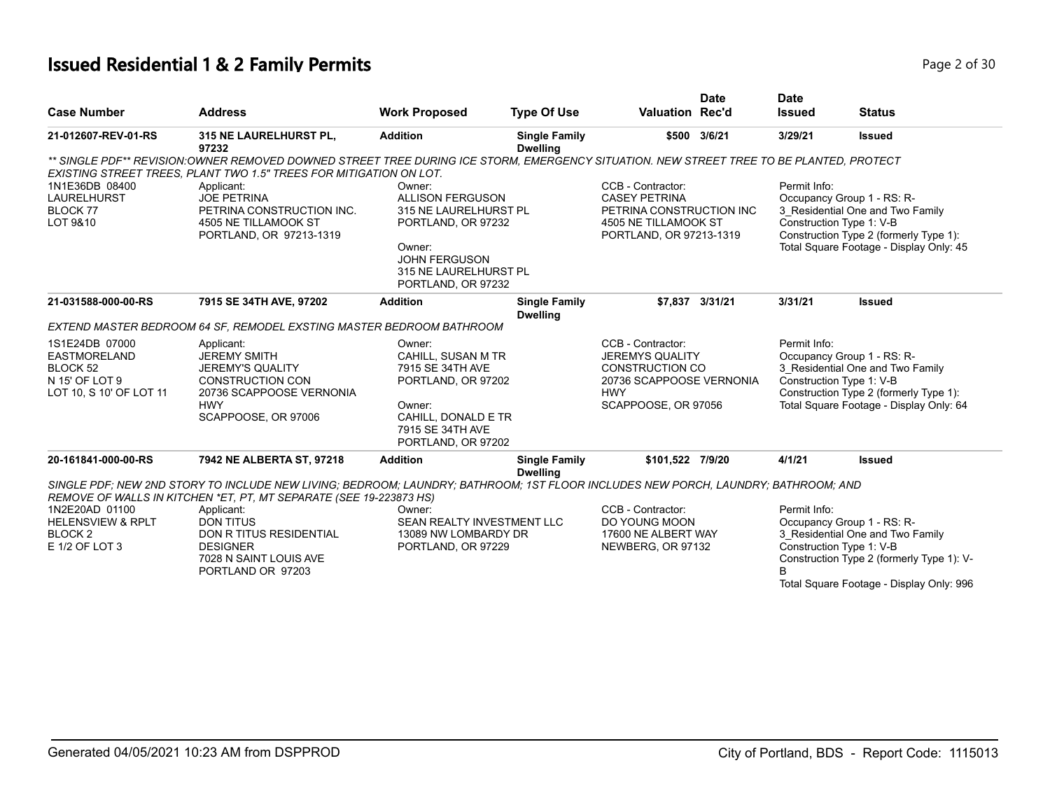# Issued Residential 1 & 2 Family Permits

| Case Number | Address | Work Proposed | Type Of Use | Valuation | Date Rec'd | Date Issued | Status |
|---|---|---|---|---|---|---|---|
| 21-012607-REV-01-RS | 315 NE LAURELHURST PL, 97232 | Addition | Single Family Dwelling | $500 | 3/6/21 | 3/29/21 | Issued |

*\*\* SINGLE PDF\*\* REVISION:OWNER REMOVED DOWNED STREET TREE DURING ICE STORM, EMERGENCY SITUATION. NEW STREET TREE TO BE PLANTED, PROTECT EXISTING STREET TREES, PLANT TWO 1.5" TREES FOR MITIGATION ON LOT.*

1N1E36DB 08400
LAURELHURST
BLOCK 77
LOT 9&10

Applicant:
JOE PETRINA
PETRINA CONSTRUCTION INC.
4505 NE TILLAMOOK ST
PORTLAND, OR 97213-1319

Owner:
ALLISON FERGUSON
315 NE LAURELHURST PL
PORTLAND, OR 97232

Owner:
JOHN FERGUSON
315 NE LAURELHURST PL
PORTLAND, OR 97232

CCB - Contractor:
CASEY PETRINA
PETRINA CONSTRUCTION INC
4505 NE TILLAMOOK ST
PORTLAND, OR 97213-1319

Permit Info:
Occupancy Group 1 - RS: R-3_Residential One and Two Family
Construction Type 1: V-B
Construction Type 2 (formerly Type 1):
Total Square Footage - Display Only: 45

| Case Number | Address | Work Proposed | Type Of Use | Valuation | Date Rec'd | Date Issued | Status |
|---|---|---|---|---|---|---|---|
| 21-031588-000-00-RS | 7915 SE 34TH AVE, 97202 | Addition | Single Family Dwelling | $7,837 | 3/31/21 | 3/31/21 | Issued |

*EXTEND MASTER BEDROOM 64 SF, REMODEL EXSTING MASTER BEDROOM BATHROOM*

1S1E24DB 07000
EASTMORELAND
BLOCK 52
N 15' OF LOT 9
LOT 10, S 10' OF LOT 11

Applicant:
JEREMY SMITH
JEREMY'S QUALITY CONSTRUCTION CON
20736 SCAPPOOSE VERNONIA HWY
SCAPPOOSE, OR 97006

Owner:
CAHILL, SUSAN M TR
7915 SE 34TH AVE
PORTLAND, OR 97202

Owner:
CAHILL, DONALD E TR
7915 SE 34TH AVE
PORTLAND, OR 97202

CCB - Contractor:
JEREMYS QUALITY CONSTRUCTION CO
20736 SCAPPOOSE VERNONIA HWY
SCAPPOOSE, OR 97056

Permit Info:
Occupancy Group 1 - RS: R-3_Residential One and Two Family
Construction Type 1: V-B
Construction Type 2 (formerly Type 1):
Total Square Footage - Display Only: 64

| Case Number | Address | Work Proposed | Type Of Use | Valuation | Date Rec'd | Date Issued | Status |
|---|---|---|---|---|---|---|---|
| 20-161841-000-00-RS | 7942 NE ALBERTA ST, 97218 | Addition | Single Family Dwelling | $101,522 | 7/9/20 | 4/1/21 | Issued |

*SINGLE PDF; NEW 2ND STORY TO INCLUDE NEW LIVING; BEDROOM; LAUNDRY; BATHROOM; 1ST FLOOR INCLUDES NEW PORCH, LAUNDRY; BATHROOM; AND REMOVE OF WALLS IN KITCHEN \*ET, PT, MT SEPARATE (SEE 19-223873 HS)*

1N2E20AD 01100
HELENSVIEW & RPLT
BLOCK 2
E 1/2 OF LOT 3

Applicant:
DON TITUS
DON R TITUS RESIDENTIAL DESIGNER
7028 N SAINT LOUIS AVE
PORTLAND OR 97203

Owner:
SEAN REALTY INVESTMENT LLC
13089 NW LOMBARDY DR
PORTLAND, OR 97229

CCB - Contractor:
DO YOUNG MOON
17600 NE ALBERT WAY
NEWBERG, OR 97132

Permit Info:
Occupancy Group 1 - RS: R-3_Residential One and Two Family
Construction Type 1: V-B
Construction Type 2 (formerly Type 1): V-B
Total Square Footage - Display Only: 996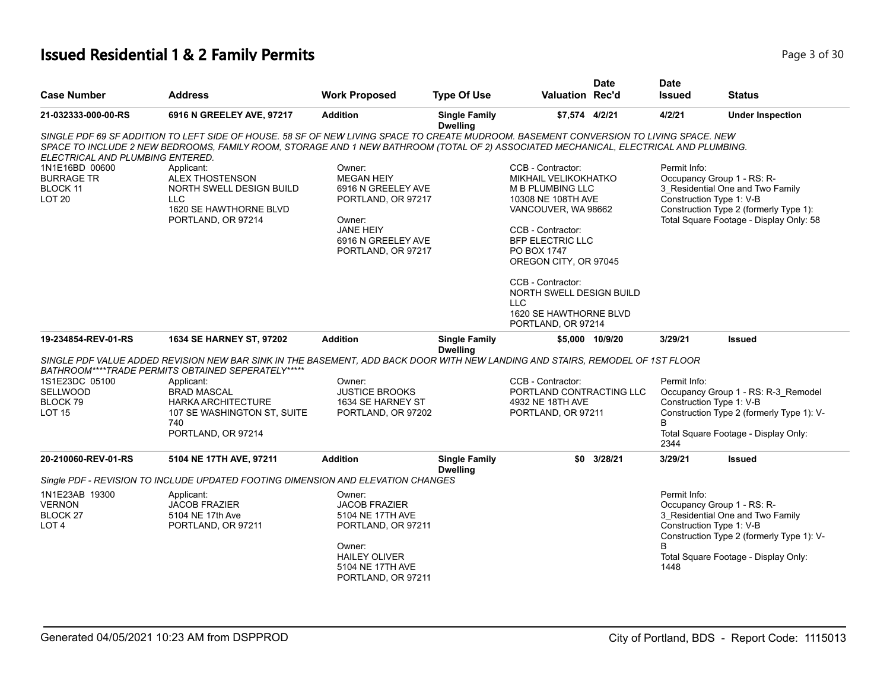# Issued Residential 1 & 2 Family Permits

| Case Number | Address | Work Proposed | Type Of Use | Valuation | Date Rec'd | Date Issued | Status |
|---|---|---|---|---|---|---|---|
| 21-032333-000-00-RS | 6916 N GREELEY AVE, 97217 | Addition | Single Family Dwelling | $7,574 | 4/2/21 | 4/2/21 | Under Inspection |

*SINGLE PDF 69 SF ADDITION TO LEFT SIDE OF HOUSE. 58 SF OF NEW LIVING SPACE TO CREATE MUDROOM. BASEMENT CONVERSION TO LIVING SPACE. NEW SPACE TO INCLUDE 2 NEW BEDROOMS, FAMILY ROOM, STORAGE AND 1 NEW BATHROOM (TOTAL OF 2) ASSOCIATED MECHANICAL, ELECTRICAL AND PLUMBING. ELECTRICAL AND PLUMBING ENTERED.*

1N1E16BD 00600
BURRAGE TR
BLOCK 11
LOT 20

Applicant:
ALEX THOSTENSON
NORTH SWELL DESIGN BUILD LLC
1620 SE HAWTHORNE BLVD
PORTLAND, OR 97214

Owner:
MEGAN HEIY
6916 N GREELEY AVE
PORTLAND, OR 97217

Owner:
JANE HEIY
6916 N GREELEY AVE
PORTLAND, OR 97217

CCB - Contractor:
MIKHAIL VELIKOKHATKO
M B PLUMBING LLC
10308 NE 108TH AVE
VANCOUVER, WA 98662

CCB - Contractor:
BFP ELECTRIC LLC
PO BOX 1747
OREGON CITY, OR 97045

CCB - Contractor:
NORTH SWELL DESIGN BUILD LLC
1620 SE HAWTHORNE BLVD
PORTLAND, OR 97214

Permit Info:
Occupancy Group 1 - RS: R-3_Residential One and Two Family
Construction Type 1: V-B
Construction Type 2 (formerly Type 1):
Total Square Footage - Display Only: 58

| Case Number | Address | Work Proposed | Type Of Use | Valuation | Date Rec'd | Date Issued | Status |
|---|---|---|---|---|---|---|---|
| 19-234854-REV-01-RS | 1634 SE HARNEY ST, 97202 | Addition | Single Family Dwelling | $5,000 | 10/9/20 | 3/29/21 | Issued |

*SINGLE PDF VALUE ADDED REVISION NEW BAR SINK IN THE BASEMENT, ADD BACK DOOR WITH NEW LANDING AND STAIRS, REMODEL OF 1ST FLOOR BATHROOM****TRADE PERMITS OBTAINED SEPERATELY*****

1S1E23DC 05100
SELLWOOD
BLOCK 79
LOT 15

Applicant:
BRAD MASCAL
HARKA ARCHITECTURE
107 SE WASHINGTON ST, SUITE 740
PORTLAND, OR 97214

Owner:
JUSTICE BROOKS
1634 SE HARNEY ST
PORTLAND, OR 97202

CCB - Contractor:
PORTLAND CONTRACTING LLC
4932 NE 18TH AVE
PORTLAND, OR 97211

Permit Info:
Occupancy Group 1 - RS: R-3_Remodel
Construction Type 1: V-B
Construction Type 2 (formerly Type 1): V-B
Total Square Footage - Display Only: 2344

| Case Number | Address | Work Proposed | Type Of Use | Valuation | Date Rec'd | Date Issued | Status |
|---|---|---|---|---|---|---|---|
| 20-210060-REV-01-RS | 5104 NE 17TH AVE, 97211 | Addition | Single Family Dwelling | $0 | 3/28/21 | 3/29/21 | Issued |

*Single PDF - REVISION TO INCLUDE UPDATED FOOTING DIMENSION AND ELEVATION CHANGES*

1N1E23AB 19300
VERNON
BLOCK 27
LOT 4

Applicant:
JACOB FRAZIER
5104 NE 17th Ave
PORTLAND, OR 97211

Owner:
JACOB FRAZIER
5104 NE 17TH AVE
PORTLAND, OR 97211

Owner:
HAILEY OLIVER
5104 NE 17TH AVE
PORTLAND, OR 97211

Permit Info:
Occupancy Group 1 - RS: R-3_Residential One and Two Family
Construction Type 1: V-B
Construction Type 2 (formerly Type 1): V-B
Total Square Footage - Display Only: 1448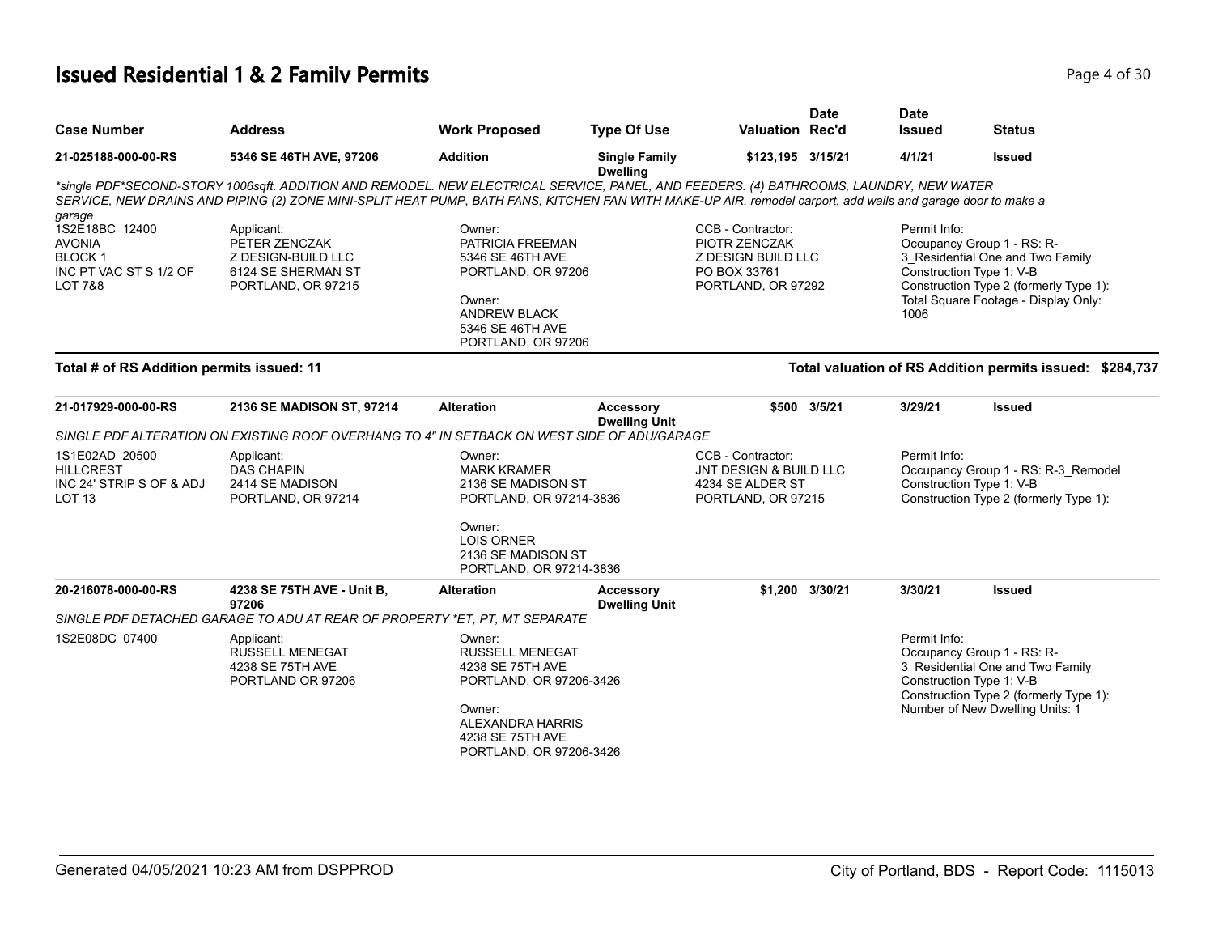# Issued Residential 1 & 2 Family Permits

| Case Number | Address | Work Proposed | Type Of Use | Valuation | Date Rec'd | Date Issued | Status |
|---|---|---|---|---|---|---|---|
| 21-025188-000-00-RS | 5346 SE 46TH AVE, 97206 | Addition | Single Family Dwelling | $123,195 | 3/15/21 | 4/1/21 | Issued |

*single PDF*SECOND-STORY 1006sqft. ADDITION AND REMODEL. NEW ELECTRICAL SERVICE, PANEL, AND FEEDERS. (4) BATHROOMS, LAUNDRY, NEW WATER SERVICE, NEW DRAINS AND PIPING (2) ZONE MINI-SPLIT HEAT PUMP, BATH FANS, KITCHEN FAN WITH MAKE-UP AIR. remodel carport, add walls and garage door to make a garage*

1S2E18BC 12400
AVONIA
BLOCK 1
INC PT VAC ST S 1/2 OF
LOT 7&8

Applicant:
PETER ZENCZAK
Z DESIGN-BUILD LLC
6124 SE SHERMAN ST
PORTLAND, OR 97215

Owner:
PATRICIA FREEMAN
5346 SE 46TH AVE
PORTLAND, OR 97206

Owner:
ANDREW BLACK
5346 SE 46TH AVE
PORTLAND, OR 97206

CCB - Contractor:
PIOTR ZENCZAK
Z DESIGN BUILD LLC
PO BOX 33761
PORTLAND, OR 97292

Permit Info:
Occupancy Group 1 - RS: R-3_Residential One and Two Family
Construction Type 1: V-B
Construction Type 2 (formerly Type 1):
Total Square Footage - Display Only: 1006

**Total # of RS Addition permits issued: 11**

**Total valuation of RS Addition permits issued: $284,737**

| Case Number | Address | Work Proposed | Type Of Use | Valuation | Date Rec'd | Date Issued | Status |
|---|---|---|---|---|---|---|---|
| 21-017929-000-00-RS | 2136 SE MADISON ST, 97214 | Alteration | Accessory Dwelling Unit | $500 | 3/5/21 | 3/29/21 | Issued |

*SINGLE PDF ALTERATION ON EXISTING ROOF OVERHANG TO 4" IN SETBACK ON WEST SIDE OF ADU/GARAGE*

1S1E02AD 20500
HILLCREST
INC 24' STRIP S OF & ADJ
LOT 13

Applicant:
DAS CHAPIN
2414 SE MADISON
PORTLAND, OR 97214

Owner:
MARK KRAMER
2136 SE MADISON ST
PORTLAND, OR 97214-3836

Owner:
LOIS ORNER
2136 SE MADISON ST
PORTLAND, OR 97214-3836

CCB - Contractor:
JNT DESIGN & BUILD LLC
4234 SE ALDER ST
PORTLAND, OR 97215

Permit Info:
Occupancy Group 1 - RS: R-3_Remodel
Construction Type 1: V-B
Construction Type 2 (formerly Type 1):

| Case Number | Address | Work Proposed | Type Of Use | Valuation | Date Rec'd | Date Issued | Status |
|---|---|---|---|---|---|---|---|
| 20-216078-000-00-RS | 4238 SE 75TH AVE - Unit B, 97206 | Alteration | Accessory Dwelling Unit | $1,200 | 3/30/21 | 3/30/21 | Issued |

*SINGLE PDF DETACHED GARAGE TO ADU AT REAR OF PROPERTY *ET, PT, MT SEPARATE*

1S2E08DC 07400

Applicant:
RUSSELL MENEGAT
4238 SE 75TH AVE
PORTLAND OR 97206

Owner:
RUSSELL MENEGAT
4238 SE 75TH AVE
PORTLAND, OR 97206-3426

Owner:
ALEXANDRA HARRIS
4238 SE 75TH AVE
PORTLAND, OR 97206-3426

Permit Info:
Occupancy Group 1 - RS: R-3_Residential One and Two Family
Construction Type 1: V-B
Construction Type 2 (formerly Type 1):
Number of New Dwelling Units: 1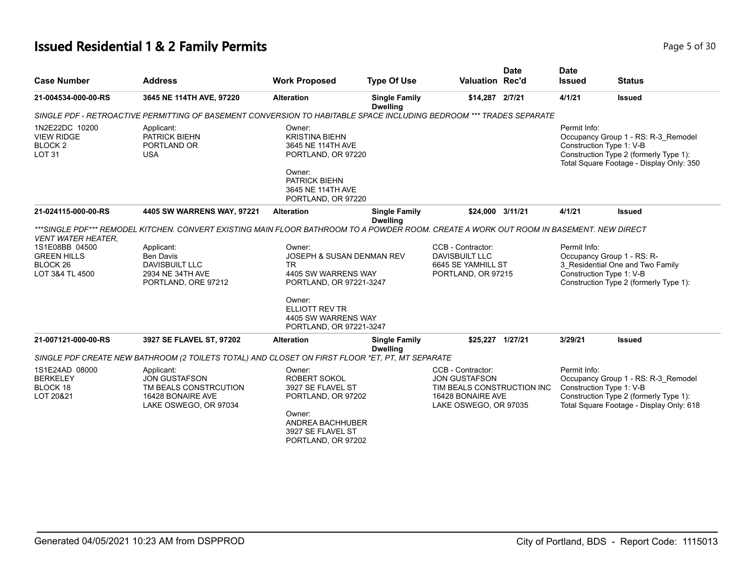# Issued Residential 1 & 2 Family Permits

| Case Number | Address | Work Proposed | Type Of Use | Valuation | Date Rec'd | Date Issued | Status |
|---|---|---|---|---|---|---|---|
| 21-004534-000-00-RS | 3645 NE 114TH AVE, 97220 | Alteration | Single Family Dwelling | $14,287 | 2/7/21 | 4/1/21 | Issued |

*SINGLE PDF - RETROACTIVE PERMITTING OF BASEMENT CONVERSION TO HABITABLE SPACE INCLUDING BEDROOM *** TRADES SEPARATE*

1N2E22DC 10200
VIEW RIDGE
BLOCK 2
LOT 31

Applicant:
PATRICK BIEHN
PORTLAND OR
USA

Owner:
KRISTINA BIEHN
3645 NE 114TH AVE
PORTLAND, OR 97220

Owner:
PATRICK BIEHN
3645 NE 114TH AVE
PORTLAND, OR 97220

Permit Info:
Occupancy Group 1 - RS: R-3_Remodel
Construction Type 1: V-B
Construction Type 2 (formerly Type 1):
Total Square Footage - Display Only: 350

| Case Number | Address | Work Proposed | Type Of Use | Valuation | Date Rec'd | Date Issued | Status |
|---|---|---|---|---|---|---|---|
| 21-024115-000-00-RS | 4405 SW WARRENS WAY, 97221 | Alteration | Single Family Dwelling | $24,000 | 3/11/21 | 4/1/21 | Issued |

****SINGLE PDF*** REMODEL KITCHEN. CONVERT EXISTING MAIN FLOOR BATHROOM TO A POWDER ROOM. CREATE A WORK OUT ROOM IN BASEMENT. NEW DIRECT VENT WATER HEATER,*

1S1E08BB 04500
GREEN HILLS
BLOCK 26
LOT 3&4 TL 4500

Applicant:
Ben Davis
DAVISBUILT LLC
2934 NE 34TH AVE
PORTLAND, ORE 97212

Owner:
JOSEPH & SUSAN DENMAN REV TR
4405 SW WARRENS WAY
PORTLAND, OR 97221-3247

Owner:
ELLIOTT REV TR
4405 SW WARRENS WAY
PORTLAND, OR 97221-3247

CCB - Contractor:
DAVISBUILT LLC
6645 SE YAMHILL ST
PORTLAND, OR 97215

Permit Info:
Occupancy Group 1 - RS: R-3_Residential One and Two Family
Construction Type 1: V-B
Construction Type 2 (formerly Type 1):

| Case Number | Address | Work Proposed | Type Of Use | Valuation | Date Rec'd | Date Issued | Status |
|---|---|---|---|---|---|---|---|
| 21-007121-000-00-RS | 3927 SE FLAVEL ST, 97202 | Alteration | Single Family Dwelling | $25,227 | 1/27/21 | 3/29/21 | Issued |

*SINGLE PDF CREATE NEW BATHROOM (2 TOILETS TOTAL) AND CLOSET ON FIRST FLOOR *ET, PT, MT SEPARATE*

1S1E24AD 08000
BERKELEY
BLOCK 18
LOT 20&21

Applicant:
JON GUSTAFSON
TM BEALS CONSTRCUTION
16428 BONAIRE AVE
LAKE OSWEGO, OR 97034

Owner:
ROBERT SOKOL
3927 SE FLAVEL ST
PORTLAND, OR 97202

Owner:
ANDREA BACHHUBER
3927 SE FLAVEL ST
PORTLAND, OR 97202

CCB - Contractor:
JON GUSTAFSON
TIM BEALS CONSTRUCTION INC
16428 BONAIRE AVE
LAKE OSWEGO, OR 97035

Permit Info:
Occupancy Group 1 - RS: R-3_Remodel
Construction Type 1: V-B
Construction Type 2 (formerly Type 1):
Total Square Footage - Display Only: 618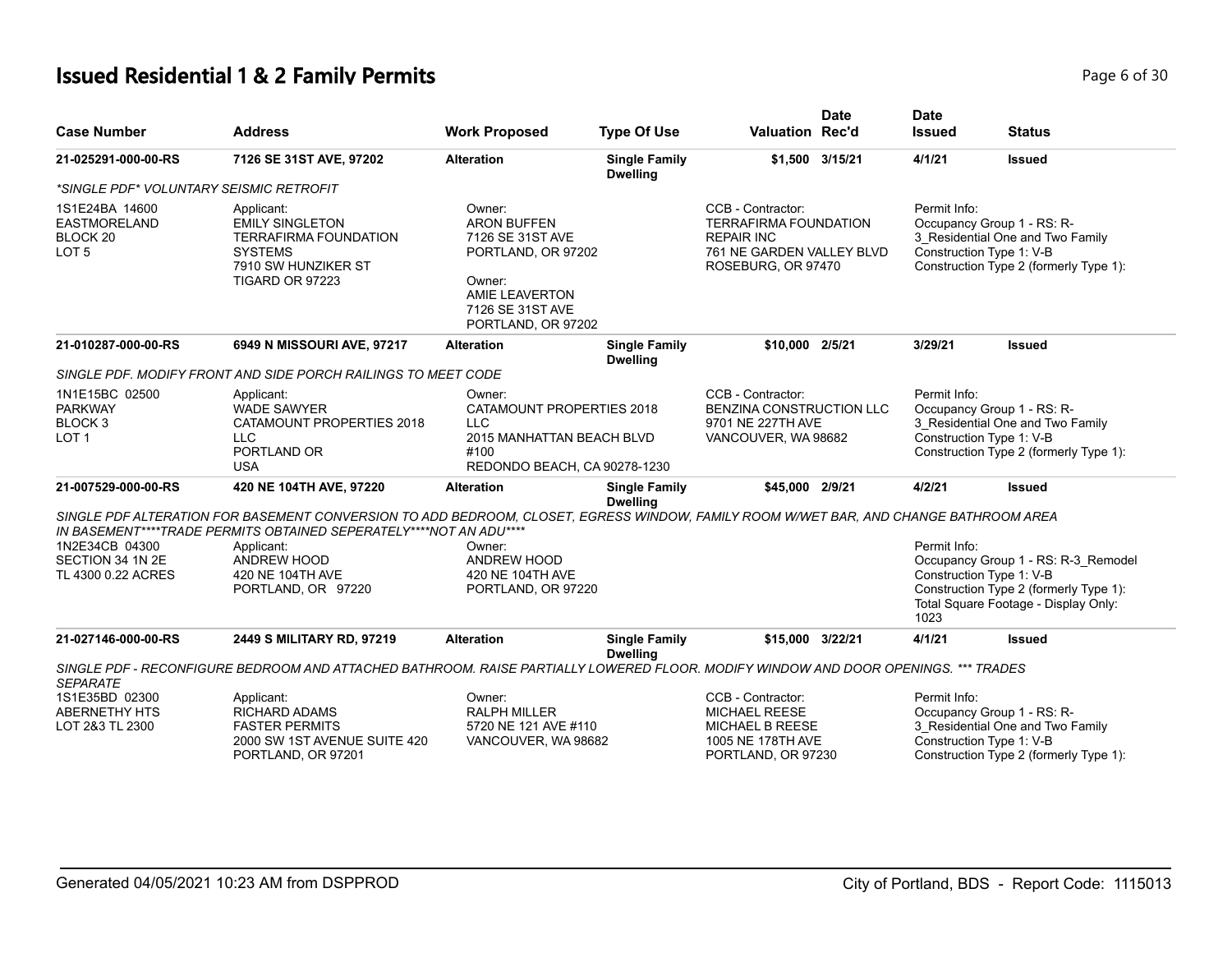# Issued Residential 1 & 2 Family Permits

| Case Number | Address | Work Proposed | Type Of Use | Valuation | Date Rec'd | Date Issued | Status |
|---|---|---|---|---|---|---|---|
| 21-025291-000-00-RS | 7126 SE 31ST AVE, 97202 | Alteration | Single Family Dwelling | $1,500 | 3/15/21 | 4/1/21 | Issued |

*SINGLE PDF* VOLUNTARY SEISMIC RETROFIT

1S1E24BA 14600
EASTMORELAND
BLOCK 20
LOT 5

Applicant:
EMILY SINGLETON
TERRAFIRMA FOUNDATION SYSTEMS
7910 SW HUNZIKER ST
TIGARD OR 97223

Owner:
ARON BUFFEN
7126 SE 31ST AVE
PORTLAND, OR 97202

Owner:
AMIE LEAVERTON
7126 SE 31ST AVE
PORTLAND, OR 97202

CCB - Contractor:
TERRAFIRMA FOUNDATION REPAIR INC
761 NE GARDEN VALLEY BLVD
ROSEBURG, OR 97470

Permit Info:
Occupancy Group 1 - RS: R-3_Residential One and Two Family
Construction Type 1: V-B
Construction Type 2 (formerly Type 1):

---

| Case Number | Address | Work Proposed | Type Of Use | Valuation | Date Rec'd | Date Issued | Status |
|---|---|---|---|---|---|---|---|
| 21-010287-000-00-RS | 6949 N MISSOURI AVE, 97217 | Alteration | Single Family Dwelling | $10,000 | 2/5/21 | 3/29/21 | Issued |

SINGLE PDF. MODIFY FRONT AND SIDE PORCH RAILINGS TO MEET CODE

1N1E15BC 02500
PARKWAY
BLOCK 3
LOT 1

Applicant:
WADE SAWYER
CATAMOUNT PROPERTIES 2018 LLC
PORTLAND OR
USA

Owner:
CATAMOUNT PROPERTIES 2018 LLC
2015 MANHATTAN BEACH BLVD #100
REDONDO BEACH, CA 90278-1230

CCB - Contractor:
BENZINA CONSTRUCTION LLC
9701 NE 227TH AVE
VANCOUVER, WA 98682

Permit Info:
Occupancy Group 1 - RS: R-3_Residential One and Two Family
Construction Type 1: V-B
Construction Type 2 (formerly Type 1):

---

| Case Number | Address | Work Proposed | Type Of Use | Valuation | Date Rec'd | Date Issued | Status |
|---|---|---|---|---|---|---|---|
| 21-007529-000-00-RS | 420 NE 104TH AVE, 97220 | Alteration | Single Family Dwelling | $45,000 | 2/9/21 | 4/2/21 | Issued |

SINGLE PDF ALTERATION FOR BASEMENT CONVERSION TO ADD BEDROOM, CLOSET, EGRESS WINDOW, FAMILY ROOM W/WET BAR, AND CHANGE BATHROOM AREA IN BASEMENT****TRADE PERMITS OBTAINED SEPERATELY****NOT AN ADU****

1N2E34CB 04300
SECTION 34 1N 2E
TL 4300 0.22 ACRES

Applicant:
ANDREW HOOD
420 NE 104TH AVE
PORTLAND, OR 97220

Owner:
ANDREW HOOD
420 NE 104TH AVE
PORTLAND, OR 97220

Permit Info:
Occupancy Group 1 - RS: R-3_Remodel
Construction Type 1: V-B
Construction Type 2 (formerly Type 1):
Total Square Footage - Display Only: 1023

---

| Case Number | Address | Work Proposed | Type Of Use | Valuation | Date Rec'd | Date Issued | Status |
|---|---|---|---|---|---|---|---|
| 21-027146-000-00-RS | 2449 S MILITARY RD, 97219 | Alteration | Single Family Dwelling | $15,000 | 3/22/21 | 4/1/21 | Issued |

SINGLE PDF - RECONFIGURE BEDROOM AND ATTACHED BATHROOM. RAISE PARTIALLY LOWERED FLOOR. MODIFY WINDOW AND DOOR OPENINGS. *** TRADES SEPARATE

1S1E35BD 02300
ABERNETHY HTS
LOT 2&3 TL 2300

Applicant:
RICHARD ADAMS
FASTER PERMITS
2000 SW 1ST AVENUE SUITE 420
PORTLAND, OR 97201

Owner:
RALPH MILLER
5720 NE 121 AVE #110
VANCOUVER, WA 98682

CCB - Contractor:
MICHAEL REESE
MICHAEL B REESE
1005 NE 178TH AVE
PORTLAND, OR 97230

Permit Info:
Occupancy Group 1 - RS: R-3_Residential One and Two Family
Construction Type 1: V-B
Construction Type 2 (formerly Type 1):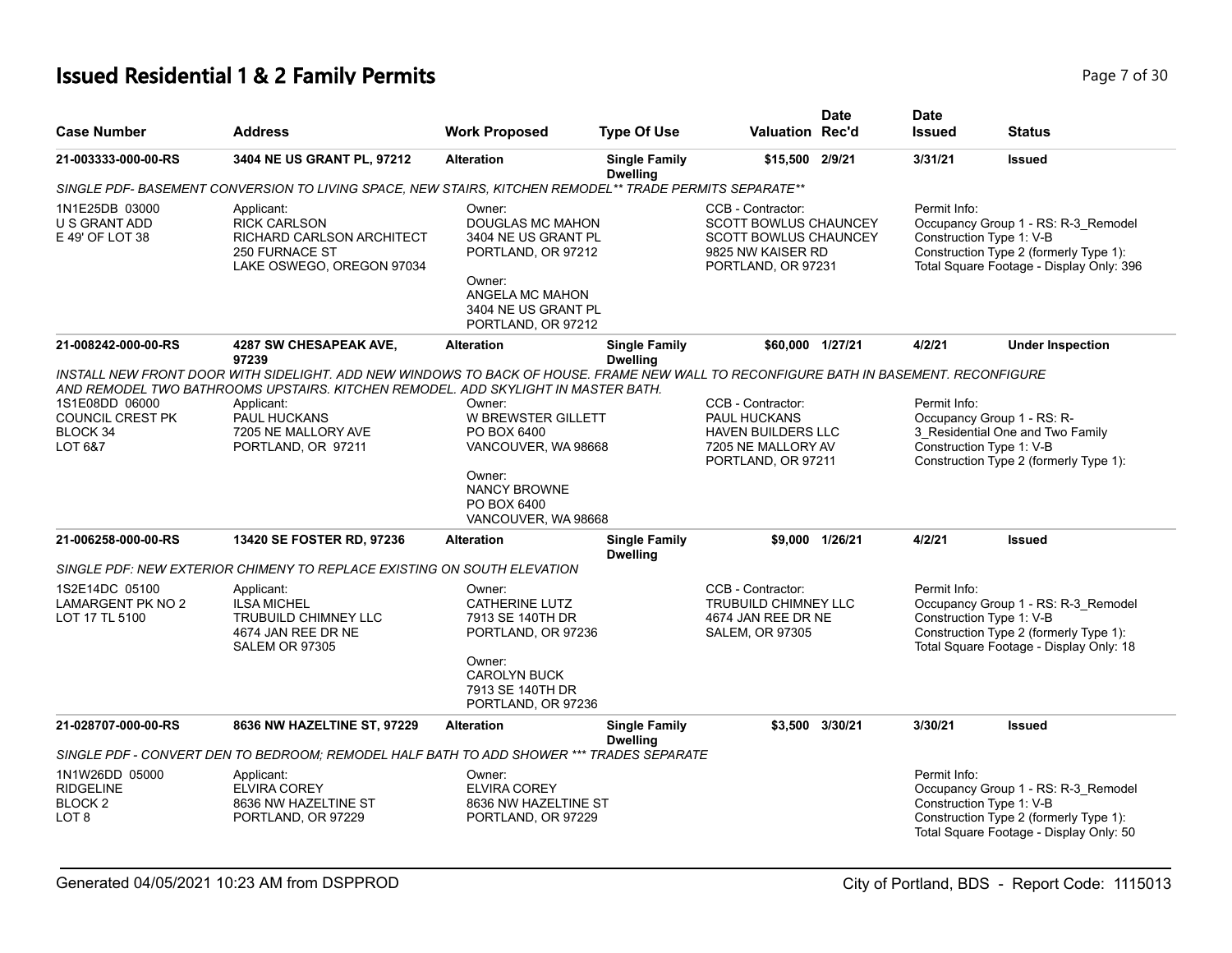# Issued Residential 1 & 2 Family Permits

| Case Number | Address | Work Proposed | Type Of Use | Valuation | Date Rec'd | Date Issued | Status |
|---|---|---|---|---|---|---|---|
| **21-003333-000-00-RS** | **3404 NE US GRANT PL, 97212** | **Alteration** | **Single Family Dwelling** | **$15,500** | **2/9/21** | **3/31/21** | **Issued** |

*SINGLE PDF- BASEMENT CONVERSION TO LIVING SPACE, NEW STAIRS, KITCHEN REMODEL** TRADE PERMITS SEPARATE***

1N1E25DB 03000
U S GRANT ADD
E 49' OF LOT 38

Applicant:
RICK CARLSON
RICHARD CARLSON ARCHITECT
250 FURNACE ST
LAKE OSWEGO, OREGON 97034

Owner:
DOUGLAS MC MAHON
3404 NE US GRANT PL
PORTLAND, OR 97212

Owner:
ANGELA MC MAHON
3404 NE US GRANT PL
PORTLAND, OR 97212

CCB - Contractor:
SCOTT BOWLUS CHAUNCEY
SCOTT BOWLUS CHAUNCEY
9825 NW KAISER RD
PORTLAND, OR 97231

Permit Info:
Occupancy Group 1 - RS: R-3_Remodel
Construction Type 1: V-B
Construction Type 2 (formerly Type 1):
Total Square Footage - Display Only: 396

| Case Number | Address | Work Proposed | Type Of Use | Valuation | Date Rec'd | Date Issued | Status |
|---|---|---|---|---|---|---|---|
| **21-008242-000-00-RS** | **4287 SW CHESAPEAK AVE, 97239** | **Alteration** | **Single Family Dwelling** | **$60,000** | **1/27/21** | **4/2/21** | **Under Inspection** |

*INSTALL NEW FRONT DOOR WITH SIDELIGHT. ADD NEW WINDOWS TO BACK OF HOUSE. FRAME NEW WALL TO RECONFIGURE BATH IN BASEMENT. RECONFIGURE AND REMODEL TWO BATHROOMS UPSTAIRS. KITCHEN REMODEL. ADD SKYLIGHT IN MASTER BATH.*

1S1E08DD 06000
COUNCIL CREST PK
BLOCK 34
LOT 6&7

Applicant:
PAUL HUCKANS
7205 NE MALLORY AVE
PORTLAND, OR 97211

Owner:
W BREWSTER GILLETT
PO BOX 6400
VANCOUVER, WA 98668

Owner:
NANCY BROWNE
PO BOX 6400
VANCOUVER, WA 98668

CCB - Contractor:
PAUL HUCKANS
HAVEN BUILDERS LLC
7205 NE MALLORY AV
PORTLAND, OR 97211

Permit Info:
Occupancy Group 1 - RS: R-3_Residential One and Two Family
Construction Type 1: V-B
Construction Type 2 (formerly Type 1):

| Case Number | Address | Work Proposed | Type Of Use | Valuation | Date Rec'd | Date Issued | Status |
|---|---|---|---|---|---|---|---|
| **21-006258-000-00-RS** | **13420 SE FOSTER RD, 97236** | **Alteration** | **Single Family Dwelling** | **$9,000** | **1/26/21** | **4/2/21** | **Issued** |

*SINGLE PDF: NEW EXTERIOR CHIMENY TO REPLACE EXISTING ON SOUTH ELEVATION*

1S2E14DC 05100
LAMARGENT PK NO 2
LOT 17 TL 5100

Applicant:
ILSA MICHEL
TRUBUILD CHIMNEY LLC
4674 JAN REE DR NE
SALEM OR 97305

Owner:
CATHERINE LUTZ
7913 SE 140TH DR
PORTLAND, OR 97236

Owner:
CAROLYN BUCK
7913 SE 140TH DR
PORTLAND, OR 97236

CCB - Contractor:
TRUBUILD CHIMNEY LLC
4674 JAN REE DR NE
SALEM, OR 97305

Permit Info:
Occupancy Group 1 - RS: R-3_Remodel
Construction Type 1: V-B
Construction Type 2 (formerly Type 1):
Total Square Footage - Display Only: 18

| Case Number | Address | Work Proposed | Type Of Use | Valuation | Date Rec'd | Date Issued | Status |
|---|---|---|---|---|---|---|---|
| **21-028707-000-00-RS** | **8636 NW HAZELTINE ST, 97229** | **Alteration** | **Single Family Dwelling** | **$3,500** | **3/30/21** | **3/30/21** | **Issued** |

*SINGLE PDF - CONVERT DEN TO BEDROOM; REMODEL HALF BATH TO ADD SHOWER *** TRADES SEPARATE*

1N1W26DD 05000
RIDGELINE
BLOCK 2
LOT 8

Applicant:
ELVIRA COREY
8636 NW HAZELTINE ST
PORTLAND, OR 97229

Owner:
ELVIRA COREY
8636 NW HAZELTINE ST
PORTLAND, OR 97229

Permit Info:
Occupancy Group 1 - RS: R-3_Remodel
Construction Type 1: V-B
Construction Type 2 (formerly Type 1):
Total Square Footage - Display Only: 50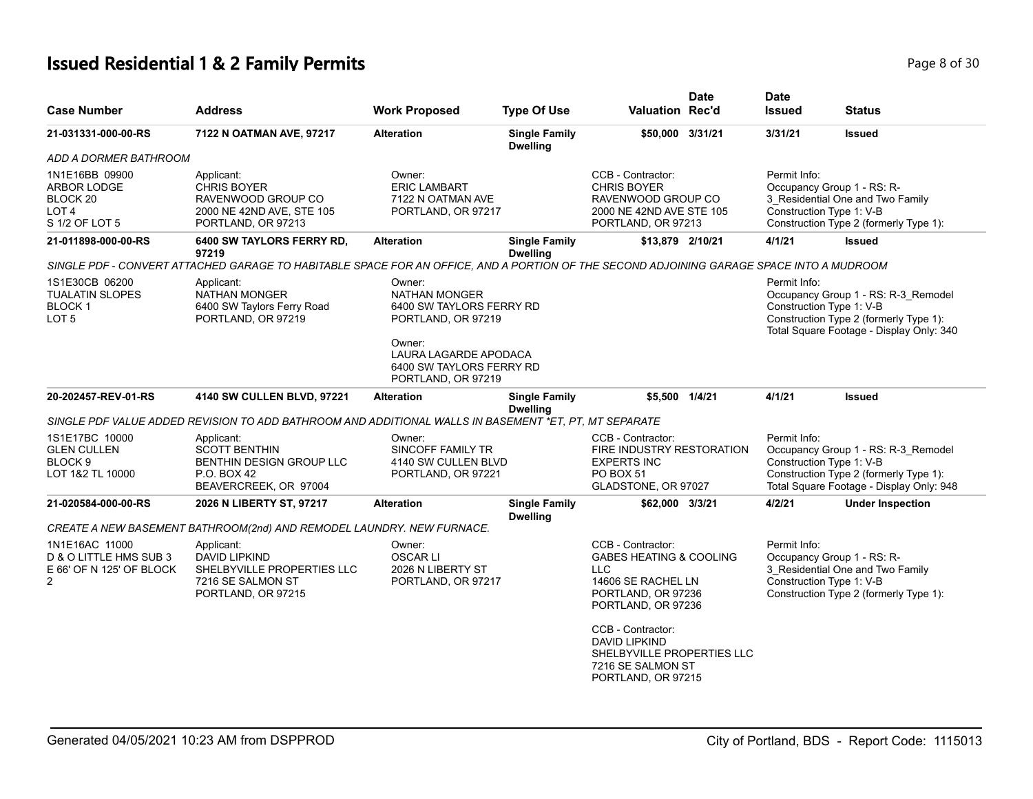# Issued Residential 1 & 2 Family Permits

| Case Number | Address | Work Proposed | Type Of Use | Valuation | Date Rec'd | Date Issued | Status |
|---|---|---|---|---|---|---|---|
| 21-031331-000-00-RS | 7122 N OATMAN AVE, 97217 | Alteration | Single Family Dwelling | $50,000 | 3/31/21 | 3/31/21 | Issued |

*ADD A DORMER BATHROOM*

- 1N1E16BB 09900, ARBOR LODGE, BLOCK 20, LOT 4, S 1/2 OF LOT 5
- Applicant: CHRIS BOYER, RAVENWOOD GROUP CO, 2000 NE 42ND AVE, STE 105, PORTLAND, OR 97213
- Owner: ERIC LAMBART, 7122 N OATMAN AVE, PORTLAND, OR 97217
- CCB - Contractor: CHRIS BOYER, RAVENWOOD GROUP CO, 2000 NE 42ND AVE STE 105, PORTLAND, OR 97213
- Permit Info: Occupancy Group 1 - RS: R-3_Residential One and Two Family; Construction Type 1: V-B; Construction Type 2 (formerly Type 1):

| Case Number | Address | Work Proposed | Type Of Use | Valuation | Date Rec'd | Date Issued | Status |
|---|---|---|---|---|---|---|---|
| 21-011898-000-00-RS | 6400 SW TAYLORS FERRY RD, 97219 | Alteration | Single Family Dwelling | $13,879 | 2/10/21 | 4/1/21 | Issued |

*SINGLE PDF - CONVERT ATTACHED GARAGE TO HABITABLE SPACE FOR AN OFFICE, AND A PORTION OF THE SECOND ADJOINING GARAGE SPACE INTO A MUDROOM*

- 1S1E30CB 06200, TUALATIN SLOPES, BLOCK 1, LOT 5
- Applicant: NATHAN MONGER, 6400 SW Taylors Ferry Road, PORTLAND, OR 97219
- Owner: NATHAN MONGER, 6400 SW TAYLORS FERRY RD, PORTLAND, OR 97219
- Owner: LAURA LAGARDE APODACA, 6400 SW TAYLORS FERRY RD, PORTLAND, OR 97219
- Permit Info: Occupancy Group 1 - RS: R-3_Remodel; Construction Type 1: V-B; Construction Type 2 (formerly Type 1):; Total Square Footage - Display Only: 340

| Case Number | Address | Work Proposed | Type Of Use | Valuation | Date Rec'd | Date Issued | Status |
|---|---|---|---|---|---|---|---|
| 20-202457-REV-01-RS | 4140 SW CULLEN BLVD, 97221 | Alteration | Single Family Dwelling | $5,500 | 1/4/21 | 4/1/21 | Issued |

*SINGLE PDF VALUE ADDED REVISION TO ADD BATHROOM AND ADDITIONAL WALLS IN BASEMENT *ET, PT, MT SEPARATE*

- 1S1E17BC 10000, GLEN CULLEN, BLOCK 9, LOT 1&2 TL 10000
- Applicant: SCOTT BENTHIN, BENTHIN DESIGN GROUP LLC, P.O. BOX 42, BEAVERCREEK, OR 97004
- Owner: SINCOFF FAMILY TR, 4140 SW CULLEN BLVD, PORTLAND, OR 97221
- CCB - Contractor: FIRE INDUSTRY RESTORATION EXPERTS INC, PO BOX 51, GLADSTONE, OR 97027
- Permit Info: Occupancy Group 1 - RS: R-3_Remodel; Construction Type 1: V-B; Construction Type 2 (formerly Type 1):; Total Square Footage - Display Only: 948

| Case Number | Address | Work Proposed | Type Of Use | Valuation | Date Rec'd | Date Issued | Status |
|---|---|---|---|---|---|---|---|
| 21-020584-000-00-RS | 2026 N LIBERTY ST, 97217 | Alteration | Single Family Dwelling | $62,000 | 3/3/21 | 4/2/21 | Under Inspection |

*CREATE A NEW BASEMENT BATHROOM(2nd) AND REMODEL LAUNDRY. NEW FURNACE.*

- 1N1E16AC 11000, D & O LITTLE HMS SUB 3, E 66' OF N 125' OF BLOCK 2
- Applicant: DAVID LIPKIND, SHELBYVILLE PROPERTIES LLC, 7216 SE SALMON ST, PORTLAND, OR 97215
- Owner: OSCAR LI, 2026 N LIBERTY ST, PORTLAND, OR 97217
- CCB - Contractor: GABES HEATING & COOLING LLC, 14606 SE RACHEL LN, PORTLAND, OR 97236, PORTLAND, OR 97236
- CCB - Contractor: DAVID LIPKIND, SHELBYVILLE PROPERTIES LLC, 7216 SE SALMON ST, PORTLAND, OR 97215
- Permit Info: Occupancy Group 1 - RS: R-3_Residential One and Two Family; Construction Type 1: V-B; Construction Type 2 (formerly Type 1):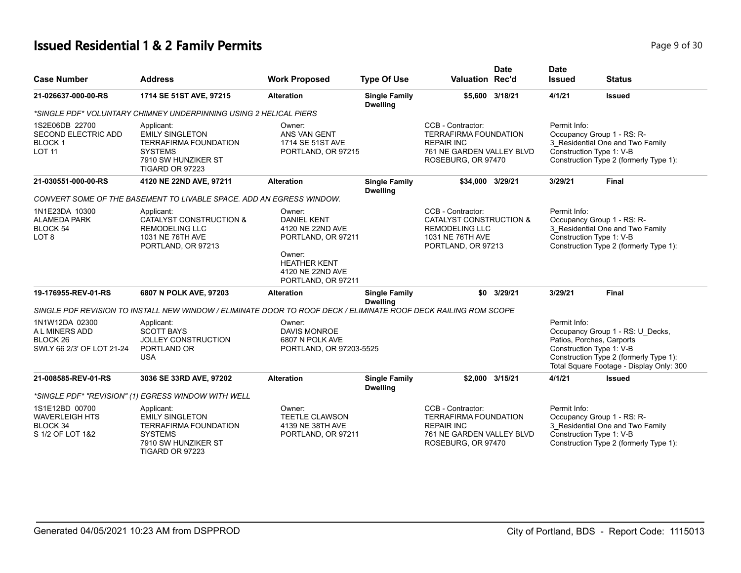# Issued Residential 1 & 2 Family Permits

| Case Number | Address | Work Proposed | Type Of Use | Valuation | Date Rec'd | Date Issued | Status |
|---|---|---|---|---|---|---|---|
| 21-026637-000-00-RS | 1714 SE 51ST AVE, 97215 | Alteration | Single Family Dwelling | $5,600 | 3/18/21 | 4/1/21 | Issued |

*SINGLE PDF* VOLUNTARY CHIMNEY UNDERPINNING USING 2 HELICAL PIERS

| | | | |
|---|---|---|---|
| 1S2E06DB 22700<br>SECOND ELECTRIC ADD<br>BLOCK 1<br>LOT 11 | Applicant:<br>EMILY SINGLETON<br>TERRAFIRMA FOUNDATION SYSTEMS<br>7910 SW HUNZIKER ST<br>TIGARD OR 97223 | Owner:<br>ANS VAN GENT<br>1714 SE 51ST AVE<br>PORTLAND, OR 97215 | CCB - Contractor:<br>TERRAFIRMA FOUNDATION REPAIR INC<br>761 NE GARDEN VALLEY BLVD<br>ROSEBURG, OR 97470 | Permit Info:<br>Occupancy Group 1 - RS: R-3_Residential One and Two Family<br>Construction Type 1: V-B<br>Construction Type 2 (formerly Type 1): |

| Case Number | Address | Work Proposed | Type Of Use | Valuation | Date Rec'd | Date Issued | Status |
|---|---|---|---|---|---|---|---|
| 21-030551-000-00-RS | 4120 NE 22ND AVE, 97211 | Alteration | Single Family Dwelling | $34,000 | 3/29/21 | 3/29/21 | Final |

CONVERT SOME OF THE BASEMENT TO LIVABLE SPACE. ADD AN EGRESS WINDOW.

| | | | |
|---|---|---|---|
| 1N1E23DA 10300<br>ALAMEDA PARK<br>BLOCK 54<br>LOT 8 | Applicant:<br>CATALYST CONSTRUCTION & REMODELING LLC<br>1031 NE 76TH AVE<br>PORTLAND, OR 97213 | Owner:<br>DANIEL KENT<br>4120 NE 22ND AVE<br>PORTLAND, OR 97211<br><br>Owner:<br>HEATHER KENT<br>4120 NE 22ND AVE<br>PORTLAND, OR 97211 | CCB - Contractor:<br>CATALYST CONSTRUCTION & REMODELING LLC<br>1031 NE 76TH AVE<br>PORTLAND, OR 97213 | Permit Info:<br>Occupancy Group 1 - RS: R-3_Residential One and Two Family<br>Construction Type 1: V-B<br>Construction Type 2 (formerly Type 1): |

| Case Number | Address | Work Proposed | Type Of Use | Valuation | Date Rec'd | Date Issued | Status |
|---|---|---|---|---|---|---|---|
| 19-176955-REV-01-RS | 6807 N POLK AVE, 97203 | Alteration | Single Family Dwelling | $0 | 3/29/21 | 3/29/21 | Final |

SINGLE PDF REVISION TO INSTALL NEW WINDOW / ELIMINATE DOOR TO ROOF DECK / ELIMINATE ROOF DECK RAILING ROM SCOPE

| | | | |
|---|---|---|---|
| 1N1W12DA 02300<br>A L MINERS ADD<br>BLOCK 26<br>SWLY 66 2/3' OF LOT 21-24 | Applicant:<br>SCOTT BAYS<br>JOLLEY CONSTRUCTION<br>PORTLAND OR<br>USA | Owner:<br>DAVIS MONROE<br>6807 N POLK AVE<br>PORTLAND, OR 97203-5525 | Permit Info:<br>Occupancy Group 1 - RS: U_Decks, Patios, Porches, Carports<br>Construction Type 1: V-B<br>Construction Type 2 (formerly Type 1):<br>Total Square Footage - Display Only: 300 |

| Case Number | Address | Work Proposed | Type Of Use | Valuation | Date Rec'd | Date Issued | Status |
|---|---|---|---|---|---|---|---|
| 21-008585-REV-01-RS | 3036 SE 33RD AVE, 97202 | Alteration | Single Family Dwelling | $2,000 | 3/15/21 | 4/1/21 | Issued |

*SINGLE PDF* "REVISION" (1) EGRESS WINDOW WITH WELL

| | | | |
|---|---|---|---|
| 1S1E12BD 00700<br>WAVERLEIGH HTS<br>BLOCK 34<br>S 1/2 OF LOT 1&2 | Applicant:<br>EMILY SINGLETON<br>TERRAFIRMA FOUNDATION SYSTEMS<br>7910 SW HUNZIKER ST<br>TIGARD OR 97223 | Owner:<br>TEETLE CLAWSON<br>4139 NE 38TH AVE<br>PORTLAND, OR 97211 | CCB - Contractor:<br>TERRAFIRMA FOUNDATION REPAIR INC<br>761 NE GARDEN VALLEY BLVD<br>ROSEBURG, OR 97470 | Permit Info:<br>Occupancy Group 1 - RS: R-3_Residential One and Two Family<br>Construction Type 1: V-B<br>Construction Type 2 (formerly Type 1): |

Generated 04/05/2021 10:23 AM from DSPPROD

City of Portland, BDS - Report Code: 1115013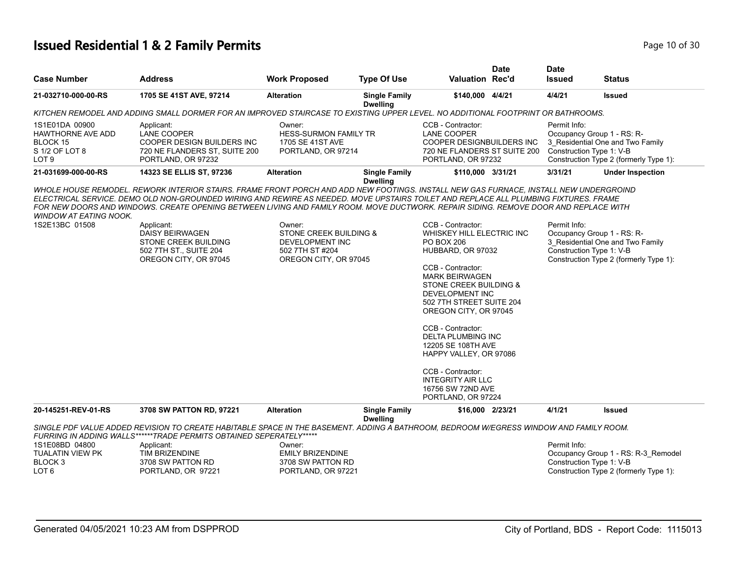# Issued Residential 1 & 2 Family Permits

| Case Number | Address | Work Proposed | Type Of Use | Valuation | Date Rec'd | Date Issued | Status |
|---|---|---|---|---|---|---|---|
| 21-032710-000-00-RS | 1705 SE 41ST AVE, 97214 | Alteration | Single Family Dwelling | $140,000 | 4/4/21 | 4/4/21 | Issued |

*KITCHEN REMODEL AND ADDING SMALL DORMER FOR AN IMPROVED STAIRCASE TO EXISTING UPPER LEVEL. NO ADDITIONAL FOOTPRINT OR BATHROOMS.*

1S1E01DA 00900
HAWTHORNE AVE ADD
BLOCK 15
S 1/2 OF LOT 8
LOT 9

Applicant:
LANE COOPER
COOPER DESIGN BUILDERS INC
720 NE FLANDERS ST, SUITE 200
PORTLAND, OR 97232

Owner:
HESS-SURMON FAMILY TR
1705 SE 41ST AVE
PORTLAND, OR 97214

CCB - Contractor:
LANE COOPER
COOPER DESIGNBUILDERS INC
720 NE FLANDERS ST SUITE 200
PORTLAND, OR 97232

Permit Info:
Occupancy Group 1 - RS: R-3_Residential One and Two Family
Construction Type 1: V-B
Construction Type 2 (formerly Type 1):

| Case Number | Address | Work Proposed | Type Of Use | Valuation | Date Rec'd | Date Issued | Status |
|---|---|---|---|---|---|---|---|
| 21-031699-000-00-RS | 14323 SE ELLIS ST, 97236 | Alteration | Single Family Dwelling | $110,000 | 3/31/21 | 3/31/21 | Under Inspection |

*WHOLE HOUSE REMODEL. REWORK INTERIOR STAIRS. FRAME FRONT PORCH AND ADD NEW FOOTINGS. INSTALL NEW GAS FURNACE, INSTALL NEW UNDERGROIND ELECTRICAL SERVICE. DEMO OLD NON-GROUNDED WIRING AND REWIRE AS NEEDED. MOVE UPSTAIRS TOILET AND REPLACE ALL PLUMBING FIXTURES. FRAME FOR NEW DOORS AND WINDOWS. CREATE OPENING BETWEEN LIVING AND FAMILY ROOM. MOVE DUCTWORK. REPAIR SIDING. REMOVE DOOR AND REPLACE WITH WINDOW AT EATING NOOK.*

1S2E13BC 01508

Applicant:
DAISY BEIRWAGEN
STONE CREEK BUILDING
502 7TH ST., SUITE 204
OREGON CITY, OR 97045

Owner:
STONE CREEK BUILDING & DEVELOPMENT INC
502 7TH ST #204
OREGON CITY, OR 97045

CCB - Contractor:
WHISKEY HILL ELECTRIC INC
PO BOX 206
HUBBARD, OR 97032

CCB - Contractor:
MARK BEIRWAGEN
STONE CREEK BUILDING & DEVELOPMENT INC
502 7TH STREET SUITE 204
OREGON CITY, OR 97045

CCB - Contractor:
DELTA PLUMBING INC
12205 SE 108TH AVE
HAPPY VALLEY, OR 97086

CCB - Contractor:
INTEGRITY AIR LLC
16756 SW 72ND AVE
PORTLAND, OR 97224

Permit Info:
Occupancy Group 1 - RS: R-3_Residential One and Two Family
Construction Type 1: V-B
Construction Type 2 (formerly Type 1):

| Case Number | Address | Work Proposed | Type Of Use | Valuation | Date Rec'd | Date Issued | Status |
|---|---|---|---|---|---|---|---|
| 20-145251-REV-01-RS | 3708 SW PATTON RD, 97221 | Alteration | Single Family Dwelling | $16,000 | 2/23/21 | 4/1/21 | Issued |

*SINGLE PDF VALUE ADDED REVISION TO CREATE HABITABLE SPACE IN THE BASEMENT. ADDING A BATHROOM, BEDROOM W/EGRESS WINDOW AND FAMILY ROOM. FURRING IN ADDING WALLS******TRADE PERMITS OBTAINED SEPERATELY******

1S1E08BD 04800
TUALATIN VIEW PK
BLOCK 3
LOT 6

Applicant:
TIM BRIZENDINE
3708 SW PATTON RD
PORTLAND, OR 97221

Owner:
EMILY BRIZENDINE
3708 SW PATTON RD
PORTLAND, OR 97221

Permit Info:
Occupancy Group 1 - RS: R-3_Remodel
Construction Type 1: V-B
Construction Type 2 (formerly Type 1):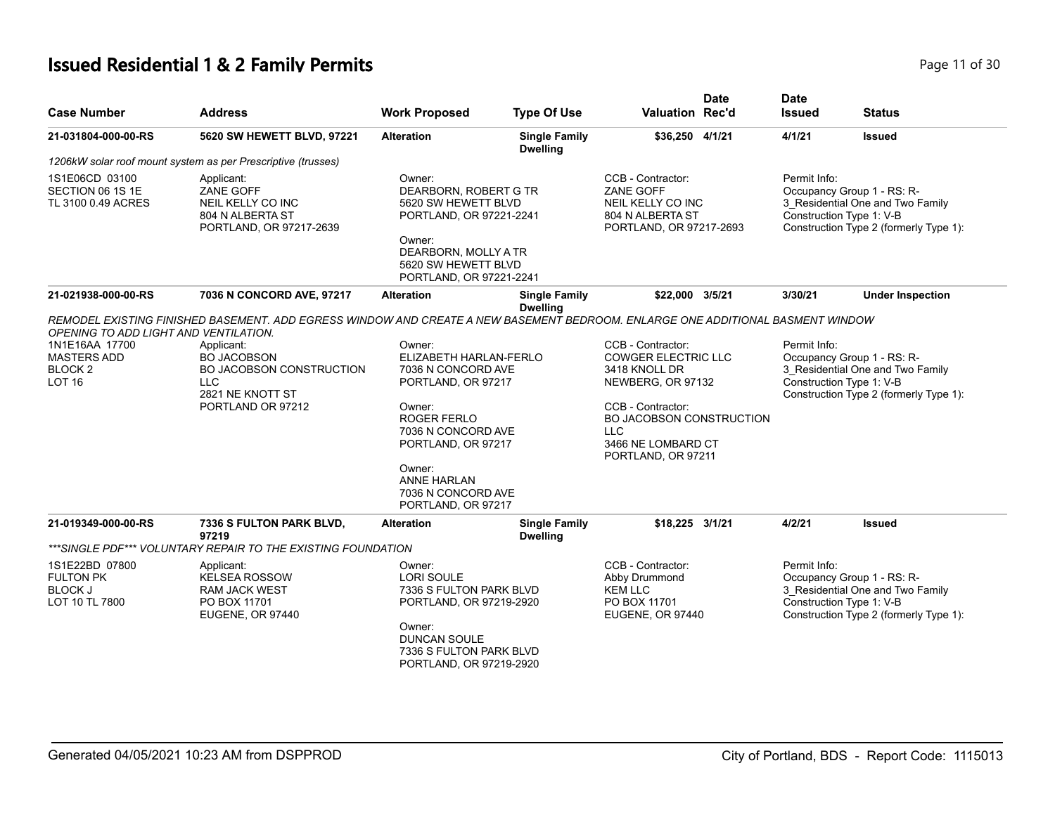# Issued Residential 1 & 2 Family Permits

| Case Number | Address | Work Proposed | Type Of Use | Valuation | Date Rec'd | Date Issued | Status |
|---|---|---|---|---|---|---|---|
| 21-031804-000-00-RS | 5620 SW HEWETT BLVD, 97221 | Alteration | Single Family Dwelling | $36,250 | 4/1/21 | 4/1/21 | Issued |

*1206kW solar roof mount system as per Prescriptive (trusses)*

1S1E06CD 03100
SECTION 06 1S 1E
TL 3100 0.49 ACRES

Applicant:
ZANE GOFF
NEIL KELLY CO INC
804 N ALBERTA ST
PORTLAND, OR 97217-2639

Owner:
DEARBORN, ROBERT G TR
5620 SW HEWETT BLVD
PORTLAND, OR 97221-2241

Owner:
DEARBORN, MOLLY A TR
5620 SW HEWETT BLVD
PORTLAND, OR 97221-2241

CCB - Contractor:
ZANE GOFF
NEIL KELLY CO INC
804 N ALBERTA ST
PORTLAND, OR 97217-2693

Permit Info:
Occupancy Group 1 - RS: R-3_Residential One and Two Family
Construction Type 1: V-B
Construction Type 2 (formerly Type 1):

| Case Number | Address | Work Proposed | Type Of Use | Valuation | Date Rec'd | Date Issued | Status |
|---|---|---|---|---|---|---|---|
| 21-021938-000-00-RS | 7036 N CONCORD AVE, 97217 | Alteration | Single Family Dwelling | $22,000 | 3/5/21 | 3/30/21 | Under Inspection |

*REMODEL EXISTING FINISHED BASEMENT. ADD EGRESS WINDOW AND CREATE A NEW BASEMENT BEDROOM. ENLARGE ONE ADDITIONAL BASMENT WINDOW OPENING TO ADD LIGHT AND VENTILATION.*

1N1E16AA 17700
MASTERS ADD
BLOCK 2
LOT 16

Applicant:
BO JACOBSON
BO JACOBSON CONSTRUCTION LLC
2821 NE KNOTT ST
PORTLAND OR 97212

Owner:
ELIZABETH HARLAN-FERLO
7036 N CONCORD AVE
PORTLAND, OR 97217

Owner:
ROGER FERLO
7036 N CONCORD AVE
PORTLAND, OR 97217

Owner:
ANNE HARLAN
7036 N CONCORD AVE
PORTLAND, OR 97217

CCB - Contractor:
COWGER ELECTRIC LLC
3418 KNOLL DR
NEWBERG, OR 97132

CCB - Contractor:
BO JACOBSON CONSTRUCTION LLC
3466 NE LOMBARD CT
PORTLAND, OR 97211

Permit Info:
Occupancy Group 1 - RS: R-3_Residential One and Two Family
Construction Type 1: V-B
Construction Type 2 (formerly Type 1):

| Case Number | Address | Work Proposed | Type Of Use | Valuation | Date Rec'd | Date Issued | Status |
|---|---|---|---|---|---|---|---|
| 21-019349-000-00-RS | 7336 S FULTON PARK BLVD, 97219 | Alteration | Single Family Dwelling | $18,225 | 3/1/21 | 4/2/21 | Issued |

*\*\*\*SINGLE PDF\*\*\* VOLUNTARY REPAIR TO THE EXISTING FOUNDATION*

1S1E22BD 07800
FULTON PK
BLOCK J
LOT 10 TL 7800

Applicant:
KELSEA ROSSOW
RAM JACK WEST
PO BOX 11701
EUGENE, OR 97440

Owner:
LORI SOULE
7336 S FULTON PARK BLVD
PORTLAND, OR 97219-2920

Owner:
DUNCAN SOULE
7336 S FULTON PARK BLVD
PORTLAND, OR 97219-2920

CCB - Contractor:
Abby Drummond
KEM LLC
PO BOX 11701
EUGENE, OR 97440

Permit Info:
Occupancy Group 1 - RS: R-3_Residential One and Two Family
Construction Type 1: V-B
Construction Type 2 (formerly Type 1):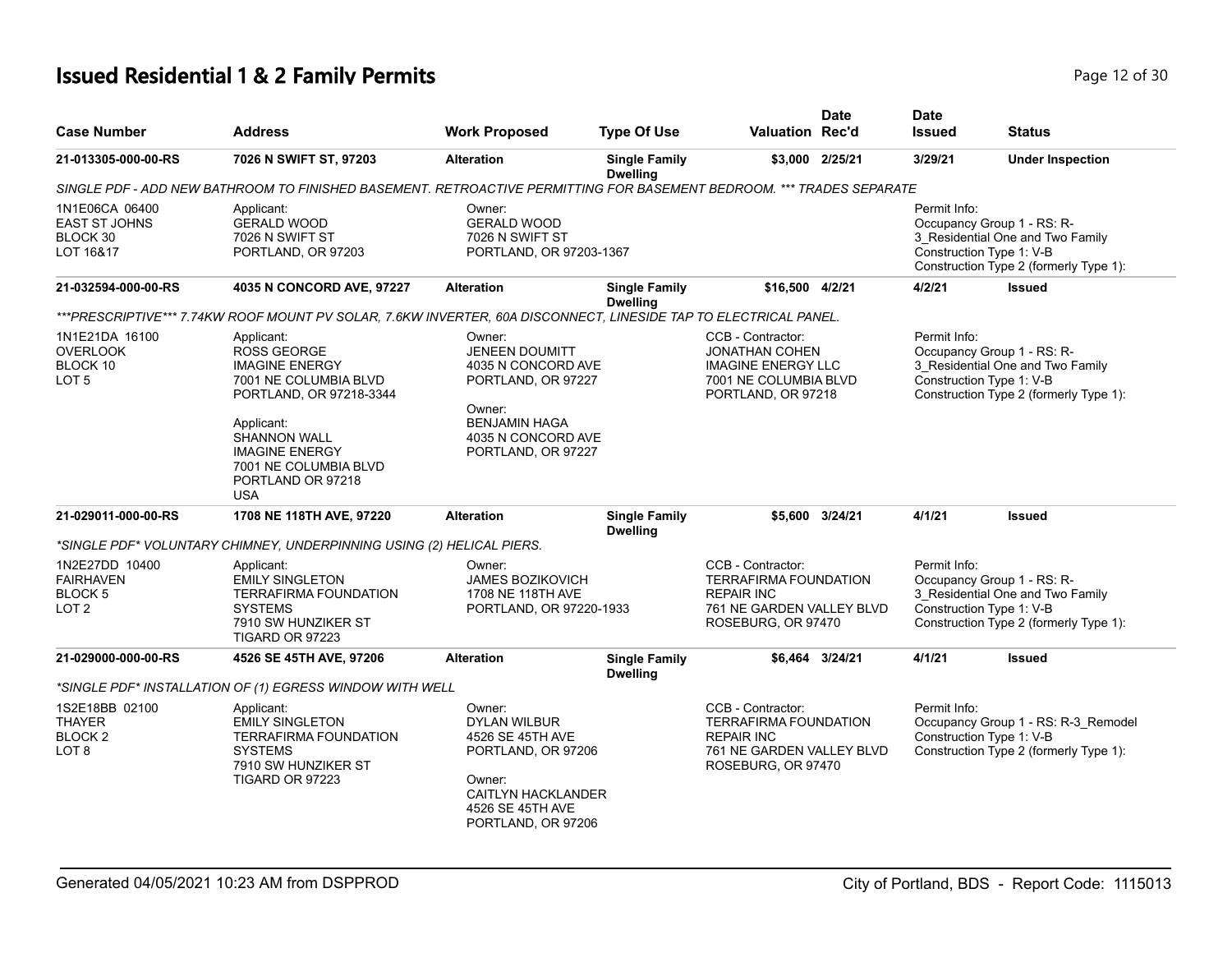## Issued Residential 1 & 2 Family Permits

| Case Number | Address | Work Proposed | Type Of Use | Valuation | Date Rec'd | Date Issued | Status |
|---|---|---|---|---|---|---|---|
| 21-013305-000-00-RS | 7026 N SWIFT ST, 97203 | Alteration | Single Family Dwelling | $3,000 | 2/25/21 | 3/29/21 | Under Inspection |

*SINGLE PDF - ADD NEW BATHROOM TO FINISHED BASEMENT. RETROACTIVE PERMITTING FOR BASEMENT BEDROOM. *** TRADES SEPARATE*

1N1E06CA 06400
EAST ST JOHNS
BLOCK 30
LOT 16&17

Applicant:
GERALD WOOD
7026 N SWIFT ST
PORTLAND, OR 97203

Owner:
GERALD WOOD
7026 N SWIFT ST
PORTLAND, OR 97203-1367

Permit Info:
Occupancy Group 1 - RS: R-3_Residential One and Two Family
Construction Type 1: V-B
Construction Type 2 (formerly Type 1):

| Case Number | Address | Work Proposed | Type Of Use | Valuation | Date Rec'd | Date Issued | Status |
|---|---|---|---|---|---|---|---|
| 21-032594-000-00-RS | 4035 N CONCORD AVE, 97227 | Alteration | Single Family Dwelling | $16,500 | 4/2/21 | 4/2/21 | Issued |

****PRESCRIPTIVE*** 7.74KW ROOF MOUNT PV SOLAR, 7.6KW INVERTER, 60A DISCONNECT, LINESIDE TAP TO ELECTRICAL PANEL.*

1N1E21DA 16100
OVERLOOK
BLOCK 10
LOT 5

Applicant:
ROSS GEORGE
IMAGINE ENERGY
7001 NE COLUMBIA BLVD
PORTLAND, OR 97218-3344

Applicant:
SHANNON WALL
IMAGINE ENERGY
7001 NE COLUMBIA BLVD
PORTLAND OR 97218
USA

Owner:
JENEEN DOUMITT
4035 N CONCORD AVE
PORTLAND, OR 97227

Owner:
BENJAMIN HAGA
4035 N CONCORD AVE
PORTLAND, OR 97227

CCB - Contractor:
JONATHAN COHEN
IMAGINE ENERGY LLC
7001 NE COLUMBIA BLVD
PORTLAND, OR 97218

Permit Info:
Occupancy Group 1 - RS: R-3_Residential One and Two Family
Construction Type 1: V-B
Construction Type 2 (formerly Type 1):

| Case Number | Address | Work Proposed | Type Of Use | Valuation | Date Rec'd | Date Issued | Status |
|---|---|---|---|---|---|---|---|
| 21-029011-000-00-RS | 1708 NE 118TH AVE, 97220 | Alteration | Single Family Dwelling | $5,600 | 3/24/21 | 4/1/21 | Issued |

**SINGLE PDF* VOLUNTARY CHIMNEY, UNDERPINNING USING (2) HELICAL PIERS.*

1N2E27DD 10400
FAIRHAVEN
BLOCK 5
LOT 2

Applicant:
EMILY SINGLETON
TERRAFIRMA FOUNDATION SYSTEMS
7910 SW HUNZIKER ST
TIGARD OR 97223

Owner:
JAMES BOZIKOVICH
1708 NE 118TH AVE
PORTLAND, OR 97220-1933

CCB - Contractor:
TERRAFIRMA FOUNDATION REPAIR INC
761 NE GARDEN VALLEY BLVD
ROSEBURG, OR 97470

Permit Info:
Occupancy Group 1 - RS: R-3_Residential One and Two Family
Construction Type 1: V-B
Construction Type 2 (formerly Type 1):

| Case Number | Address | Work Proposed | Type Of Use | Valuation | Date Rec'd | Date Issued | Status |
|---|---|---|---|---|---|---|---|
| 21-029000-000-00-RS | 4526 SE 45TH AVE, 97206 | Alteration | Single Family Dwelling | $6,464 | 3/24/21 | 4/1/21 | Issued |

**SINGLE PDF* INSTALLATION OF (1) EGRESS WINDOW WITH WELL*

1S2E18BB 02100
THAYER
BLOCK 2
LOT 8

Applicant:
EMILY SINGLETON
TERRAFIRMA FOUNDATION SYSTEMS
7910 SW HUNZIKER ST
TIGARD OR 97223

Owner:
DYLAN WILBUR
4526 SE 45TH AVE
PORTLAND, OR 97206

Owner:
CAITLYN HACKLANDER
4526 SE 45TH AVE
PORTLAND, OR 97206

CCB - Contractor:
TERRAFIRMA FOUNDATION REPAIR INC
761 NE GARDEN VALLEY BLVD
ROSEBURG, OR 97470

Permit Info:
Occupancy Group 1 - RS: R-3_Remodel
Construction Type 1: V-B
Construction Type 2 (formerly Type 1):

Generated 04/05/2021 10:23 AM from DSPPROD — City of Portland, BDS - Report Code: 1115013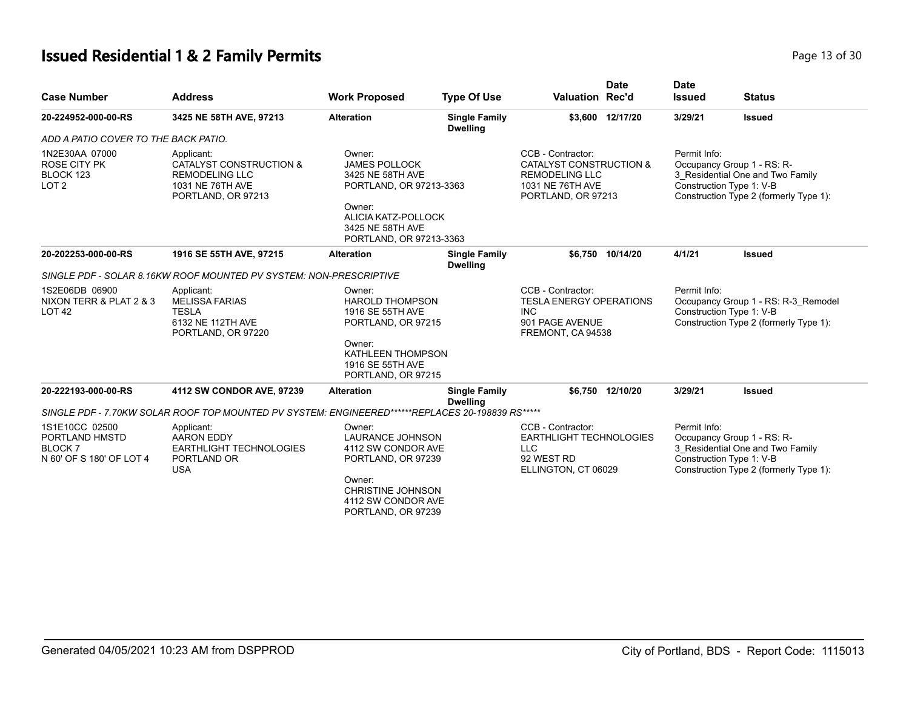# Issued Residential 1 & 2 Family Permits

| Case Number | Address | Work Proposed | Type Of Use | Valuation | Date Rec'd | Date Issued | Status |
|---|---|---|---|---|---|---|---|
| **20-224952-000-00-RS** | **3425 NE 58TH AVE, 97213** | **Alteration** | **Single Family Dwelling** | **$3,600** | **12/17/20** | **3/29/21** | **Issued** |

*ADD A PATIO COVER TO THE BACK PATIO.*

| | | | | |
|---|---|---|---|---|
| 1N2E30AA 07000<br>ROSE CITY PK<br>BLOCK 123<br>LOT 2 | Applicant:<br>CATALYST CONSTRUCTION & REMODELING LLC<br>1031 NE 76TH AVE<br>PORTLAND, OR 97213 | Owner:<br>JAMES POLLOCK<br>3425 NE 58TH AVE<br>PORTLAND, OR 97213-3363<br><br>Owner:<br>ALICIA KATZ-POLLOCK<br>3425 NE 58TH AVE<br>PORTLAND, OR 97213-3363 | CCB - Contractor:<br>CATALYST CONSTRUCTION & REMODELING LLC<br>1031 NE 76TH AVE<br>PORTLAND, OR 97213 | Permit Info:<br>Occupancy Group 1 - RS: R-3_Residential One and Two Family<br>Construction Type 1: V-B<br>Construction Type 2 (formerly Type 1): |

| Case Number | Address | Work Proposed | Type Of Use | Valuation | Date Rec'd | Date Issued | Status |
|---|---|---|---|---|---|---|---|
| **20-202253-000-00-RS** | **1916 SE 55TH AVE, 97215** | **Alteration** | **Single Family Dwelling** | **$6,750** | **10/14/20** | **4/1/21** | **Issued** |

*SINGLE PDF - SOLAR 8.16KW ROOF MOUNTED PV SYSTEM: NON-PRESCRIPTIVE*

| | | | | |
|---|---|---|---|---|
| 1S2E06DB 06900<br>NIXON TERR & PLAT 2 & 3<br>LOT 42 | Applicant:<br>MELISSA FARIAS<br>TESLA<br>6132 NE 112TH AVE<br>PORTLAND, OR 97220 | Owner:<br>HAROLD THOMPSON<br>1916 SE 55TH AVE<br>PORTLAND, OR 97215<br><br>Owner:<br>KATHLEEN THOMPSON<br>1916 SE 55TH AVE<br>PORTLAND, OR 97215 | CCB - Contractor:<br>TESLA ENERGY OPERATIONS INC<br>901 PAGE AVENUE<br>FREMONT, CA 94538 | Permit Info:<br>Occupancy Group 1 - RS: R-3_Remodel<br>Construction Type 1: V-B<br>Construction Type 2 (formerly Type 1): |

| Case Number | Address | Work Proposed | Type Of Use | Valuation | Date Rec'd | Date Issued | Status |
|---|---|---|---|---|---|---|---|
| **20-222193-000-00-RS** | **4112 SW CONDOR AVE, 97239** | **Alteration** | **Single Family Dwelling** | **$6,750** | **12/10/20** | **3/29/21** | **Issued** |

*SINGLE PDF - 7.70KW SOLAR ROOF TOP MOUNTED PV SYSTEM: ENGINEERED******REPLACES 20-198839 RS******

| | | | | |
|---|---|---|---|---|
| 1S1E10CC 02500<br>PORTLAND HMSTD<br>BLOCK 7<br>N 60' OF S 180' OF LOT 4 | Applicant:<br>AARON EDDY<br>EARTHLIGHT TECHNOLOGIES<br>PORTLAND OR<br>USA | Owner:<br>LAURANCE JOHNSON<br>4112 SW CONDOR AVE<br>PORTLAND, OR 97239<br><br>Owner:<br>CHRISTINE JOHNSON<br>4112 SW CONDOR AVE<br>PORTLAND, OR 97239 | CCB - Contractor:<br>EARTHLIGHT TECHNOLOGIES LLC<br>92 WEST RD<br>ELLINGTON, CT 06029 | Permit Info:<br>Occupancy Group 1 - RS: R-3_Residential One and Two Family<br>Construction Type 1: V-B<br>Construction Type 2 (formerly Type 1): |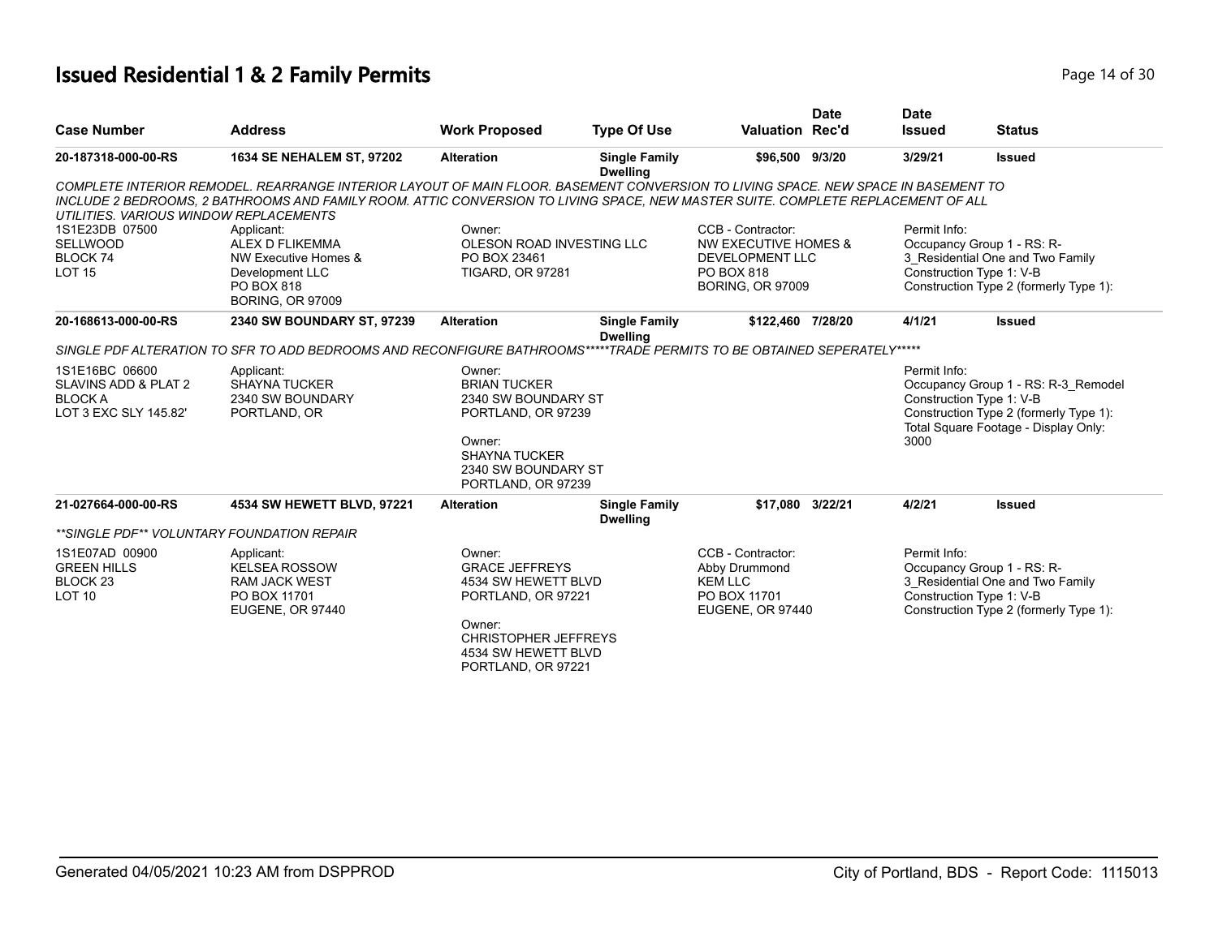# Issued Residential 1 & 2 Family Permits

| Case Number | Address | Work Proposed | Type Of Use | Valuation | Date Rec'd | Date Issued | Status |
|---|---|---|---|---|---|---|---|
| 20-187318-000-00-RS | 1634 SE NEHALEM ST, 97202 | Alteration | Single Family Dwelling | $96,500 | 9/3/20 | 3/29/21 | Issued |

*COMPLETE INTERIOR REMODEL. REARRANGE INTERIOR LAYOUT OF MAIN FLOOR. BASEMENT CONVERSION TO LIVING SPACE. NEW SPACE IN BASEMENT TO INCLUDE 2 BEDROOMS, 2 BATHROOMS AND FAMILY ROOM. ATTIC CONVERSION TO LIVING SPACE, NEW MASTER SUITE. COMPLETE REPLACEMENT OF ALL UTILITIES. VARIOUS WINDOW REPLACEMENTS*

1S1E23DB 07500
SELLWOOD
BLOCK 74
LOT 15

Applicant:
ALEX D FLIKEMMA
NW Executive Homes & Development LLC
PO BOX 818
BORING, OR 97009

Owner:
OLESON ROAD INVESTING LLC
PO BOX 23461
TIGARD, OR 97281

CCB - Contractor:
NW EXECUTIVE HOMES & DEVELOPMENT LLC
PO BOX 818
BORING, OR 97009

Permit Info:
Occupancy Group 1 - RS: R-3_Residential One and Two Family
Construction Type 1: V-B
Construction Type 2 (formerly Type 1):

| Case Number | Address | Work Proposed | Type Of Use | Valuation | Date Rec'd | Date Issued | Status |
|---|---|---|---|---|---|---|---|
| 20-168613-000-00-RS | 2340 SW BOUNDARY ST, 97239 | Alteration | Single Family Dwelling | $122,460 | 7/28/20 | 4/1/21 | Issued |

*SINGLE PDF ALTERATION TO SFR TO ADD BEDROOMS AND RECONFIGURE BATHROOMS*****TRADE PERMITS TO BE OBTAINED SEPERATELY******

1S1E16BC 06600
SLAVINS ADD & PLAT 2
BLOCK A
LOT 3 EXC SLY 145.82'

Applicant:
SHAYNA TUCKER
2340 SW BOUNDARY
PORTLAND, OR

Owner:
BRIAN TUCKER
2340 SW BOUNDARY ST
PORTLAND, OR 97239

Owner:
SHAYNA TUCKER
2340 SW BOUNDARY ST
PORTLAND, OR 97239

Permit Info:
Occupancy Group 1 - RS: R-3_Remodel
Construction Type 1: V-B
Construction Type 2 (formerly Type 1):
Total Square Footage - Display Only: 3000

| Case Number | Address | Work Proposed | Type Of Use | Valuation | Date Rec'd | Date Issued | Status |
|---|---|---|---|---|---|---|---|
| 21-027664-000-00-RS | 4534 SW HEWETT BLVD, 97221 | Alteration | Single Family Dwelling | $17,080 | 3/22/21 | 4/2/21 | Issued |

***SINGLE PDF** VOLUNTARY FOUNDATION REPAIR*

1S1E07AD 00900
GREEN HILLS
BLOCK 23
LOT 10

Applicant:
KELSEA ROSSOW
RAM JACK WEST
PO BOX 11701
EUGENE, OR 97440

Owner:
GRACE JEFFREYS
4534 SW HEWETT BLVD
PORTLAND, OR 97221

Owner:
CHRISTOPHER JEFFREYS
4534 SW HEWETT BLVD
PORTLAND, OR 97221

CCB - Contractor:
Abby Drummond
KEM LLC
PO BOX 11701
EUGENE, OR 97440

Permit Info:
Occupancy Group 1 - RS: R-3_Residential One and Two Family
Construction Type 1: V-B
Construction Type 2 (formerly Type 1):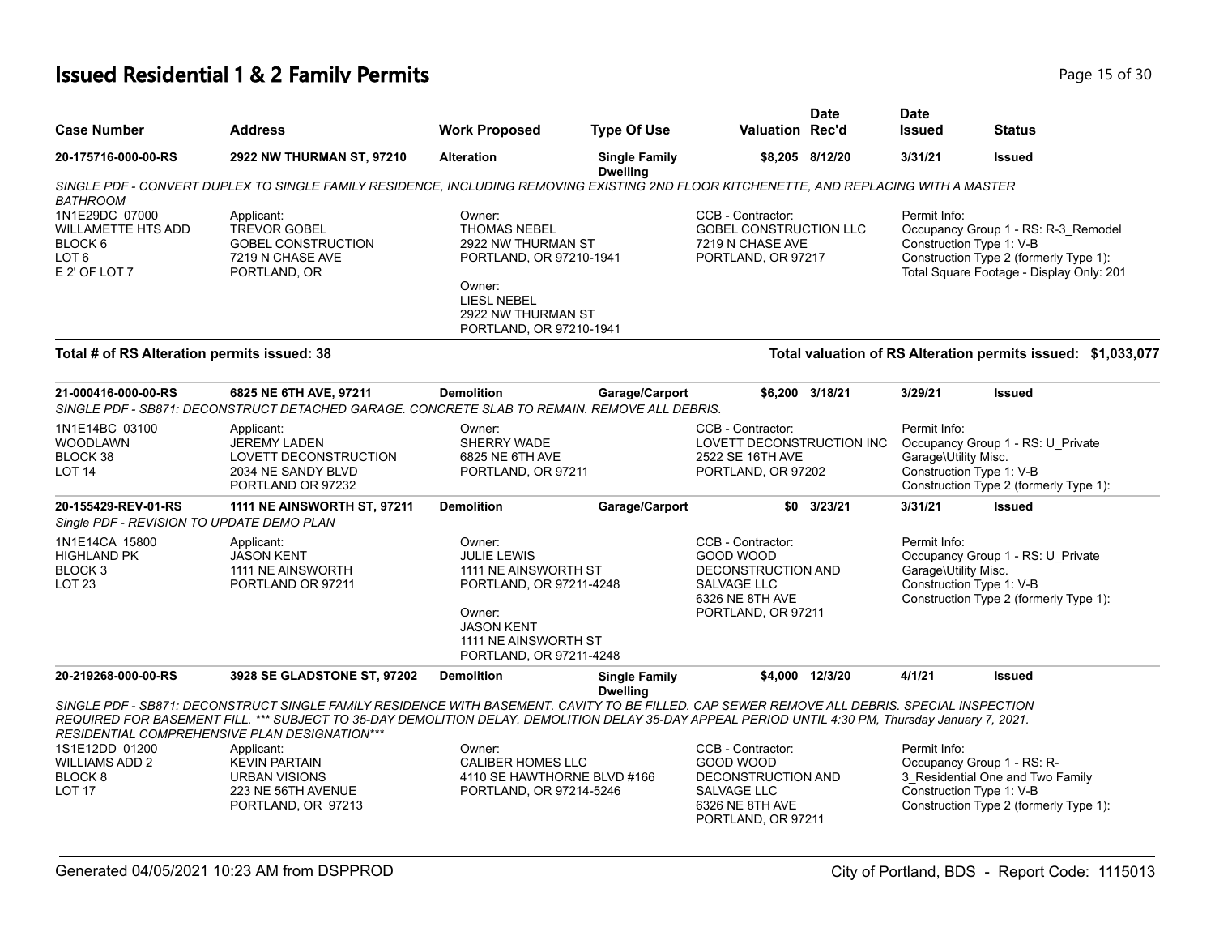# Issued Residential 1 & 2 Family Permits

| Case Number | Address | Work Proposed | Type Of Use | Valuation | Date Rec'd | Date Issued | Status |
|---|---|---|---|---|---|---|---|
| **20-175716-000-00-RS** | **2922 NW THURMAN ST, 97210** | **Alteration** | **Single Family Dwelling** | **$8,205** | **8/12/20** | **3/31/21** | **Issued** |

*SINGLE PDF - CONVERT DUPLEX TO SINGLE FAMILY RESIDENCE, INCLUDING REMOVING EXISTING 2ND FLOOR KITCHENETTE, AND REPLACING WITH A MASTER BATHROOM*

1N1E29DC 07000
WILLAMETTE HTS ADD
BLOCK 6
LOT 6
E 2' OF LOT 7

Applicant:
TREVOR GOBEL
GOBEL CONSTRUCTION
7219 N CHASE AVE
PORTLAND, OR

Owner:
THOMAS NEBEL
2922 NW THURMAN ST
PORTLAND, OR 97210-1941

Owner:
LIESL NEBEL
2922 NW THURMAN ST
PORTLAND, OR 97210-1941

CCB - Contractor:
GOBEL CONSTRUCTION LLC
7219 N CHASE AVE
PORTLAND, OR 97217

Permit Info:
Occupancy Group 1 - RS: R-3_Remodel
Construction Type 1: V-B
Construction Type 2 (formerly Type 1):
Total Square Footage - Display Only: 201

**Total # of RS Alteration permits issued: 38**

**Total valuation of RS Alteration permits issued: $1,033,077**

| Case Number | Address | Work Proposed | Type Of Use | Valuation | Date Rec'd | Date Issued | Status |
|---|---|---|---|---|---|---|---|
| **21-000416-000-00-RS** | **6825 NE 6TH AVE, 97211** | **Demolition** | **Garage/Carport** | **$6,200** | **3/18/21** | **3/29/21** | **Issued** |

*SINGLE PDF - SB871: DECONSTRUCT DETACHED GARAGE. CONCRETE SLAB TO REMAIN. REMOVE ALL DEBRIS.*

1N1E14BC 03100
WOODLAWN
BLOCK 38
LOT 14

Applicant:
JEREMY LADEN
LOVETT DECONSTRUCTION
2034 NE SANDY BLVD
PORTLAND OR 97232

Owner:
SHERRY WADE
6825 NE 6TH AVE
PORTLAND, OR 97211

CCB - Contractor:
LOVETT DECONSTRUCTION INC
2522 SE 16TH AVE
PORTLAND, OR 97202

Permit Info:
Occupancy Group 1 - RS: U_Private Garage\Utility Misc.
Construction Type 1: V-B
Construction Type 2 (formerly Type 1):

| Case Number | Address | Work Proposed | Type Of Use | Valuation | Date Rec'd | Date Issued | Status |
|---|---|---|---|---|---|---|---|
| **20-155429-REV-01-RS** | **1111 NE AINSWORTH ST, 97211** | **Demolition** | **Garage/Carport** | **$0** | **3/23/21** | **3/31/21** | **Issued** |

*Single PDF - REVISION TO UPDATE DEMO PLAN*

1N1E14CA 15800
HIGHLAND PK
BLOCK 3
LOT 23

Applicant:
JASON KENT
1111 NE AINSWORTH
PORTLAND OR 97211

Owner:
JULIE LEWIS
1111 NE AINSWORTH ST
PORTLAND, OR 97211-4248

Owner:
JASON KENT
1111 NE AINSWORTH ST
PORTLAND, OR 97211-4248

CCB - Contractor:
GOOD WOOD
DECONSTRUCTION AND
SALVAGE LLC
6326 NE 8TH AVE
PORTLAND, OR 97211

Permit Info:
Occupancy Group 1 - RS: U_Private Garage\Utility Misc.
Construction Type 1: V-B
Construction Type 2 (formerly Type 1):

| Case Number | Address | Work Proposed | Type Of Use | Valuation | Date Rec'd | Date Issued | Status |
|---|---|---|---|---|---|---|---|
| **20-219268-000-00-RS** | **3928 SE GLADSTONE ST, 97202** | **Demolition** | **Single Family Dwelling** | **$4,000** | **12/3/20** | **4/1/21** | **Issued** |

*SINGLE PDF - SB871: DECONSTRUCT SINGLE FAMILY RESIDENCE WITH BASEMENT. CAVITY TO BE FILLED. CAP SEWER REMOVE ALL DEBRIS. SPECIAL INSPECTION REQUIRED FOR BASEMENT FILL. \*\*\* SUBJECT TO 35-DAY DEMOLITION DELAY. DEMOLITION DELAY 35-DAY APPEAL PERIOD UNTIL 4:30 PM, Thursday January 7, 2021. RESIDENTIAL COMPREHENSIVE PLAN DESIGNATION\*\*\**

1S1E12DD 01200
WILLIAMS ADD 2
BLOCK 8
LOT 17

Applicant:
KEVIN PARTAIN
URBAN VISIONS
223 NE 56TH AVENUE
PORTLAND, OR 97213

Owner:
CALIBER HOMES LLC
4110 SE HAWTHORNE BLVD #166
PORTLAND, OR 97214-5246

CCB - Contractor:
GOOD WOOD
DECONSTRUCTION AND
SALVAGE LLC
6326 NE 8TH AVE
PORTLAND, OR 97211

Permit Info:
Occupancy Group 1 - RS: R-3_Residential One and Two Family
Construction Type 1: V-B
Construction Type 2 (formerly Type 1):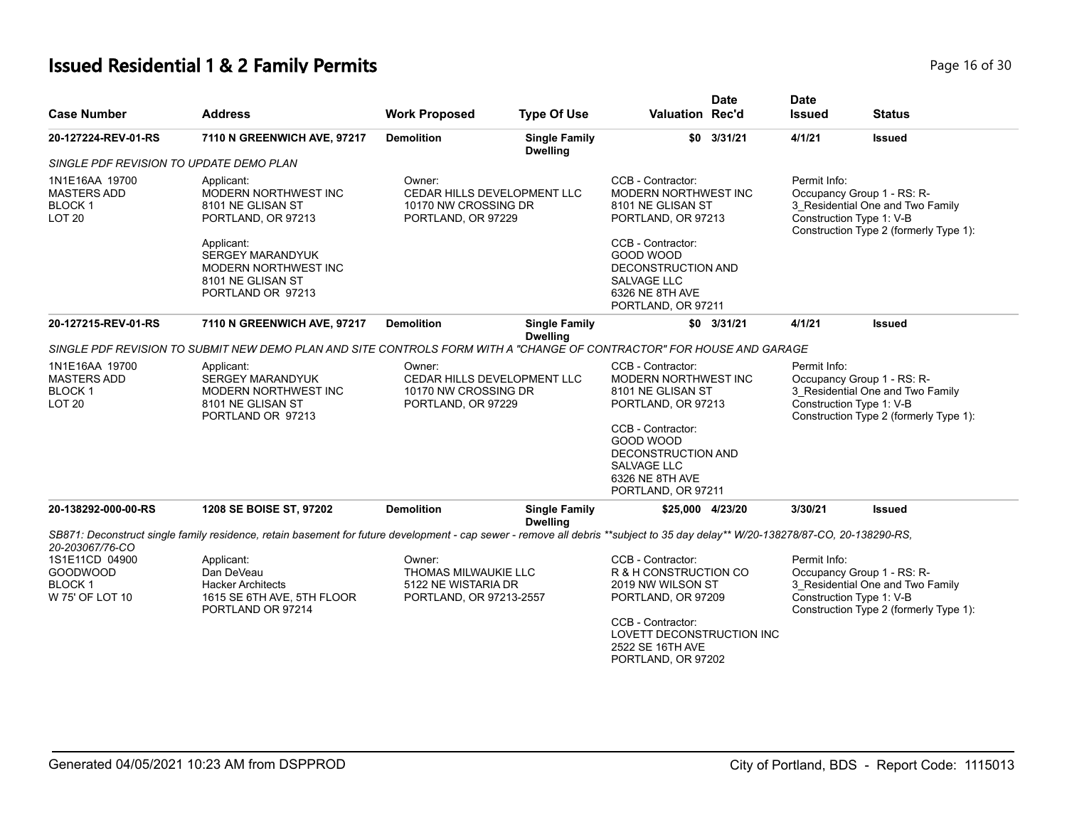# Issued Residential 1 & 2 Family Permits

| Case Number | Address | Work Proposed | Type Of Use | Valuation | Date Rec'd | Date Issued | Status |
|---|---|---|---|---|---|---|---|
| **20-127224-REV-01-RS** | **7110 N GREENWICH AVE, 97217** | **Demolition** | **Single Family Dwelling** | **$0** | **3/31/21** | **4/1/21** | **Issued** |

*SINGLE PDF REVISION TO UPDATE DEMO PLAN*

1N1E16AA 19700
MASTERS ADD
BLOCK 1
LOT 20

Applicant:
MODERN NORTHWEST INC
8101 NE GLISAN ST
PORTLAND, OR 97213

Applicant:
SERGEY MARANDYUK
MODERN NORTHWEST INC
8101 NE GLISAN ST
PORTLAND OR 97213

Owner:
CEDAR HILLS DEVELOPMENT LLC
10170 NW CROSSING DR
PORTLAND, OR 97229

CCB - Contractor:
MODERN NORTHWEST INC
8101 NE GLISAN ST
PORTLAND, OR 97213

CCB - Contractor:
GOOD WOOD
DECONSTRUCTION AND
SALVAGE LLC
6326 NE 8TH AVE
PORTLAND, OR 97211

Permit Info:
Occupancy Group 1 - RS: R-3_Residential One and Two Family
Construction Type 1: V-B
Construction Type 2 (formerly Type 1):

| Case Number | Address | Work Proposed | Type Of Use | Valuation | Date Rec'd | Date Issued | Status |
|---|---|---|---|---|---|---|---|
| **20-127215-REV-01-RS** | **7110 N GREENWICH AVE, 97217** | **Demolition** | **Single Family Dwelling** | **$0** | **3/31/21** | **4/1/21** | **Issued** |

*SINGLE PDF REVISION TO SUBMIT NEW DEMO PLAN AND SITE CONTROLS FORM WITH A "CHANGE OF CONTRACTOR" FOR HOUSE AND GARAGE*

1N1E16AA 19700
MASTERS ADD
BLOCK 1
LOT 20

Applicant:
SERGEY MARANDYUK
MODERN NORTHWEST INC
8101 NE GLISAN ST
PORTLAND OR 97213

Owner:
CEDAR HILLS DEVELOPMENT LLC
10170 NW CROSSING DR
PORTLAND, OR 97229

CCB - Contractor:
MODERN NORTHWEST INC
8101 NE GLISAN ST
PORTLAND, OR 97213

CCB - Contractor:
GOOD WOOD
DECONSTRUCTION AND
SALVAGE LLC
6326 NE 8TH AVE
PORTLAND, OR 97211

Permit Info:
Occupancy Group 1 - RS: R-3_Residential One and Two Family
Construction Type 1: V-B
Construction Type 2 (formerly Type 1):

| Case Number | Address | Work Proposed | Type Of Use | Valuation | Date Rec'd | Date Issued | Status |
|---|---|---|---|---|---|---|---|
| **20-138292-000-00-RS** | **1208 SE BOISE ST, 97202** | **Demolition** | **Single Family Dwelling** | **$25,000** | **4/23/20** | **3/30/21** | **Issued** |

*SB871: Deconstruct single family residence, retain basement for future development - cap sewer - remove all debris **subject to 35 day delay** W/20-138278/87-CO, 20-138290-RS, 20-203067/76-CO*

1S1E11CD 04900
GOODWOOD
BLOCK 1
W 75' OF LOT 10

Applicant:
Dan DeVeau
Hacker Architects
1615 SE 6TH AVE, 5TH FLOOR
PORTLAND OR 97214

Owner:
THOMAS MILWAUKIE LLC
5122 NE WISTARIA DR
PORTLAND, OR 97213-2557

CCB - Contractor:
R & H CONSTRUCTION CO
2019 NW WILSON ST
PORTLAND, OR 97209

CCB - Contractor:
LOVETT DECONSTRUCTION INC
2522 SE 16TH AVE
PORTLAND, OR 97202

Permit Info:
Occupancy Group 1 - RS: R-3_Residential One and Two Family
Construction Type 1: V-B
Construction Type 2 (formerly Type 1):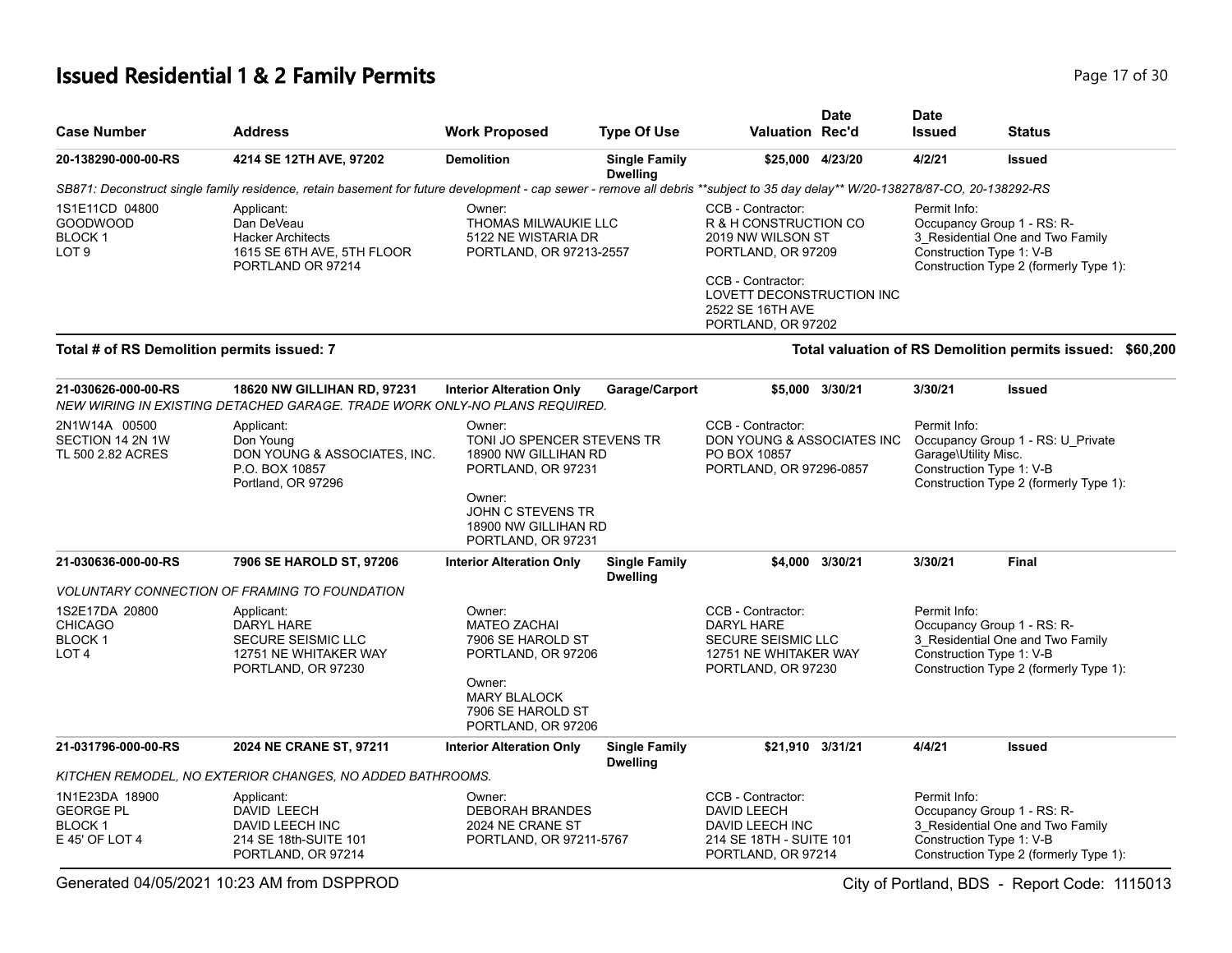# Issued Residential 1 & 2 Family Permits

| Case Number | Address | Work Proposed | Type Of Use | Valuation | Date Rec'd | Date Issued | Status |
|---|---|---|---|---|---|---|---|
| 20-138290-000-00-RS | 4214 SE 12TH AVE, 97202 | Demolition | Single Family Dwelling | $25,000 | 4/23/20 | 4/2/21 | Issued |

*SB871: Deconstruct single family residence, retain basement for future development - cap sewer - remove all debris **subject to 35 day delay** W/20-138278/87-CO, 20-138292-RS*

1S1E11CD 04800
GOODWOOD
BLOCK 1
LOT 9

Applicant:
Dan DeVeau
Hacker Architects
1615 SE 6TH AVE, 5TH FLOOR
PORTLAND OR 97214

Owner:
THOMAS MILWAUKIE LLC
5122 NE WISTARIA DR
PORTLAND, OR 97213-2557

CCB - Contractor:
R & H CONSTRUCTION CO
2019 NW WILSON ST
PORTLAND, OR 97209

CCB - Contractor:
LOVETT DECONSTRUCTION INC
2522 SE 16TH AVE
PORTLAND, OR 97202

Permit Info:
Occupancy Group 1 - RS: R-3_Residential One and Two Family
Construction Type 1: V-B
Construction Type 2 (formerly Type 1):

**Total # of RS Demolition permits issued: 7**

**Total valuation of RS Demolition permits issued: $60,200**

| Case Number | Address | Work Proposed | Type Of Use | Valuation | Date Rec'd | Date Issued | Status |
|---|---|---|---|---|---|---|---|
| 21-030626-000-00-RS | 18620 NW GILLIHAN RD, 97231 | Interior Alteration Only | Garage/Carport | $5,000 | 3/30/21 | 3/30/21 | Issued |

*NEW WIRING IN EXISTING DETACHED GARAGE. TRADE WORK ONLY-NO PLANS REQUIRED.*

2N1W14A 00500
SECTION 14 2N 1W
TL 500 2.82 ACRES

Applicant:
Don Young
DON YOUNG & ASSOCIATES, INC.
P.O. BOX 10857
Portland, OR 97296

Owner:
TONI JO SPENCER STEVENS TR
18900 NW GILLIHAN RD
PORTLAND, OR 97231

Owner:
JOHN C STEVENS TR
18900 NW GILLIHAN RD
PORTLAND, OR 97231

CCB - Contractor:
DON YOUNG & ASSOCIATES INC
PO BOX 10857
PORTLAND, OR 97296-0857

Permit Info:
Occupancy Group 1 - RS: U_Private Garage\Utility Misc.
Construction Type 1: V-B
Construction Type 2 (formerly Type 1):

| Case Number | Address | Work Proposed | Type Of Use | Valuation | Date Rec'd | Date Issued | Status |
|---|---|---|---|---|---|---|---|
| 21-030636-000-00-RS | 7906 SE HAROLD ST, 97206 | Interior Alteration Only | Single Family Dwelling | $4,000 | 3/30/21 | 3/30/21 | Final |

*VOLUNTARY CONNECTION OF FRAMING TO FOUNDATION*

1S2E17DA 20800
CHICAGO
BLOCK 1
LOT 4

Applicant:
DARYL HARE
SECURE SEISMIC LLC
12751 NE WHITAKER WAY
PORTLAND, OR 97230

Owner:
MATEO ZACHAI
7906 SE HAROLD ST
PORTLAND, OR 97206

Owner:
MARY BLALOCK
7906 SE HAROLD ST
PORTLAND, OR 97206

CCB - Contractor:
DARYL HARE
SECURE SEISMIC LLC
12751 NE WHITAKER WAY
PORTLAND, OR 97230

Permit Info:
Occupancy Group 1 - RS: R-3_Residential One and Two Family
Construction Type 1: V-B
Construction Type 2 (formerly Type 1):

| Case Number | Address | Work Proposed | Type Of Use | Valuation | Date Rec'd | Date Issued | Status |
|---|---|---|---|---|---|---|---|
| 21-031796-000-00-RS | 2024 NE CRANE ST, 97211 | Interior Alteration Only | Single Family Dwelling | $21,910 | 3/31/21 | 4/4/21 | Issued |

*KITCHEN REMODEL, NO EXTERIOR CHANGES, NO ADDED BATHROOMS.*

1N1E23DA 18900
GEORGE PL
BLOCK 1
E 45' OF LOT 4

Applicant:
DAVID LEECH
DAVID LEECH INC
214 SE 18th-SUITE 101
PORTLAND, OR 97214

Owner:
DEBORAH BRANDES
2024 NE CRANE ST
PORTLAND, OR 97211-5767

CCB - Contractor:
DAVID LEECH
DAVID LEECH INC
214 SE 18TH - SUITE 101
PORTLAND, OR 97214

Permit Info:
Occupancy Group 1 - RS: R-3_Residential One and Two Family
Construction Type 1: V-B
Construction Type 2 (formerly Type 1):

Generated 04/05/2021 10:23 AM from DSPPROD

City of Portland, BDS - Report Code: 1115013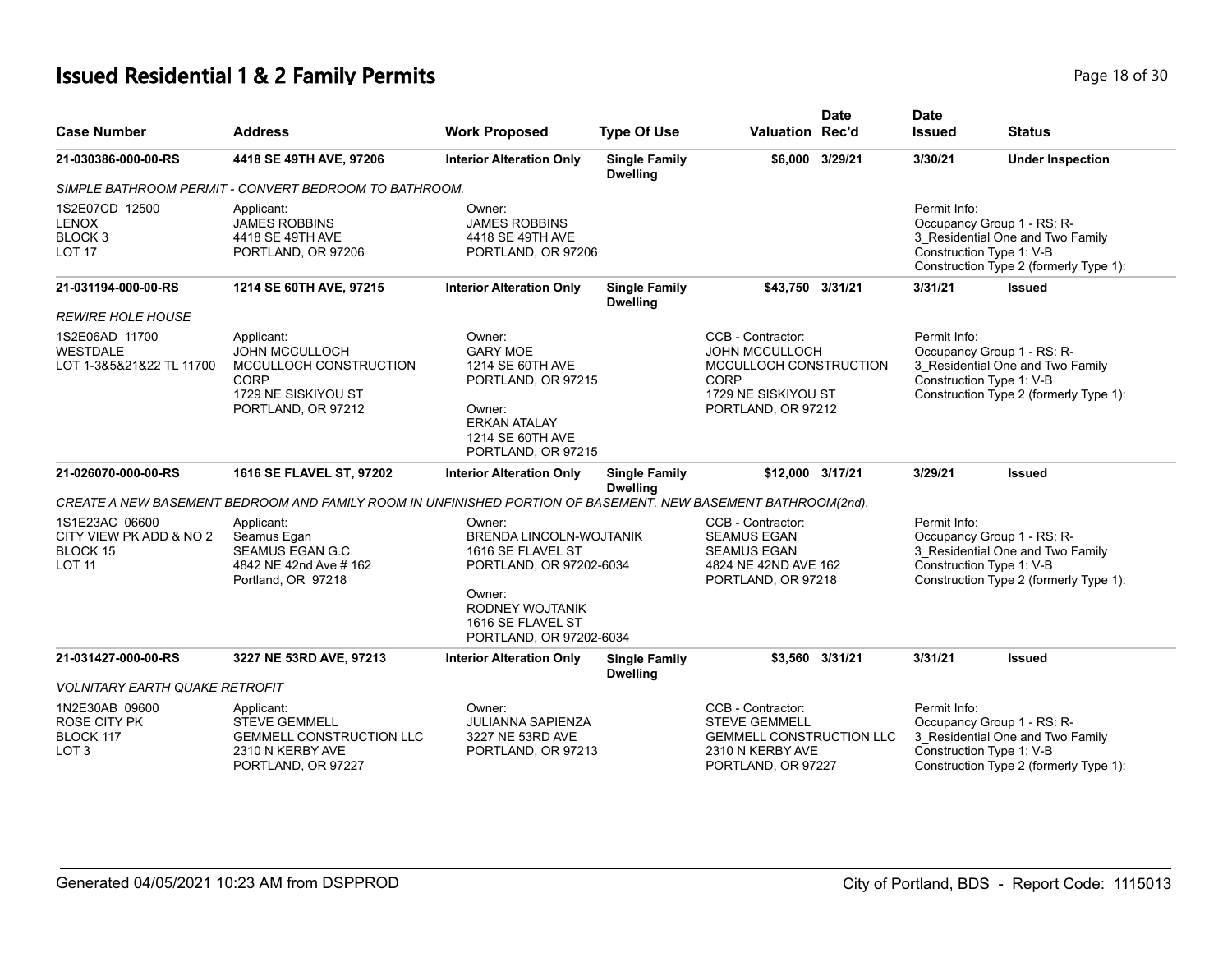# Issued Residential 1 & 2 Family Permits

| Case Number | Address | Work Proposed | Type Of Use | Valuation | Date Rec'd | Date Issued | Status |
|---|---|---|---|---|---|---|---|
| 21-030386-000-00-RS | 4418 SE 49TH AVE, 97206 | Interior Alteration Only | Single Family Dwelling | $6,000 | 3/29/21 | 3/30/21 | Under Inspection |

*SIMPLE BATHROOM PERMIT - CONVERT BEDROOM TO BATHROOM.*

1S2E07CD 12500
LENOX
BLOCK 3
LOT 17

Applicant:
JAMES ROBBINS
4418 SE 49TH AVE
PORTLAND, OR 97206

Owner:
JAMES ROBBINS
4418 SE 49TH AVE
PORTLAND, OR 97206

Permit Info:
Occupancy Group 1 - RS: R-3_Residential One and Two Family
Construction Type 1: V-B
Construction Type 2 (formerly Type 1):

| Case Number | Address | Work Proposed | Type Of Use | Valuation | Date Rec'd | Date Issued | Status |
|---|---|---|---|---|---|---|---|
| 21-031194-000-00-RS | 1214 SE 60TH AVE, 97215 | Interior Alteration Only | Single Family Dwelling | $43,750 | 3/31/21 | 3/31/21 | Issued |

*REWIRE HOLE HOUSE*

1S2E06AD 11700
WESTDALE
LOT 1-3&5&21&22 TL 11700

Applicant:
JOHN MCCULLOCH
MCCULLOCH CONSTRUCTION CORP
1729 NE SISKIYOU ST
PORTLAND, OR 97212

Owner:
GARY MOE
1214 SE 60TH AVE
PORTLAND, OR 97215

Owner:
ERKAN ATALAY
1214 SE 60TH AVE
PORTLAND, OR 97215

CCB - Contractor:
JOHN MCCULLOCH
MCCULLOCH CONSTRUCTION CORP
1729 NE SISKIYOU ST
PORTLAND, OR 97212

Permit Info:
Occupancy Group 1 - RS: R-3_Residential One and Two Family
Construction Type 1: V-B
Construction Type 2 (formerly Type 1):

| Case Number | Address | Work Proposed | Type Of Use | Valuation | Date Rec'd | Date Issued | Status |
|---|---|---|---|---|---|---|---|
| 21-026070-000-00-RS | 1616 SE FLAVEL ST, 97202 | Interior Alteration Only | Single Family Dwelling | $12,000 | 3/17/21 | 3/29/21 | Issued |

*CREATE A NEW BASEMENT BEDROOM AND FAMILY ROOM IN UNFINISHED PORTION OF BASEMENT. NEW BASEMENT BATHROOM(2nd).*

1S1E23AC 06600
CITY VIEW PK ADD & NO 2
BLOCK 15
LOT 11

Applicant:
Seamus Egan
SEAMUS EGAN G.C.
4842 NE 42nd Ave # 162
Portland, OR 97218

Owner:
BRENDA LINCOLN-WOJTANIK
1616 SE FLAVEL ST
PORTLAND, OR 97202-6034

Owner:
RODNEY WOJTANIK
1616 SE FLAVEL ST
PORTLAND, OR 97202-6034

CCB - Contractor:
SEAMUS EGAN
SEAMUS EGAN
4824 NE 42ND AVE 162
PORTLAND, OR 97218

Permit Info:
Occupancy Group 1 - RS: R-3_Residential One and Two Family
Construction Type 1: V-B
Construction Type 2 (formerly Type 1):

| Case Number | Address | Work Proposed | Type Of Use | Valuation | Date Rec'd | Date Issued | Status |
|---|---|---|---|---|---|---|---|
| 21-031427-000-00-RS | 3227 NE 53RD AVE, 97213 | Interior Alteration Only | Single Family Dwelling | $3,560 | 3/31/21 | 3/31/21 | Issued |

*VOLNITARY EARTH QUAKE RETROFIT*

1N2E30AB 09600
ROSE CITY PK
BLOCK 117
LOT 3

Applicant:
STEVE GEMMELL
GEMMELL CONSTRUCTION LLC
2310 N KERBY AVE
PORTLAND, OR 97227

Owner:
JULIANNA SAPIENZA
3227 NE 53RD AVE
PORTLAND, OR 97213

CCB - Contractor:
STEVE GEMMELL
GEMMELL CONSTRUCTION LLC
2310 N KERBY AVE
PORTLAND, OR 97227

Permit Info:
Occupancy Group 1 - RS: R-3_Residential One and Two Family
Construction Type 1: V-B
Construction Type 2 (formerly Type 1):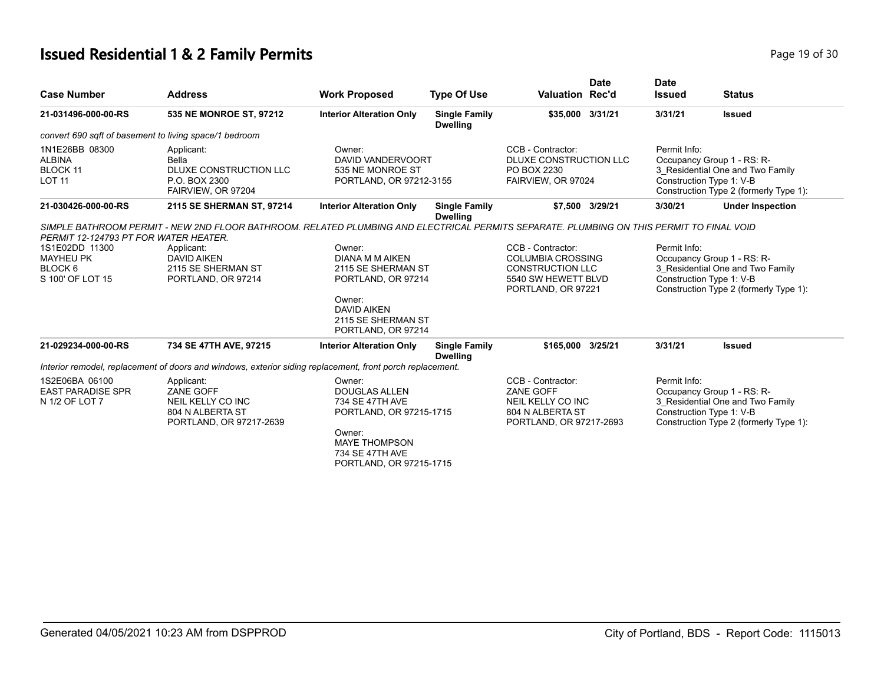# Issued Residential 1 & 2 Family Permits

| Case Number | Address | Work Proposed | Type Of Use | Valuation | Date Rec'd | Date Issued | Status |
|---|---|---|---|---|---|---|---|
| 21-031496-000-00-RS | 535 NE MONROE ST, 97212 | Interior Alteration Only | Single Family Dwelling | $35,000 | 3/31/21 | 3/31/21 | Issued |

*convert 690 sqft of basement to living space/1 bedroom*

1N1E26BB 08300
ALBINA
BLOCK 11
LOT 11

Applicant:
Bella
DLUXE CONSTRUCTION LLC
P.O. BOX 2300
FAIRVIEW, OR 97204

Owner:
DAVID VANDERVOORT
535 NE MONROE ST
PORTLAND, OR 97212-3155

CCB - Contractor:
DLUXE CONSTRUCTION LLC
PO BOX 2230
FAIRVIEW, OR 97024

Permit Info:
Occupancy Group 1 - RS: R-3_Residential One and Two Family
Construction Type 1: V-B
Construction Type 2 (formerly Type 1):

| Case Number | Address | Work Proposed | Type Of Use | Valuation | Date Rec'd | Date Issued | Status |
|---|---|---|---|---|---|---|---|
| 21-030426-000-00-RS | 2115 SE SHERMAN ST, 97214 | Interior Alteration Only | Single Family Dwelling | $7,500 | 3/29/21 | 3/30/21 | Under Inspection |

*SIMPLE BATHROOM PERMIT - NEW 2ND FLOOR BATHROOM. RELATED PLUMBING AND ELECTRICAL PERMITS SEPARATE. PLUMBING ON THIS PERMIT TO FINAL VOID PERMIT 12-124793 PT FOR WATER HEATER.*

1S1E02DD 11300
MAYHEU PK
BLOCK 6
S 100' OF LOT 15

Applicant:
DAVID AIKEN
2115 SE SHERMAN ST
PORTLAND, OR 97214

Owner:
DIANA M M AIKEN
2115 SE SHERMAN ST
PORTLAND, OR 97214

Owner:
DAVID AIKEN
2115 SE SHERMAN ST
PORTLAND, OR 97214

CCB - Contractor:
COLUMBIA CROSSING CONSTRUCTION LLC
5540 SW HEWETT BLVD
PORTLAND, OR 97221

Permit Info:
Occupancy Group 1 - RS: R-3_Residential One and Two Family
Construction Type 1: V-B
Construction Type 2 (formerly Type 1):

| Case Number | Address | Work Proposed | Type Of Use | Valuation | Date Rec'd | Date Issued | Status |
|---|---|---|---|---|---|---|---|
| 21-029234-000-00-RS | 734 SE 47TH AVE, 97215 | Interior Alteration Only | Single Family Dwelling | $165,000 | 3/25/21 | 3/31/21 | Issued |

*Interior remodel, replacement of doors and windows, exterior siding replacement, front porch replacement.*

1S2E06BA 06100
EAST PARADISE SPR
N 1/2 OF LOT 7

Applicant:
ZANE GOFF
NEIL KELLY CO INC
804 N ALBERTA ST
PORTLAND, OR 97217-2639

Owner:
DOUGLAS ALLEN
734 SE 47TH AVE
PORTLAND, OR 97215-1715

Owner:
MAYE THOMPSON
734 SE 47TH AVE
PORTLAND, OR 97215-1715

CCB - Contractor:
ZANE GOFF
NEIL KELLY CO INC
804 N ALBERTA ST
PORTLAND, OR 97217-2693

Permit Info:
Occupancy Group 1 - RS: R-3_Residential One and Two Family
Construction Type 1: V-B
Construction Type 2 (formerly Type 1):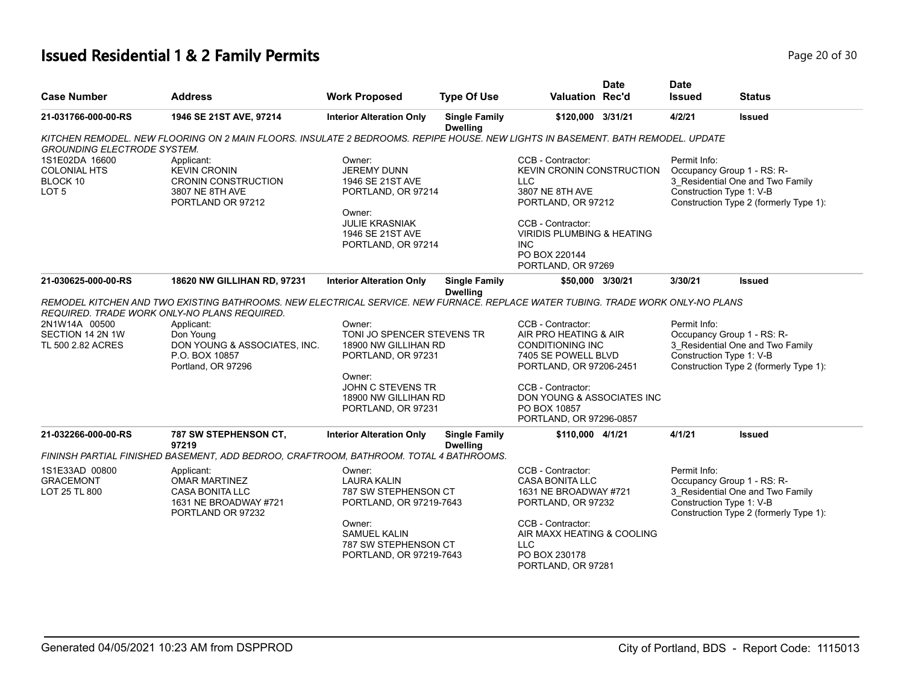# Issued Residential 1 & 2 Family Permits

| Case Number | Address | Work Proposed | Type Of Use | Valuation | Date Rec'd | Date Issued | Status |
|---|---|---|---|---|---|---|---|
| 21-031766-000-00-RS | 1946 SE 21ST AVE, 97214 | Interior Alteration Only | Single Family Dwelling | $120,000 | 3/31/21 | 4/2/21 | Issued |

*KITCHEN REMODEL. NEW FLOORING ON 2 MAIN FLOORS. INSULATE 2 BEDROOMS. REPIPE HOUSE. NEW LIGHTS IN BASEMENT. BATH REMODEL. UPDATE GROUNDING ELECTRODE SYSTEM.*

1S1E02DA 16600
COLONIAL HTS
BLOCK 10
LOT 5

Applicant:
KEVIN CRONIN
CRONIN CONSTRUCTION
3807 NE 8TH AVE
PORTLAND OR 97212

Owner:
JEREMY DUNN
1946 SE 21ST AVE
PORTLAND, OR 97214

Owner:
JULIE KRASNIAK
1946 SE 21ST AVE
PORTLAND, OR 97214

CCB - Contractor:
KEVIN CRONIN CONSTRUCTION LLC
3807 NE 8TH AVE
PORTLAND, OR 97212

CCB - Contractor:
VIRIDIS PLUMBING & HEATING INC
PO BOX 220144
PORTLAND, OR 97269

Permit Info:
Occupancy Group 1 - RS: R-3_Residential One and Two Family
Construction Type 1: V-B
Construction Type 2 (formerly Type 1):

| Case Number | Address | Work Proposed | Type Of Use | Valuation | Date Rec'd | Date Issued | Status |
|---|---|---|---|---|---|---|---|
| 21-030625-000-00-RS | 18620 NW GILLIHAN RD, 97231 | Interior Alteration Only | Single Family Dwelling | $50,000 | 3/30/21 | 3/30/21 | Issued |

*REMODEL KITCHEN AND TWO EXISTING BATHROOMS. NEW ELECTRICAL SERVICE. NEW FURNACE. REPLACE WATER TUBING. TRADE WORK ONLY-NO PLANS REQUIRED. TRADE WORK ONLY-NO PLANS REQUIRED.*

2N1W14A 00500
SECTION 14 2N 1W
TL 500 2.82 ACRES

Applicant:
Don Young
DON YOUNG & ASSOCIATES, INC.
P.O. BOX 10857
Portland, OR 97296

Owner:
TONI JO SPENCER STEVENS TR
18900 NW GILLIHAN RD
PORTLAND, OR 97231

Owner:
JOHN C STEVENS TR
18900 NW GILLIHAN RD
PORTLAND, OR 97231

CCB - Contractor:
AIR PRO HEATING & AIR CONDITIONING INC
7405 SE POWELL BLVD
PORTLAND, OR 97206-2451

CCB - Contractor:
DON YOUNG & ASSOCIATES INC
PO BOX 10857
PORTLAND, OR 97296-0857

Permit Info:
Occupancy Group 1 - RS: R-3_Residential One and Two Family
Construction Type 1: V-B
Construction Type 2 (formerly Type 1):

| Case Number | Address | Work Proposed | Type Of Use | Valuation | Date Rec'd | Date Issued | Status |
|---|---|---|---|---|---|---|---|
| 21-032266-000-00-RS | 787 SW STEPHENSON CT, 97219 | Interior Alteration Only | Single Family Dwelling | $110,000 | 4/1/21 | 4/1/21 | Issued |

*FININSH PARTIAL FINISHED BASEMENT, ADD BEDROO, CRAFTROOM, BATHROOM. TOTAL 4 BATHROOMS.*

1S1E33AD 00800
GRACEMONT
LOT 25 TL 800

Applicant:
OMAR MARTINEZ
CASA BONITA LLC
1631 NE BROADWAY #721
PORTLAND OR 97232

Owner:
LAURA KALIN
787 SW STEPHENSON CT
PORTLAND, OR 97219-7643

Owner:
SAMUEL KALIN
787 SW STEPHENSON CT
PORTLAND, OR 97219-7643

CCB - Contractor:
CASA BONITA LLC
1631 NE BROADWAY #721
PORTLAND, OR 97232

CCB - Contractor:
AIR MAXX HEATING & COOLING LLC
PO BOX 230178
PORTLAND, OR 97281

Permit Info:
Occupancy Group 1 - RS: R-3_Residential One and Two Family
Construction Type 1: V-B
Construction Type 2 (formerly Type 1):

Generated 04/05/2021 10:23 AM from DSPPROD

City of Portland, BDS - Report Code: 1115013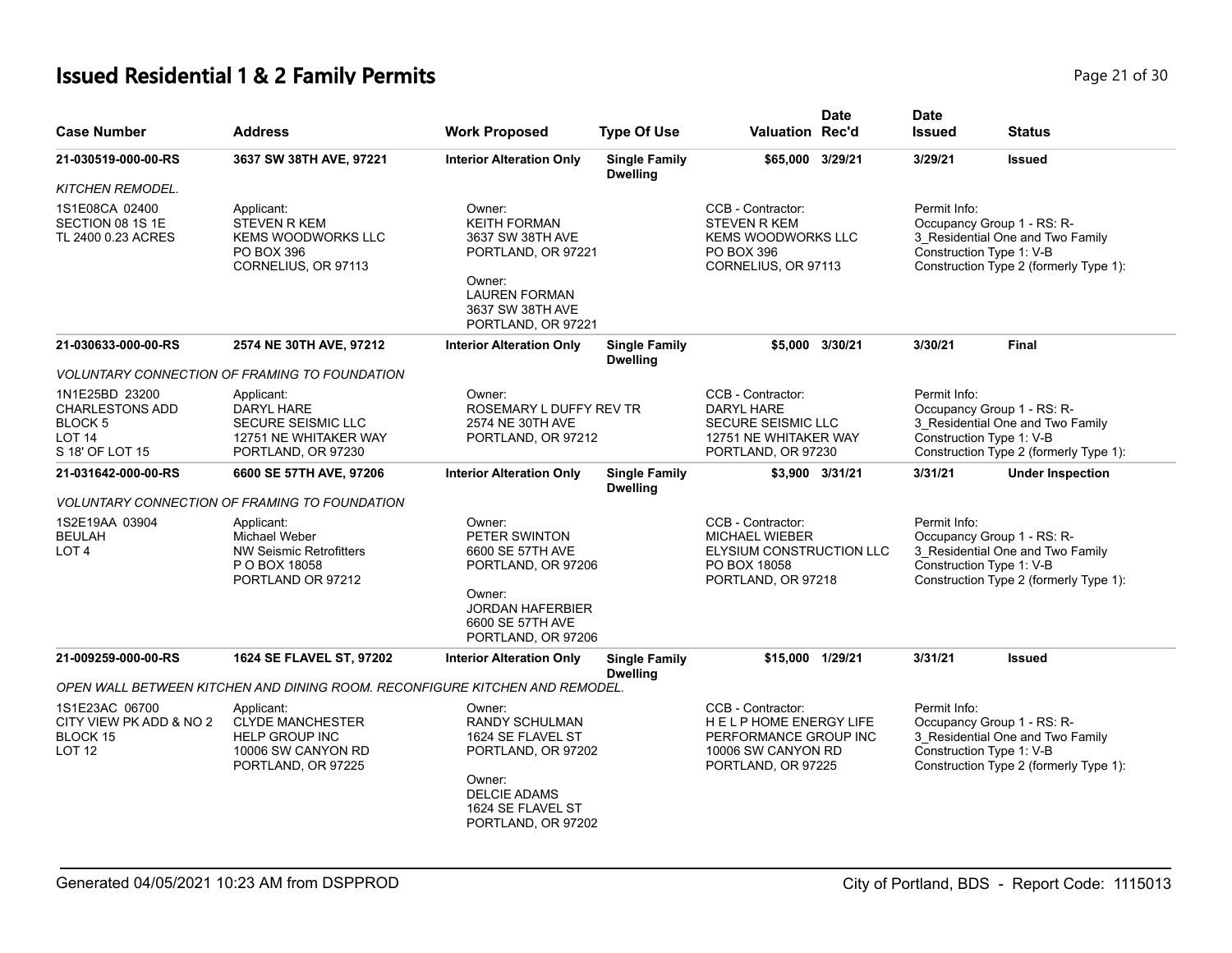# Issued Residential 1 & 2 Family Permits

| Case Number | Address | Work Proposed | Type Of Use | Valuation | Date Rec'd | Date Issued | Status |
|---|---|---|---|---|---|---|---|
| 21-030519-000-00-RS | 3637 SW 38TH AVE, 97221 | Interior Alteration Only | Single Family Dwelling | $65,000 | 3/29/21 | 3/29/21 | Issued |

*KITCHEN REMODEL.*

| Legal Description | Applicant | Owner | CCB - Contractor | Permit Info |
|---|---|---|---|---|
| 1S1E08CA 02400<br>SECTION 08 1S 1E<br>TL 2400 0.23 ACRES | Applicant:<br>STEVEN R KEM<br>KEMS WOODWORKS LLC<br>PO BOX 396<br>CORNELIUS, OR 97113 | Owner:<br>KEITH FORMAN<br>3637 SW 38TH AVE<br>PORTLAND, OR 97221<br><br>Owner:<br>LAUREN FORMAN<br>3637 SW 38TH AVE<br>PORTLAND, OR 97221 | CCB - Contractor:<br>STEVEN R KEM<br>KEMS WOODWORKS LLC<br>PO BOX 396<br>CORNELIUS, OR 97113 | Permit Info:<br>Occupancy Group 1 - RS: R-3_Residential One and Two Family<br>Construction Type 1: V-B<br>Construction Type 2 (formerly Type 1): |

| Case Number | Address | Work Proposed | Type Of Use | Valuation | Date Rec'd | Date Issued | Status |
|---|---|---|---|---|---|---|---|
| 21-030633-000-00-RS | 2574 NE 30TH AVE, 97212 | Interior Alteration Only | Single Family Dwelling | $5,000 | 3/30/21 | 3/30/21 | Final |

*VOLUNTARY CONNECTION OF FRAMING TO FOUNDATION*

| Legal Description | Applicant | Owner | CCB - Contractor | Permit Info |
|---|---|---|---|---|
| 1N1E25BD 23200<br>CHARLESTONS ADD<br>BLOCK 5<br>LOT 14<br>S 18' OF LOT 15 | Applicant:<br>DARYL HARE<br>SECURE SEISMIC LLC<br>12751 NE WHITAKER WAY<br>PORTLAND, OR 97230 | Owner:<br>ROSEMARY L DUFFY REV TR<br>2574 NE 30TH AVE<br>PORTLAND, OR 97212 | CCB - Contractor:<br>DARYL HARE<br>SECURE SEISMIC LLC<br>12751 NE WHITAKER WAY<br>PORTLAND, OR 97230 | Permit Info:<br>Occupancy Group 1 - RS: R-3_Residential One and Two Family<br>Construction Type 1: V-B<br>Construction Type 2 (formerly Type 1): |

| Case Number | Address | Work Proposed | Type Of Use | Valuation | Date Rec'd | Date Issued | Status |
|---|---|---|---|---|---|---|---|
| 21-031642-000-00-RS | 6600 SE 57TH AVE, 97206 | Interior Alteration Only | Single Family Dwelling | $3,900 | 3/31/21 | 3/31/21 | Under Inspection |

*VOLUNTARY CONNECTION OF FRAMING TO FOUNDATION*

| Legal Description | Applicant | Owner | CCB - Contractor | Permit Info |
|---|---|---|---|---|
| 1S2E19AA 03904<br>BEULAH<br>LOT 4 | Applicant:<br>Michael Weber<br>NW Seismic Retrofitters<br>P O BOX 18058<br>PORTLAND OR 97212 | Owner:<br>PETER SWINTON<br>6600 SE 57TH AVE<br>PORTLAND, OR 97206<br><br>Owner:<br>JORDAN HAFERBIER<br>6600 SE 57TH AVE<br>PORTLAND, OR 97206 | CCB - Contractor:<br>MICHAEL WIEBER<br>ELYSIUM CONSTRUCTION LLC<br>PO BOX 18058<br>PORTLAND, OR 97218 | Permit Info:<br>Occupancy Group 1 - RS: R-3_Residential One and Two Family<br>Construction Type 1: V-B<br>Construction Type 2 (formerly Type 1): |

| Case Number | Address | Work Proposed | Type Of Use | Valuation | Date Rec'd | Date Issued | Status |
|---|---|---|---|---|---|---|---|
| 21-009259-000-00-RS | 1624 SE FLAVEL ST, 97202 | Interior Alteration Only | Single Family Dwelling | $15,000 | 1/29/21 | 3/31/21 | Issued |

*OPEN WALL BETWEEN KITCHEN AND DINING ROOM. RECONFIGURE KITCHEN AND REMODEL.*

| Legal Description | Applicant | Owner | CCB - Contractor | Permit Info |
|---|---|---|---|---|
| 1S1E23AC 06700<br>CITY VIEW PK ADD & NO 2<br>BLOCK 15<br>LOT 12 | Applicant:<br>CLYDE MANCHESTER<br>HELP GROUP INC<br>10006 SW CANYON RD<br>PORTLAND, OR 97225 | Owner:<br>RANDY SCHULMAN<br>1624 SE FLAVEL ST<br>PORTLAND, OR 97202<br><br>Owner:<br>DELCIE ADAMS<br>1624 SE FLAVEL ST<br>PORTLAND, OR 97202 | CCB - Contractor:<br>H E L P HOME ENERGY LIFE PERFORMANCE GROUP INC<br>10006 SW CANYON RD<br>PORTLAND, OR 97225 | Permit Info:<br>Occupancy Group 1 - RS: R-3_Residential One and Two Family<br>Construction Type 1: V-B<br>Construction Type 2 (formerly Type 1): |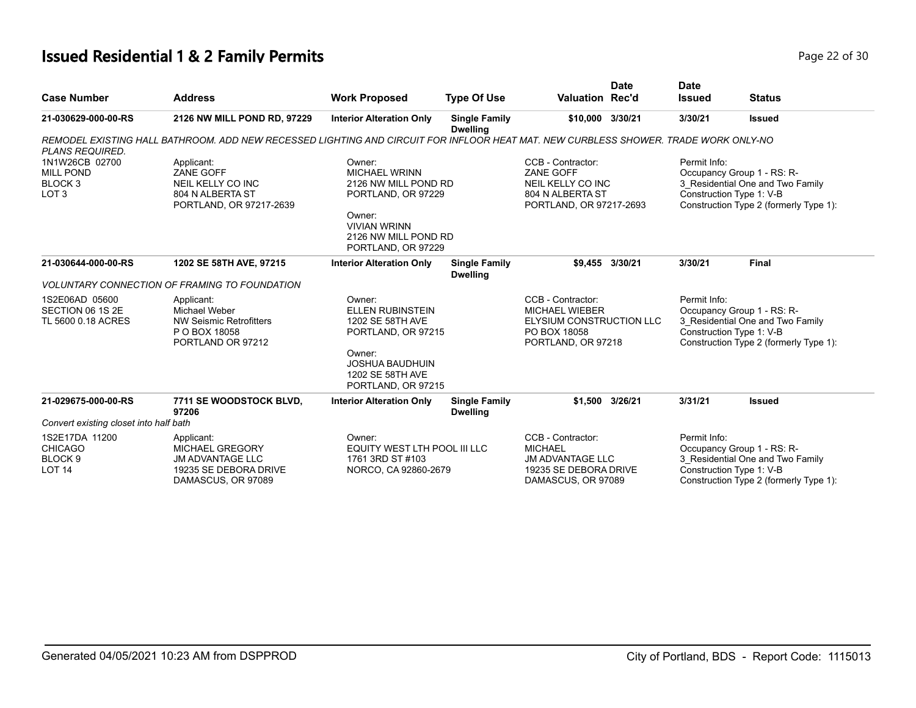# Issued Residential 1 & 2 Family Permits

| Case Number | Address | Work Proposed | Type Of Use | Valuation | Date Rec'd | Date Issued | Status |
|---|---|---|---|---|---|---|---|
| **21-030629-000-00-RS** | **2126 NW MILL POND RD, 97229** | **Interior Alteration Only** | **Single Family Dwelling** | **$10,000** | **3/30/21** | **3/30/21** | **Issued** |

*REMODEL EXISTING HALL BATHROOM. ADD NEW RECESSED LIGHTING AND CIRCUIT FOR INFLOOR HEAT MAT. NEW CURBLESS SHOWER. TRADE WORK ONLY-NO PLANS REQUIRED.*

1N1W26CB 02700
MILL POND
BLOCK 3
LOT 3

Applicant:
ZANE GOFF
NEIL KELLY CO INC
804 N ALBERTA ST
PORTLAND, OR 97217-2639

Owner:
MICHAEL WRINN
2126 NW MILL POND RD
PORTLAND, OR 97229

Owner:
VIVIAN WRINN
2126 NW MILL POND RD
PORTLAND, OR 97229

CCB - Contractor:
ZANE GOFF
NEIL KELLY CO INC
804 N ALBERTA ST
PORTLAND, OR 97217-2693

Permit Info:
Occupancy Group 1 - RS: R-3_Residential One and Two Family
Construction Type 1: V-B
Construction Type 2 (formerly Type 1):

| Case Number | Address | Work Proposed | Type Of Use | Valuation | Date Rec'd | Date Issued | Status |
|---|---|---|---|---|---|---|---|
| **21-030644-000-00-RS** | **1202 SE 58TH AVE, 97215** | **Interior Alteration Only** | **Single Family Dwelling** | **$9,455** | **3/30/21** | **3/30/21** | **Final** |

*VOLUNTARY CONNECTION OF FRAMING TO FOUNDATION*

1S2E06AD 05600
SECTION 06 1S 2E
TL 5600 0.18 ACRES

Applicant:
Michael Weber
NW Seismic Retrofitters
P O BOX 18058
PORTLAND OR 97212

Owner:
ELLEN RUBINSTEIN
1202 SE 58TH AVE
PORTLAND, OR 97215

Owner:
JOSHUA BAUDHUIN
1202 SE 58TH AVE
PORTLAND, OR 97215

CCB - Contractor:
MICHAEL WIEBER
ELYSIUM CONSTRUCTION LLC
PO BOX 18058
PORTLAND, OR 97218

Permit Info:
Occupancy Group 1 - RS: R-3_Residential One and Two Family
Construction Type 1: V-B
Construction Type 2 (formerly Type 1):

| Case Number | Address | Work Proposed | Type Of Use | Valuation | Date Rec'd | Date Issued | Status |
|---|---|---|---|---|---|---|---|
| **21-029675-000-00-RS** | **7711 SE WOODSTOCK BLVD, 97206** | **Interior Alteration Only** | **Single Family Dwelling** | **$1,500** | **3/26/21** | **3/31/21** | **Issued** |

*Convert existing closet into half bath*

1S2E17DA 11200
CHICAGO
BLOCK 9
LOT 14

Applicant:
MICHAEL GREGORY
JM ADVANTAGE LLC
19235 SE DEBORA DRIVE
DAMASCUS, OR 97089

Owner:
EQUITY WEST LTH POOL III LLC
1761 3RD ST #103
NORCO, CA 92860-2679

CCB - Contractor:
MICHAEL
JM ADVANTAGE LLC
19235 SE DEBORA DRIVE
DAMASCUS, OR 97089

Permit Info:
Occupancy Group 1 - RS: R-3_Residential One and Two Family
Construction Type 1: V-B
Construction Type 2 (formerly Type 1):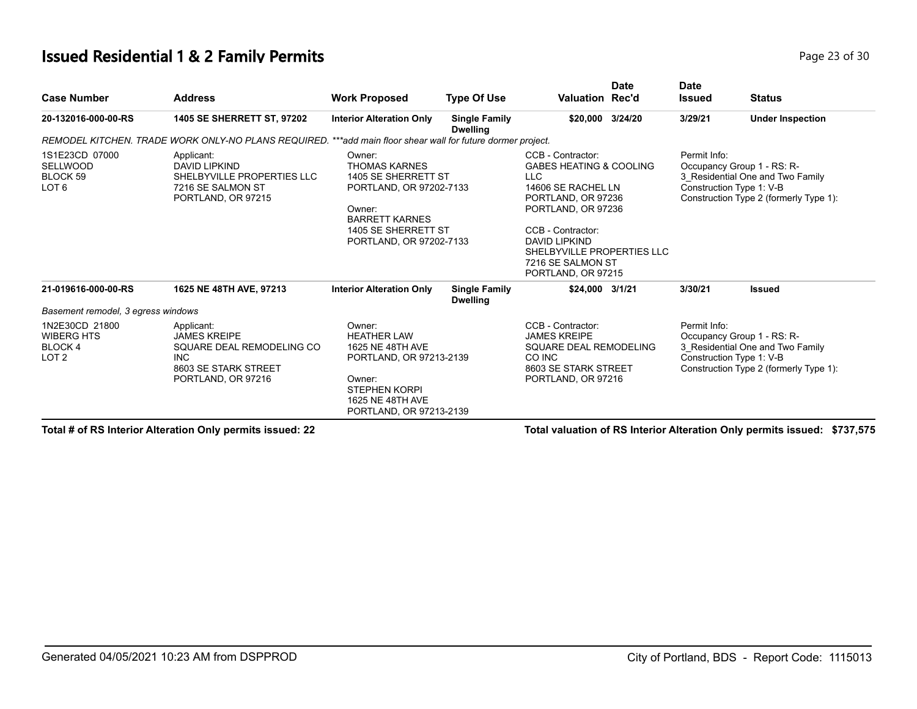# Issued Residential 1 & 2 Family Permits

| Case Number | Address | Work Proposed | Type Of Use | Valuation | Date Rec'd | Date Issued | Status |
|---|---|---|---|---|---|---|---|
| **20-132016-000-00-RS** | **1405 SE SHERRETT ST, 97202** | **Interior Alteration Only** | **Single Family Dwelling** | **$20,000** | **3/24/20** | **3/29/21** | **Under Inspection** |

*REMODEL KITCHEN. TRADE WORK ONLY-NO PLANS REQUIRED. ***add main floor shear wall for future dormer project.*

| | | | | |
|---|---|---|---|---|
| 1S1E23CD 07000<br>SELLWOOD<br>BLOCK 59<br>LOT 6 | Applicant:<br>DAVID LIPKIND<br>SHELBYVILLE PROPERTIES LLC<br>7216 SE SALMON ST<br>PORTLAND, OR 97215 | Owner:<br>THOMAS KARNES<br>1405 SE SHERRETT ST<br>PORTLAND, OR 97202-7133<br><br>Owner:<br>BARRETT KARNES<br>1405 SE SHERRETT ST<br>PORTLAND, OR 97202-7133 | CCB - Contractor:<br>GABES HEATING & COOLING LLC<br>14606 SE RACHEL LN<br>PORTLAND, OR 97236<br>PORTLAND, OR 97236<br><br>CCB - Contractor:<br>DAVID LIPKIND<br>SHELBYVILLE PROPERTIES LLC<br>7216 SE SALMON ST<br>PORTLAND, OR 97215 | Permit Info:<br>Occupancy Group 1 - RS: R-3_Residential One and Two Family<br>Construction Type 1: V-B<br>Construction Type 2 (formerly Type 1): |

| Case Number | Address | Work Proposed | Type Of Use | Valuation | Date Rec'd | Date Issued | Status |
|---|---|---|---|---|---|---|---|
| **21-019616-000-00-RS** | **1625 NE 48TH AVE, 97213** | **Interior Alteration Only** | **Single Family Dwelling** | **$24,000** | **3/1/21** | **3/30/21** | **Issued** |

*Basement remodel, 3 egress windows*

| | | | | |
|---|---|---|---|---|
| 1N2E30CD 21800<br>WIBERG HTS<br>BLOCK 4<br>LOT 2 | Applicant:<br>JAMES KREIPE<br>SQUARE DEAL REMODELING CO INC<br>8603 SE STARK STREET<br>PORTLAND, OR 97216 | Owner:<br>HEATHER LAW<br>1625 NE 48TH AVE<br>PORTLAND, OR 97213-2139<br><br>Owner:<br>STEPHEN KORPI<br>1625 NE 48TH AVE<br>PORTLAND, OR 97213-2139 | CCB - Contractor:<br>JAMES KREIPE<br>SQUARE DEAL REMODELING CO INC<br>8603 SE STARK STREET<br>PORTLAND, OR 97216 | Permit Info:<br>Occupancy Group 1 - RS: R-3_Residential One and Two Family<br>Construction Type 1: V-B<br>Construction Type 2 (formerly Type 1): |

**Total # of RS Interior Alteration Only permits issued: 22**

**Total valuation of RS Interior Alteration Only permits issued: $737,575**

Generated 04/05/2021 10:23 AM from DSPPROD

City of Portland, BDS - Report Code: 1115013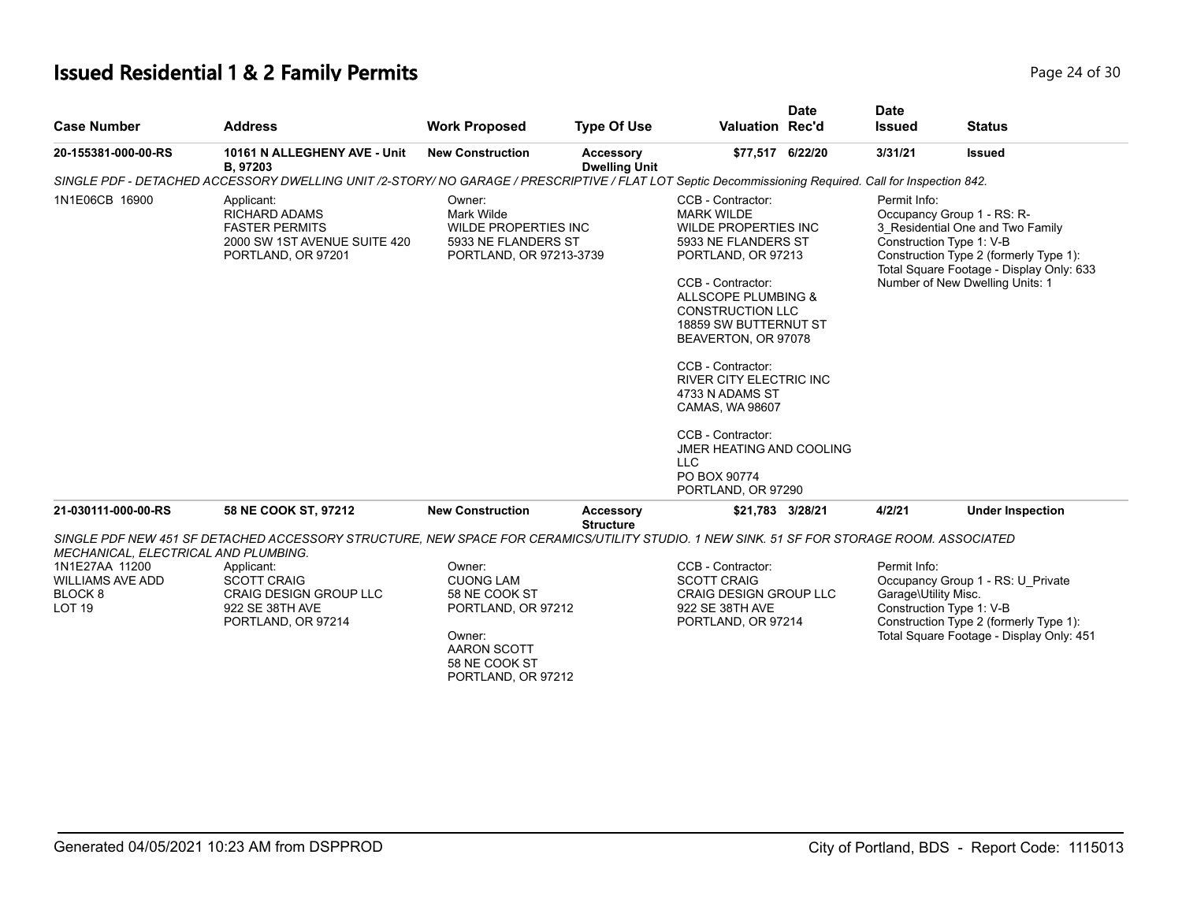# Issued Residential 1 & 2 Family Permits

| Case Number | Address | Work Proposed | Type Of Use | Valuation | Date Rec'd | Date Issued | Status |
|---|---|---|---|---|---|---|---|
| **20-155381-000-00-RS** | **10161 N ALLEGHENY AVE - Unit B, 97203** | **New Construction** | **Accessory Dwelling Unit** | **$77,517** | **6/22/20** | **3/31/21** | **Issued** |

*SINGLE PDF - DETACHED ACCESSORY DWELLING UNIT /2-STORY/ NO GARAGE / PRESCRIPTIVE / FLAT LOT Septic Decommissioning Required. Call for Inspection 842.*

1N1E06CB 16900

Applicant:
RICHARD ADAMS
FASTER PERMITS
2000 SW 1ST AVENUE SUITE 420
PORTLAND, OR 97201

Owner:
Mark Wilde
WILDE PROPERTIES INC
5933 NE FLANDERS ST
PORTLAND, OR 97213-3739

CCB - Contractor:
MARK WILDE
WILDE PROPERTIES INC
5933 NE FLANDERS ST
PORTLAND, OR 97213

CCB - Contractor:
ALLSCOPE PLUMBING & CONSTRUCTION LLC
18859 SW BUTTERNUT ST
BEAVERTON, OR 97078

CCB - Contractor:
RIVER CITY ELECTRIC INC
4733 N ADAMS ST
CAMAS, WA 98607

CCB - Contractor:
JMER HEATING AND COOLING LLC
PO BOX 90774
PORTLAND, OR 97290

Permit Info:
Occupancy Group 1 - RS: R-3_Residential One and Two Family
Construction Type 1: V-B
Construction Type 2 (formerly Type 1):
Total Square Footage - Display Only: 633
Number of New Dwelling Units: 1

| Case Number | Address | Work Proposed | Type Of Use | Valuation | Date Rec'd | Date Issued | Status |
|---|---|---|---|---|---|---|---|
| **21-030111-000-00-RS** | **58 NE COOK ST, 97212** | **New Construction** | **Accessory Structure** | **$21,783** | **3/28/21** | **4/2/21** | **Under Inspection** |

*SINGLE PDF NEW 451 SF DETACHED ACCESSORY STRUCTURE, NEW SPACE FOR CERAMICS/UTILITY STUDIO. 1 NEW SINK. 51 SF FOR STORAGE ROOM. ASSOCIATED MECHANICAL, ELECTRICAL AND PLUMBING.*

1N1E27AA 11200
WILLIAMS AVE ADD
BLOCK 8
LOT 19

Applicant:
SCOTT CRAIG
CRAIG DESIGN GROUP LLC
922 SE 38TH AVE
PORTLAND, OR 97214

Owner:
CUONG LAM
58 NE COOK ST
PORTLAND, OR 97212

Owner:
AARON SCOTT
58 NE COOK ST
PORTLAND, OR 97212

CCB - Contractor:
SCOTT CRAIG
CRAIG DESIGN GROUP LLC
922 SE 38TH AVE
PORTLAND, OR 97214

Permit Info:
Occupancy Group 1 - RS: U_Private Garage\Utility Misc.
Construction Type 1: V-B
Construction Type 2 (formerly Type 1):
Total Square Footage - Display Only: 451

Generated 04/05/2021 10:23 AM from DSPPROD

City of Portland, BDS - Report Code: 1115013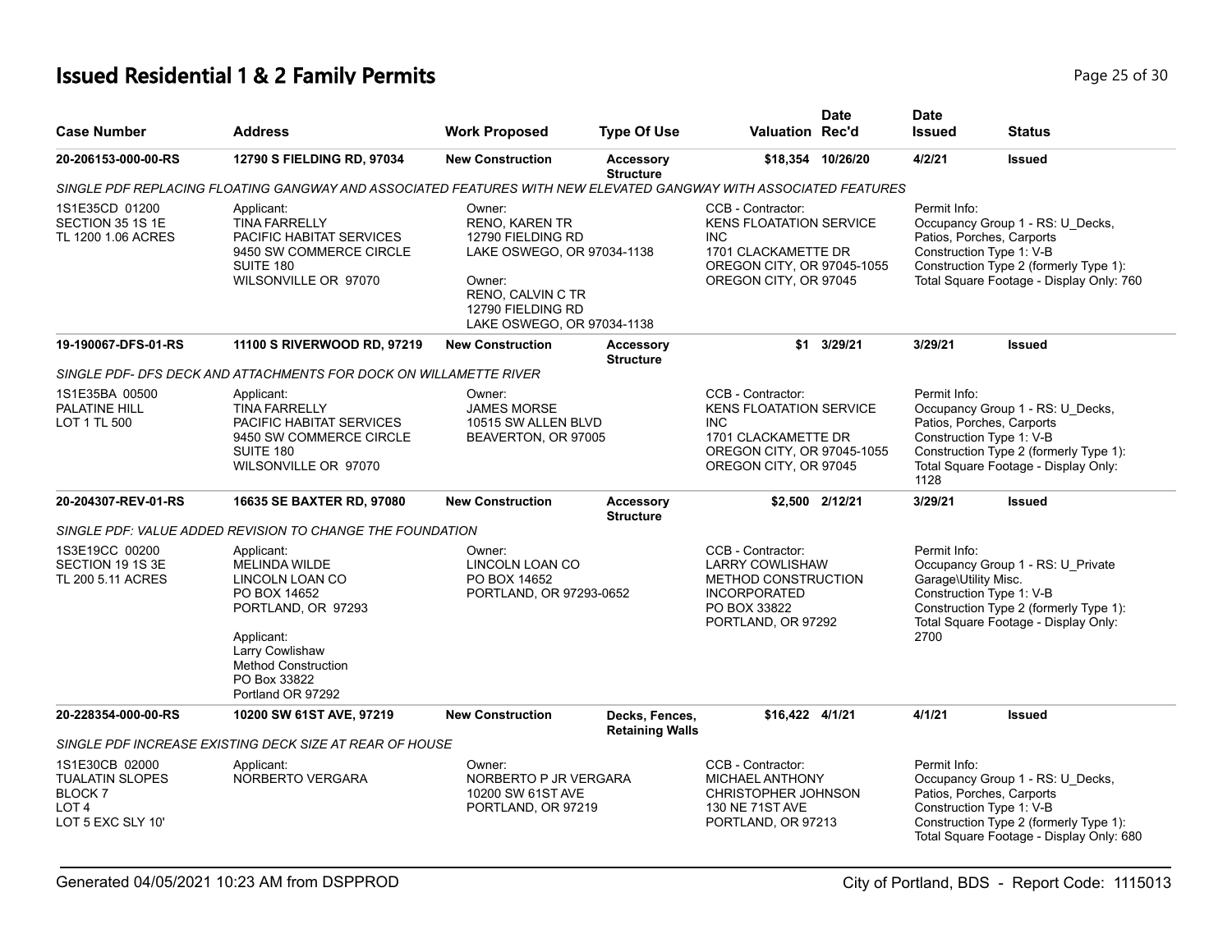# Issued Residential 1 & 2 Family Permits

| Case Number | Address | Work Proposed | Type Of Use | Valuation | Date Rec'd | Date Issued | Status |
|---|---|---|---|---|---|---|---|
| **20-206153-000-00-RS** | **12790 S FIELDING RD, 97034** | **New Construction** | **Accessory Structure** | **$18,354** | **10/26/20** | **4/2/21** | **Issued** |
| *SINGLE PDF REPLACING FLOATING GANGWAY AND ASSOCIATED FEATURES WITH NEW ELEVATED GANGWAY WITH ASSOCIATED FEATURES* | | | | | | | |
| 1S1E35CD 01200<br>SECTION 35 1S 1E<br>TL 1200 1.06 ACRES | Applicant:<br>TINA FARRELLY<br>PACIFIC HABITAT SERVICES<br>9450 SW COMMERCE CIRCLE<br>SUITE 180<br>WILSONVILLE OR 97070 | Owner:<br>RENO, KAREN TR<br>12790 FIELDING RD<br>LAKE OSWEGO, OR 97034-1138<br><br>Owner:<br>RENO, CALVIN C TR<br>12790 FIELDING RD<br>LAKE OSWEGO, OR 97034-1138 | | CCB - Contractor:<br>KENS FLOATATION SERVICE INC<br>1701 CLACKAMETTE DR<br>OREGON CITY, OR 97045-1055<br>OREGON CITY, OR 97045 | | Permit Info:<br>Occupancy Group 1 - RS: U_Decks, Patios, Porches, Carports<br>Construction Type 1: V-B<br>Construction Type 2 (formerly Type 1):<br>Total Square Footage - Display Only: 760 | |
| **19-190067-DFS-01-RS** | **11100 S RIVERWOOD RD, 97219** | **New Construction** | **Accessory Structure** | **$1** | **3/29/21** | **3/29/21** | **Issued** |
| *SINGLE PDF- DFS DECK AND ATTACHMENTS FOR DOCK ON WILLAMETTE RIVER* | | | | | | | |
| 1S1E35BA 00500<br>PALATINE HILL<br>LOT 1 TL 500 | Applicant:<br>TINA FARRELLY<br>PACIFIC HABITAT SERVICES<br>9450 SW COMMERCE CIRCLE<br>SUITE 180<br>WILSONVILLE OR 97070 | Owner:<br>JAMES MORSE<br>10515 SW ALLEN BLVD<br>BEAVERTON, OR 97005 | | CCB - Contractor:<br>KENS FLOATATION SERVICE INC<br>1701 CLACKAMETTE DR<br>OREGON CITY, OR 97045-1055<br>OREGON CITY, OR 97045 | | Permit Info:<br>Occupancy Group 1 - RS: U_Decks, Patios, Porches, Carports<br>Construction Type 1: V-B<br>Construction Type 2 (formerly Type 1):<br>Total Square Footage - Display Only: 1128 | |
| **20-204307-REV-01-RS** | **16635 SE BAXTER RD, 97080** | **New Construction** | **Accessory Structure** | **$2,500** | **2/12/21** | **3/29/21** | **Issued** |
| *SINGLE PDF: VALUE ADDED REVISION TO CHANGE THE FOUNDATION* | | | | | | | |
| 1S3E19CC 00200<br>SECTION 19 1S 3E<br>TL 200 5.11 ACRES | Applicant:<br>MELINDA WILDE<br>LINCOLN LOAN CO<br>PO BOX 14652<br>PORTLAND, OR 97293<br><br>Applicant:<br>Larry Cowlishaw<br>Method Construction<br>PO Box 33822<br>Portland OR 97292 | Owner:<br>LINCOLN LOAN CO<br>PO BOX 14652<br>PORTLAND, OR 97293-0652 | | CCB - Contractor:<br>LARRY COWLISHAW<br>METHOD CONSTRUCTION INCORPORATED<br>PO BOX 33822<br>PORTLAND, OR 97292 | | Permit Info:<br>Occupancy Group 1 - RS: U_Private Garage\Utility Misc.<br>Construction Type 1: V-B<br>Construction Type 2 (formerly Type 1):<br>Total Square Footage - Display Only: 2700 | |
| **20-228354-000-00-RS** | **10200 SW 61ST AVE, 97219** | **New Construction** | **Decks, Fences, Retaining Walls** | **$16,422** | **4/1/21** | **4/1/21** | **Issued** |
| *SINGLE PDF INCREASE EXISTING DECK SIZE AT REAR OF HOUSE* | | | | | | | |
| 1S1E30CB 02000<br>TUALATIN SLOPES<br>BLOCK 7<br>LOT 4<br>LOT 5 EXC SLY 10' | Applicant:<br>NORBERTO VERGARA | Owner:<br>NORBERTO P JR VERGARA<br>10200 SW 61ST AVE<br>PORTLAND, OR 97219 | | CCB - Contractor:<br>MICHAEL ANTHONY CHRISTOPHER JOHNSON<br>130 NE 71ST AVE<br>PORTLAND, OR 97213 | | Permit Info:<br>Occupancy Group 1 - RS: U_Decks, Patios, Porches, Carports<br>Construction Type 1: V-B<br>Construction Type 2 (formerly Type 1):<br>Total Square Footage - Display Only: 680 | |

Generated 04/05/2021 10:23 AM from DSPPROD — City of Portland, BDS - Report Code: 1115013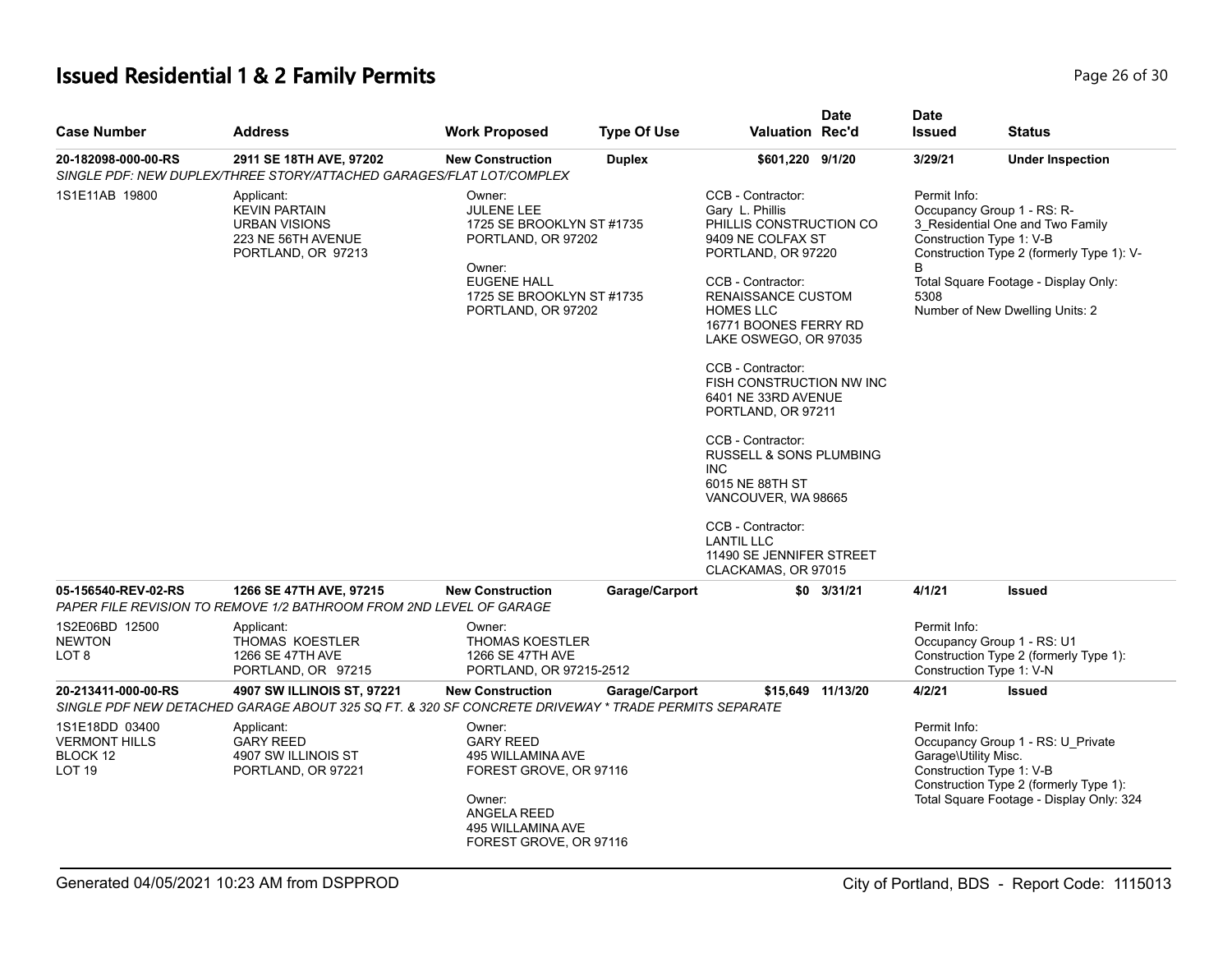# Issued Residential 1 & 2 Family Permits

| Case Number | Address | Work Proposed | Type Of Use | Valuation | Date Rec'd | Date Issued | Status |
|---|---|---|---|---|---|---|---|
| **20-182098-000-00-RS** | **2911 SE 18TH AVE, 97202** | **New Construction** | **Duplex** | **$601,220** | **9/1/20** | **3/29/21** | **Under Inspection** |

*SINGLE PDF: NEW DUPLEX/THREE STORY/ATTACHED GARAGES/FLAT LOT/COMPLEX*

1S1E11AB 19800

Applicant:
KEVIN PARTAIN
URBAN VISIONS
223 NE 56TH AVENUE
PORTLAND, OR 97213

Owner:
JULENE LEE
1725 SE BROOKLYN ST #1735
PORTLAND, OR 97202

Owner:
EUGENE HALL
1725 SE BROOKLYN ST #1735
PORTLAND, OR 97202

CCB - Contractor:
Gary L. Phillis
PHILLIS CONSTRUCTION CO
9409 NE COLFAX ST
PORTLAND, OR 97220

CCB - Contractor:
RENAISSANCE CUSTOM HOMES LLC
16771 BOONES FERRY RD
LAKE OSWEGO, OR 97035

CCB - Contractor:
FISH CONSTRUCTION NW INC
6401 NE 33RD AVENUE
PORTLAND, OR 97211

CCB - Contractor:
RUSSELL & SONS PLUMBING INC
6015 NE 88TH ST
VANCOUVER, WA 98665

CCB - Contractor:
LANTIL LLC
11490 SE JENNIFER STREET
CLACKAMAS, OR 97015

Permit Info:
Occupancy Group 1 - RS: R-3_Residential One and Two Family
Construction Type 1: V-B
Construction Type 2 (formerly Type 1): V-B
Total Square Footage - Display Only: 5308
Number of New Dwelling Units: 2

| Case Number | Address | Work Proposed | Type Of Use | Valuation | Date Rec'd | Date Issued | Status |
|---|---|---|---|---|---|---|---|
| **05-156540-REV-02-RS** | **1266 SE 47TH AVE, 97215** | **New Construction** | **Garage/Carport** | **$0** | **3/31/21** | **4/1/21** | **Issued** |

*PAPER FILE REVISION TO REMOVE 1/2 BATHROOM FROM 2ND LEVEL OF GARAGE*

1S2E06BD 12500
NEWTON
LOT 8

Applicant:
THOMAS KOESTLER
1266 SE 47TH AVE
PORTLAND, OR 97215

Owner:
THOMAS KOESTLER
1266 SE 47TH AVE
PORTLAND, OR 97215-2512

Permit Info:
Occupancy Group 1 - RS: U1
Construction Type 2 (formerly Type 1):
Construction Type 1: V-N

| Case Number | Address | Work Proposed | Type Of Use | Valuation | Date Rec'd | Date Issued | Status |
|---|---|---|---|---|---|---|---|
| **20-213411-000-00-RS** | **4907 SW ILLINOIS ST, 97221** | **New Construction** | **Garage/Carport** | **$15,649** | **11/13/20** | **4/2/21** | **Issued** |

*SINGLE PDF NEW DETACHED GARAGE ABOUT 325 SQ FT. & 320 SF CONCRETE DRIVEWAY * TRADE PERMITS SEPARATE*

1S1E18DD 03400
VERMONT HILLS
BLOCK 12
LOT 19

Applicant:
GARY REED
4907 SW ILLINOIS ST
PORTLAND, OR 97221

Owner:
GARY REED
495 WILLAMINA AVE
FOREST GROVE, OR 97116

Owner:
ANGELA REED
495 WILLAMINA AVE
FOREST GROVE, OR 97116

Permit Info:
Occupancy Group 1 - RS: U_Private Garage\Utility Misc.
Construction Type 1: V-B
Construction Type 2 (formerly Type 1):
Total Square Footage - Display Only: 324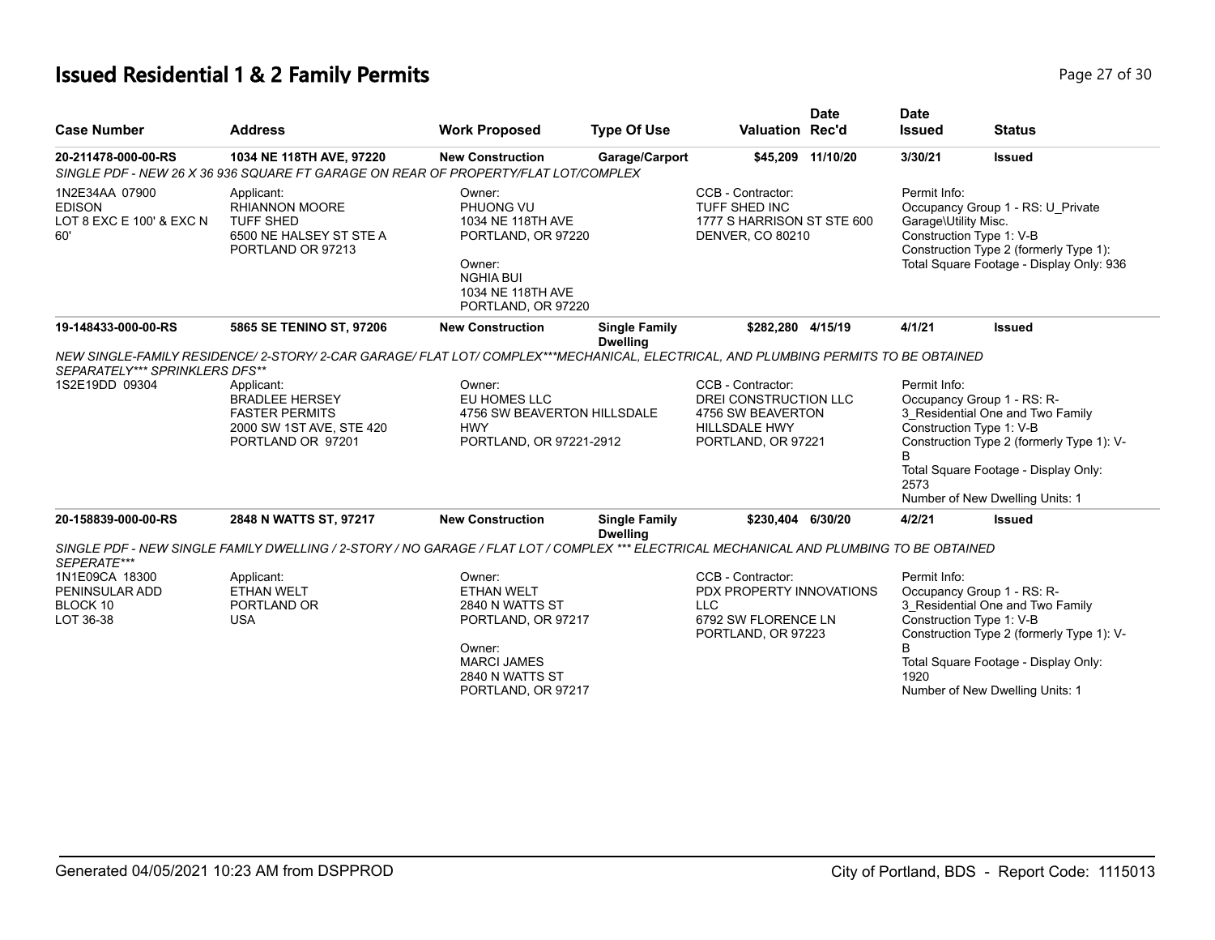# Issued Residential 1 & 2 Family Permits

| Case Number | Address | Work Proposed | Type Of Use | Valuation | Date Rec'd | Date Issued | Status |
|---|---|---|---|---|---|---|---|
| 20-211478-000-00-RS | 1034 NE 118TH AVE, 97220 | New Construction | Garage/Carport | $45,209 | 11/10/20 | 3/30/21 | Issued |
| SINGLE PDF - NEW 26 X 36 936 SQUARE FT GARAGE ON REAR OF PROPERTY/FLAT LOT/COMPLEX | | | | | | | |
| 1N2E34AA 07900 EDISON LOT 8 EXC E 100' & EXC N 60' | Applicant: RHIANNON MOORE TUFF SHED 6500 NE HALSEY ST STE A PORTLAND OR 97213 | Owner: PHUONG VU 1034 NE 118TH AVE PORTLAND, OR 97220 Owner: NGHIA BUI 1034 NE 118TH AVE PORTLAND, OR 97220 | | CCB - Contractor: TUFF SHED INC 1777 S HARRISON ST STE 600 DENVER, CO 80210 | | Permit Info: Occupancy Group 1 - RS: U_Private Garage\Utility Misc. Construction Type 1: V-B Construction Type 2 (formerly Type 1): Total Square Footage - Display Only: 936 | |
| 19-148433-000-00-RS | 5865 SE TENINO ST, 97206 | New Construction | Single Family Dwelling | $282,280 | 4/15/19 | 4/1/21 | Issued |
| NEW SINGLE-FAMILY RESIDENCE/ 2-STORY/ 2-CAR GARAGE/ FLAT LOT/ COMPLEX***MECHANICAL, ELECTRICAL, AND PLUMBING PERMITS TO BE OBTAINED SEPARATELY*** SPRINKLERS DFS** | | | | | | | |
| 1S2E19DD 09304 | Applicant: BRADLEE HERSEY FASTER PERMITS 2000 SW 1ST AVE, STE 420 PORTLAND OR 97201 | Owner: EU HOMES LLC 4756 SW BEAVERTON HILLSDALE HWY PORTLAND, OR 97221-2912 | | CCB - Contractor: DREI CONSTRUCTION LLC 4756 SW BEAVERTON HILLSDALE HWY PORTLAND, OR 97221 | | Permit Info: Occupancy Group 1 - RS: R-3_Residential One and Two Family Construction Type 1: V-B Construction Type 2 (formerly Type 1): V-B Total Square Footage - Display Only: 2573 Number of New Dwelling Units: 1 | |
| 20-158839-000-00-RS | 2848 N WATTS ST, 97217 | New Construction | Single Family Dwelling | $230,404 | 6/30/20 | 4/2/21 | Issued |
| SINGLE PDF - NEW SINGLE FAMILY DWELLING / 2-STORY / NO GARAGE / FLAT LOT / COMPLEX *** ELECTRICAL MECHANICAL AND PLUMBING TO BE OBTAINED SEPERATE*** | | | | | | | |
| 1N1E09CA 18300 PENINSULAR ADD BLOCK 10 LOT 36-38 | Applicant: ETHAN WELT PORTLAND OR USA | Owner: ETHAN WELT 2840 N WATTS ST PORTLAND, OR 97217 Owner: MARCI JAMES 2840 N WATTS ST PORTLAND, OR 97217 | | CCB - Contractor: PDX PROPERTY INNOVATIONS LLC 6792 SW FLORENCE LN PORTLAND, OR 97223 | | Permit Info: Occupancy Group 1 - RS: R-3_Residential One and Two Family Construction Type 1: V-B Construction Type 2 (formerly Type 1): V-B Total Square Footage - Display Only: 1920 Number of New Dwelling Units: 1 | |

Generated 04/05/2021 10:23 AM from DSPPROD — City of Portland, BDS - Report Code: 1115013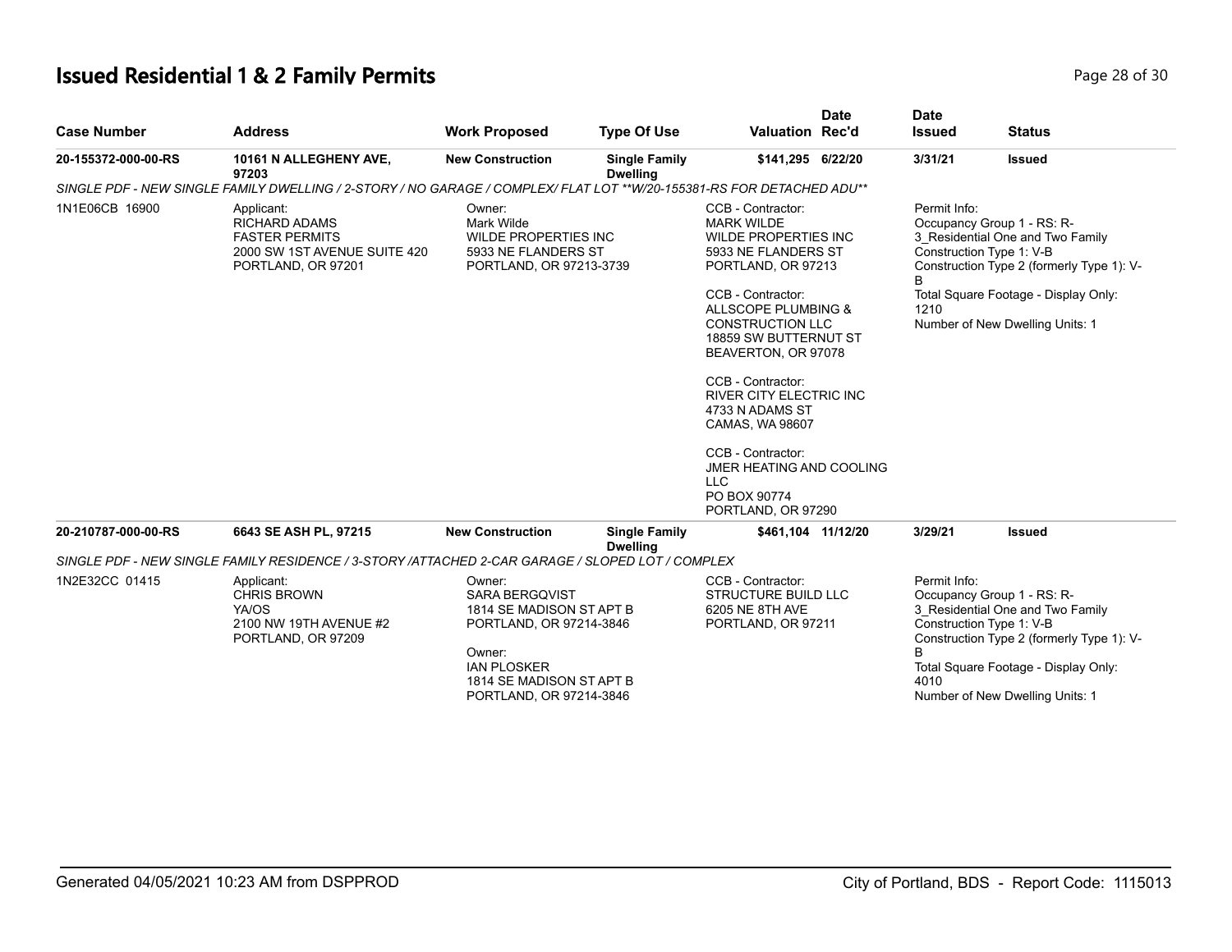# Issued Residential 1 & 2 Family Permits

| Case Number | Address | Work Proposed | Type Of Use | Valuation | Date Rec'd | Date Issued | Status |
|---|---|---|---|---|---|---|---|
| 20-155372-000-00-RS | 10161 N ALLEGHENY AVE, 97203 | New Construction | Single Family Dwelling | $141,295 | 6/22/20 | 3/31/21 | Issued |

*SINGLE PDF - NEW SINGLE FAMILY DWELLING / 2-STORY / NO GARAGE / COMPLEX/ FLAT LOT **W/20-155381-RS FOR DETACHED ADU***

1N1E06CB 16900

Applicant:
RICHARD ADAMS
FASTER PERMITS
2000 SW 1ST AVENUE SUITE 420
PORTLAND, OR 97201

Owner:
Mark Wilde
WILDE PROPERTIES INC
5933 NE FLANDERS ST
PORTLAND, OR 97213-3739

CCB - Contractor:
MARK WILDE
WILDE PROPERTIES INC
5933 NE FLANDERS ST
PORTLAND, OR 97213

CCB - Contractor:
ALLSCOPE PLUMBING & CONSTRUCTION LLC
18859 SW BUTTERNUT ST
BEAVERTON, OR 97078

CCB - Contractor:
RIVER CITY ELECTRIC INC
4733 N ADAMS ST
CAMAS, WA 98607

CCB - Contractor:
JMER HEATING AND COOLING LLC
PO BOX 90774
PORTLAND, OR 97290

Permit Info:
Occupancy Group 1 - RS: R-3_Residential One and Two Family
Construction Type 1: V-B
Construction Type 2 (formerly Type 1): V-B
Total Square Footage - Display Only: 1210
Number of New Dwelling Units: 1

| Case Number | Address | Work Proposed | Type Of Use | Valuation | Date Rec'd | Date Issued | Status |
|---|---|---|---|---|---|---|---|
| 20-210787-000-00-RS | 6643 SE ASH PL, 97215 | New Construction | Single Family Dwelling | $461,104 | 11/12/20 | 3/29/21 | Issued |

*SINGLE PDF - NEW SINGLE FAMILY RESIDENCE / 3-STORY /ATTACHED 2-CAR GARAGE / SLOPED LOT / COMPLEX*

1N2E32CC 01415

Applicant:
CHRIS BROWN
YA/OS
2100 NW 19TH AVENUE #2
PORTLAND, OR 97209

Owner:
SARA BERGQVIST
1814 SE MADISON ST APT B
PORTLAND, OR 97214-3846

Owner:
IAN PLOSKER
1814 SE MADISON ST APT B
PORTLAND, OR 97214-3846

CCB - Contractor:
STRUCTURE BUILD LLC
6205 NE 8TH AVE
PORTLAND, OR 97211

Permit Info:
Occupancy Group 1 - RS: R-3_Residential One and Two Family
Construction Type 1: V-B
Construction Type 2 (formerly Type 1): V-B
Total Square Footage - Display Only: 4010
Number of New Dwelling Units: 1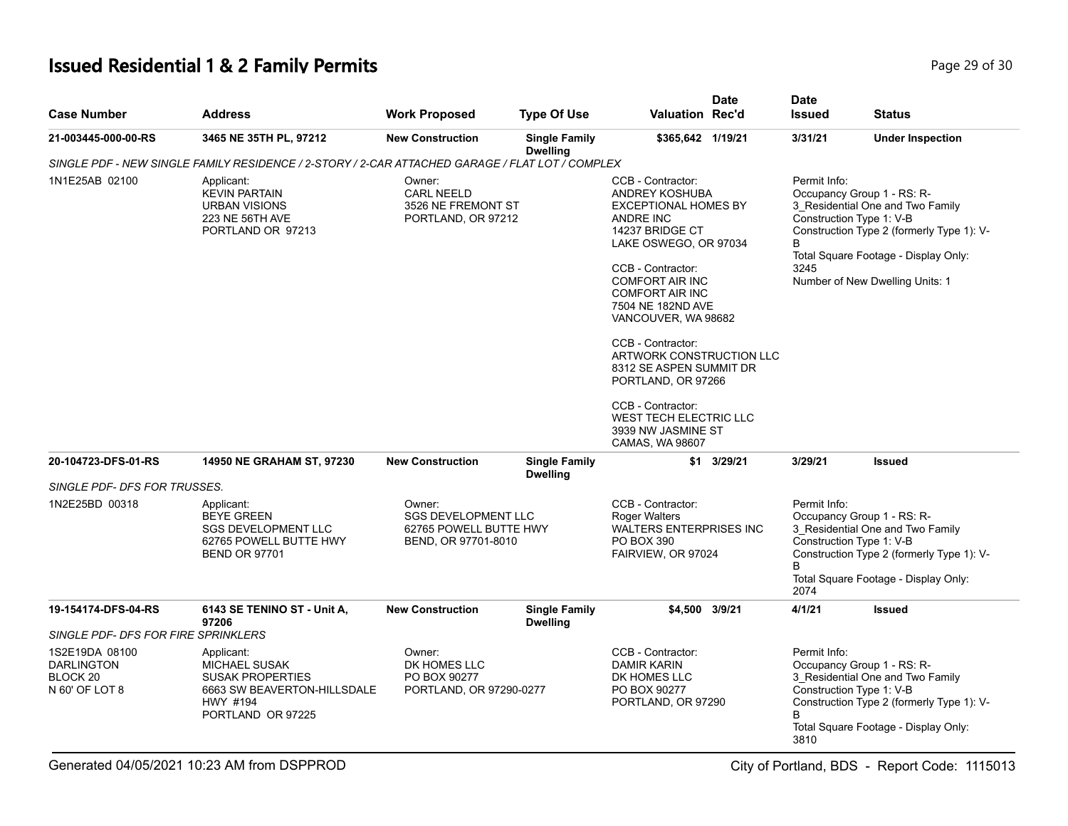## Issued Residential 1 & 2 Family Permits

| Case Number | Address | Work Proposed | Type Of Use | Valuation | Date Rec'd | Date Issued | Status |
|---|---|---|---|---|---|---|---|
| 21-003445-000-00-RS | 3465 NE 35TH PL, 97212 | New Construction | Single Family Dwelling | $365,642 | 1/19/21 | 3/31/21 | Under Inspection |
| SINGLE PDF - NEW SINGLE FAMILY RESIDENCE / 2-STORY / 2-CAR ATTACHED GARAGE / FLAT LOT / COMPLEX | | | | | | | |
| 1N1E25AB 02100 | Applicant: KEVIN PARTAIN URBAN VISIONS 223 NE 56TH AVE PORTLAND OR 97213 | Owner: CARL NEELD 3526 NE FREMONT ST PORTLAND, OR 97212 | | CCB - Contractor: ANDREY KOSHUBA EXCEPTIONAL HOMES BY ANDRE INC 14237 BRIDGE CT LAKE OSWEGO, OR 97034<br>CCB - Contractor: COMFORT AIR INC COMFORT AIR INC 7504 NE 182ND AVE VANCOUVER, WA 98682<br>CCB - Contractor: ARTWORK CONSTRUCTION LLC 8312 SE ASPEN SUMMIT DR PORTLAND, OR 97266<br>CCB - Contractor: WEST TECH ELECTRIC LLC 3939 NW JASMINE ST CAMAS, WA 98607 | | Permit Info: Occupancy Group 1 - RS: R-3_Residential One and Two Family Construction Type 1: V-B Construction Type 2 (formerly Type 1): V-B Total Square Footage - Display Only: 3245 Number of New Dwelling Units: 1 | |
| 20-104723-DFS-01-RS | 14950 NE GRAHAM ST, 97230 | New Construction | Single Family Dwelling | $1 | 3/29/21 | 3/29/21 | Issued |
| SINGLE PDF- DFS FOR TRUSSES. | | | | | | | |
| 1N2E25BD 00318 | Applicant: BEYE GREEN SGS DEVELOPMENT LLC 62765 POWELL BUTTE HWY BEND OR 97701 | Owner: SGS DEVELOPMENT LLC 62765 POWELL BUTTE HWY BEND, OR 97701-8010 | | CCB - Contractor: Roger Walters WALTERS ENTERPRISES INC PO BOX 390 FAIRVIEW, OR 97024 | | Permit Info: Occupancy Group 1 - RS: R-3_Residential One and Two Family Construction Type 1: V-B Construction Type 2 (formerly Type 1): V-B Total Square Footage - Display Only: 2074 | |
| 19-154174-DFS-04-RS | 6143 SE TENINO ST - Unit A, 97206 | New Construction | Single Family Dwelling | $4,500 | 3/9/21 | 4/1/21 | Issued |
| SINGLE PDF- DFS FOR FIRE SPRINKLERS | | | | | | | |
| 1S2E19DA 08100 DARLINGTON BLOCK 20 N 60' OF LOT 8 | Applicant: MICHAEL SUSAK SUSAK PROPERTIES 6663 SW BEAVERTON-HILLSDALE HWY #194 PORTLAND OR 97225 | Owner: DK HOMES LLC PO BOX 90277 PORTLAND, OR 97290-0277 | | CCB - Contractor: DAMIR KARIN DK HOMES LLC PO BOX 90277 PORTLAND, OR 97290 | | Permit Info: Occupancy Group 1 - RS: R-3_Residential One and Two Family Construction Type 1: V-B Construction Type 2 (formerly Type 1): V-B Total Square Footage - Display Only: 3810 | |

Generated 04/05/2021 10:23 AM from DSPPROD — City of Portland, BDS - Report Code: 1115013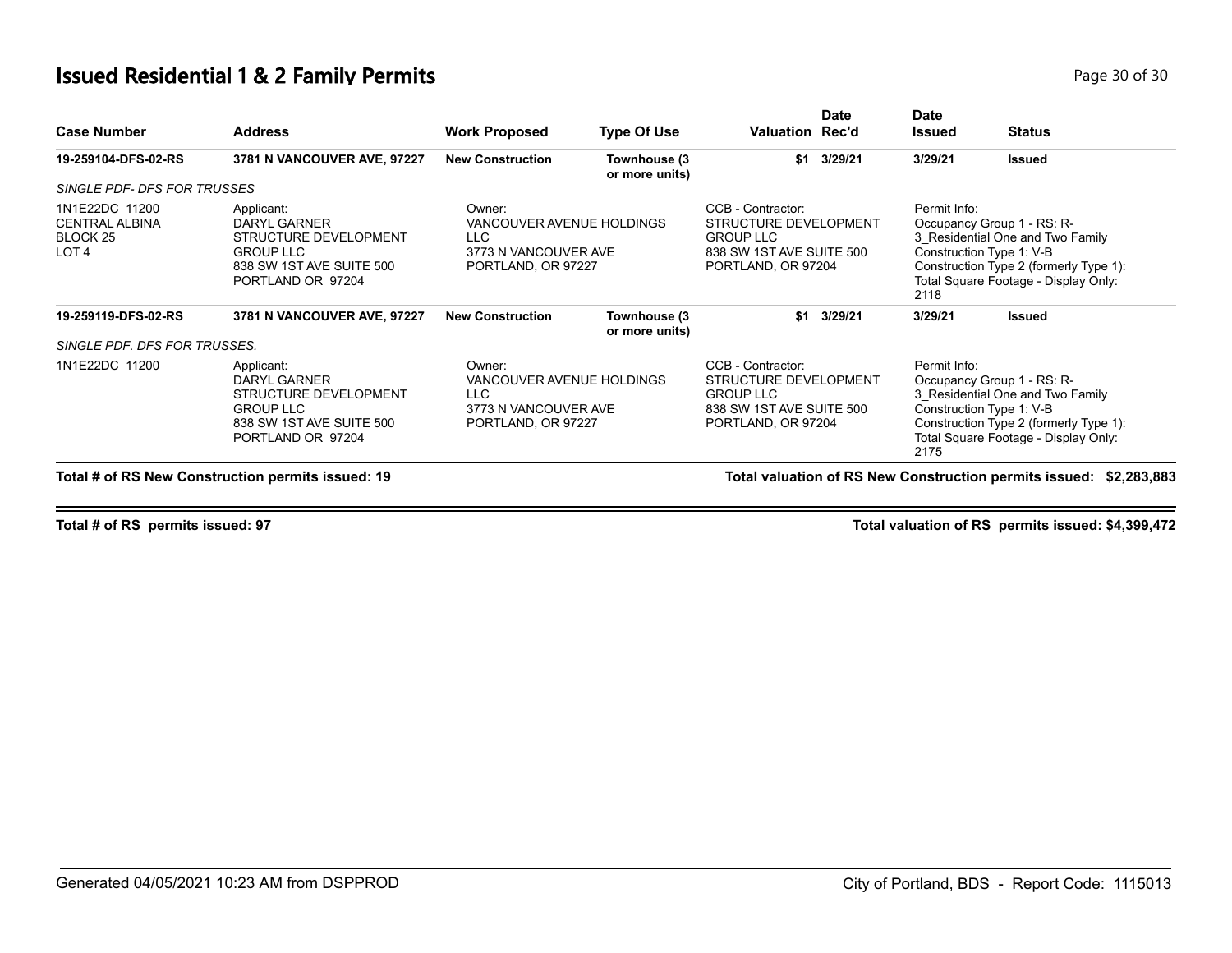# Issued Residential 1 & 2 Family Permits

| Case Number | Address | Work Proposed | Type Of Use | Valuation | Date Rec'd | Date Issued | Status |
|---|---|---|---|---|---|---|---|
| **19-259104-DFS-02-RS** | **3781 N VANCOUVER AVE, 97227** | **New Construction** | **Townhouse (3 or more units)** | **$1** | **3/29/21** | **3/29/21** | **Issued** |
| *SINGLE PDF- DFS FOR TRUSSES* | | | | | | | |
| 1N1E22DC 11200<br>CENTRAL ALBINA<br>BLOCK 25<br>LOT 4 | Applicant:<br>DARYL GARNER<br>STRUCTURE DEVELOPMENT GROUP LLC<br>838 SW 1ST AVE SUITE 500<br>PORTLAND OR 97204 | Owner:<br>VANCOUVER AVENUE HOLDINGS LLC<br>3773 N VANCOUVER AVE<br>PORTLAND, OR 97227 | | CCB - Contractor:<br>STRUCTURE DEVELOPMENT GROUP LLC<br>838 SW 1ST AVE SUITE 500<br>PORTLAND, OR 97204 | | Permit Info:<br>Occupancy Group 1 - RS: R-3_Residential One and Two Family<br>Construction Type 1: V-B<br>Construction Type 2 (formerly Type 1):<br>Total Square Footage - Display Only: 2118 | |
| **19-259119-DFS-02-RS** | **3781 N VANCOUVER AVE, 97227** | **New Construction** | **Townhouse (3 or more units)** | **$1** | **3/29/21** | **3/29/21** | **Issued** |
| *SINGLE PDF. DFS FOR TRUSSES.* | | | | | | | |
| 1N1E22DC 11200 | Applicant:<br>DARYL GARNER<br>STRUCTURE DEVELOPMENT GROUP LLC<br>838 SW 1ST AVE SUITE 500<br>PORTLAND OR 97204 | Owner:<br>VANCOUVER AVENUE HOLDINGS LLC<br>3773 N VANCOUVER AVE<br>PORTLAND, OR 97227 | | CCB - Contractor:<br>STRUCTURE DEVELOPMENT GROUP LLC<br>838 SW 1ST AVE SUITE 500<br>PORTLAND, OR 97204 | | Permit Info:<br>Occupancy Group 1 - RS: R-3_Residential One and Two Family<br>Construction Type 1: V-B<br>Construction Type 2 (formerly Type 1):<br>Total Square Footage - Display Only: 2175 | |

**Total # of RS New Construction permits issued: 19**

**Total valuation of RS New Construction permits issued: $2,283,883**

**Total # of RS permits issued: 97**

**Total valuation of RS permits issued: $4,399,472**

Generated 04/05/2021 10:23 AM from DSPPROD

City of Portland, BDS - Report Code: 1115013